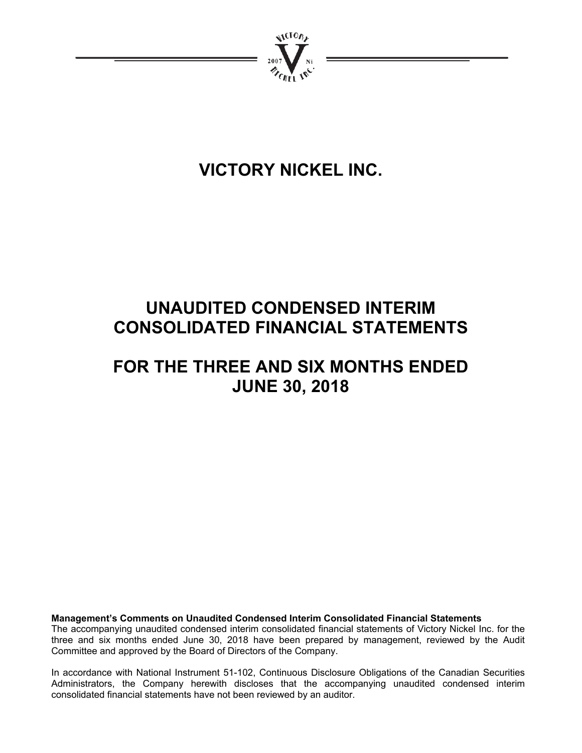# VICTORY NICKEL INC.

# UNAUDITED CONDENSED INTERIM CONSOLIDATED FINANCIAL STATEMENTS

# FOR THE THREE AND SIX MONTHS ENDED JUNE 30, 2018

**Management's Comments on Unaudited Condensed Interim Consolidated Financial Statements**
The accompanying unaudited condensed interim consolidated financial statements of Victory Nickel Inc. for the three and six months ended June 30, 2018 have been prepared by management, reviewed by the Audit Committee and approved by the Board of Directors of the Company.

In accordance with National Instrument 51-102, Continuous Disclosure Obligations of the Canadian Securities Administrators, the Company herewith discloses that the accompanying unaudited condensed interim consolidated financial statements have not been reviewed by an auditor.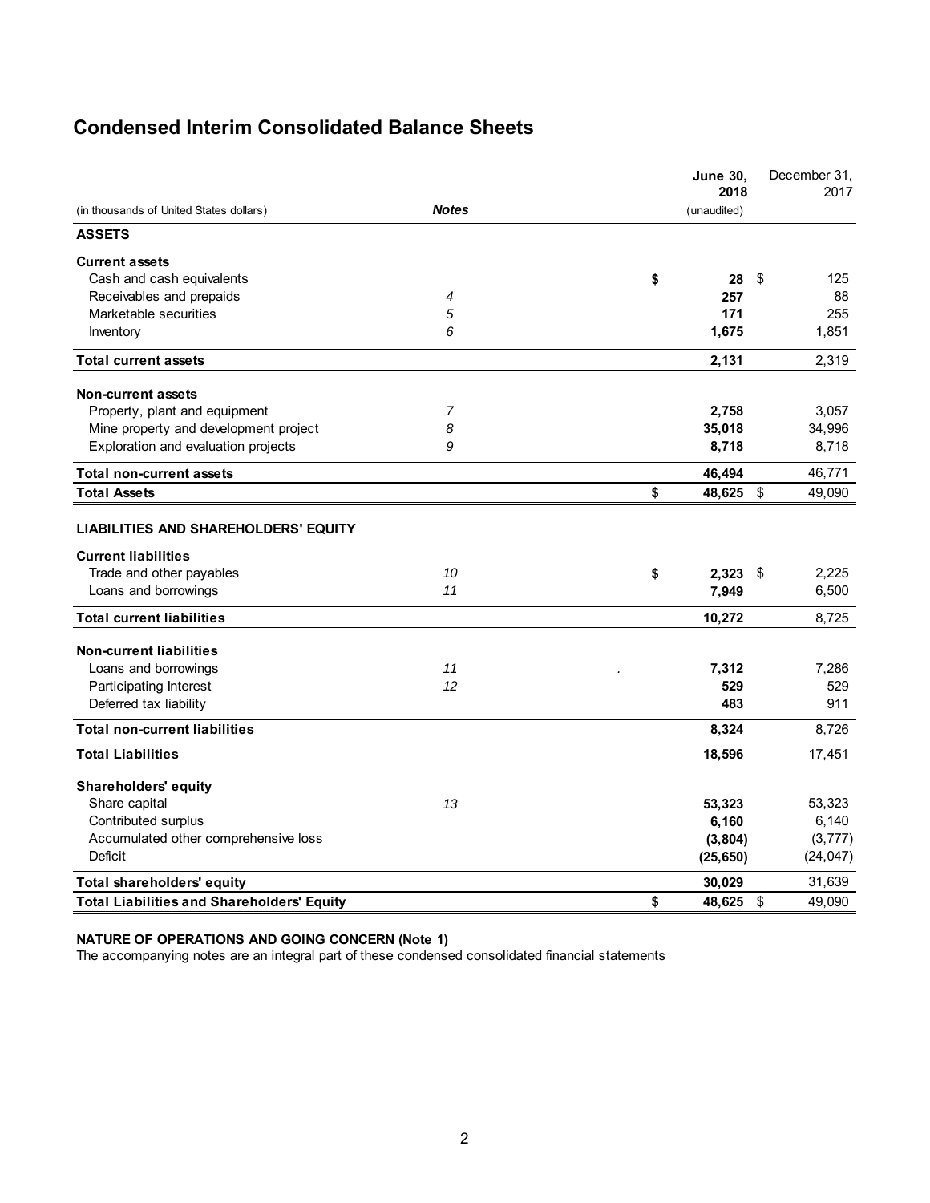# Condensed Interim Consolidated Balance Sheets

| (in thousands of United States dollars) | *Notes* | **June 30, 2018** (unaudited) | December 31, 2017 |
|---|---|---|---|
| **ASSETS** | | | |
| **Current assets** | | | |
| Cash and cash equivalents | | **$ 28** | $ 125 |
| Receivables and prepaids | *4* | **257** | 88 |
| Marketable securities | *5* | **171** | 255 |
| Inventory | *6* | **1,675** | 1,851 |
| **Total current assets** | | **2,131** | 2,319 |
| **Non-current assets** | | | |
| Property, plant and equipment | *7* | **2,758** | 3,057 |
| Mine property and development project | *8* | **35,018** | 34,996 |
| Exploration and evaluation projects | *9* | **8,718** | 8,718 |
| **Total non-current assets** | | **46,494** | 46,771 |
| **Total Assets** | | **$ 48,625** | $ 49,090 |
| **LIABILITIES AND SHAREHOLDERS' EQUITY** | | | |
| **Current liabilities** | | | |
| Trade and other payables | *10* | **$ 2,323** | $ 2,225 |
| Loans and borrowings | *11* | **7,949** | 6,500 |
| **Total current liabilities** | | **10,272** | 8,725 |
| **Non-current liabilities** | | | |
| Loans and borrowings | *11* | **7,312** | 7,286 |
| Participating Interest | *12* | **529** | 529 |
| Deferred tax liability | | **483** | 911 |
| **Total non-current liabilities** | | **8,324** | 8,726 |
| **Total Liabilities** | | **18,596** | 17,451 |
| **Shareholders' equity** | | | |
| Share capital | *13* | **53,323** | 53,323 |
| Contributed surplus | | **6,160** | 6,140 |
| Accumulated other comprehensive loss | | **(3,804)** | (3,777) |
| Deficit | | **(25,650)** | (24,047) |
| **Total shareholders' equity** | | **30,029** | 31,639 |
| **Total Liabilities and Shareholders' Equity** | | **$ 48,625** | $ 49,090 |

**NATURE OF OPERATIONS AND GOING CONCERN (Note 1)**

The accompanying notes are an integral part of these condensed consolidated financial statements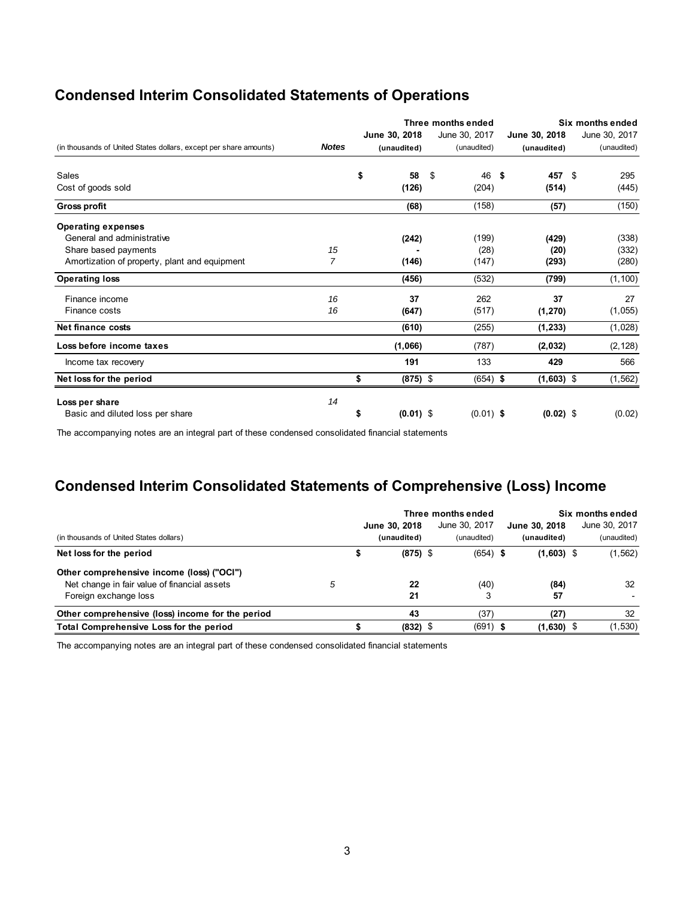## Condensed Interim Consolidated Statements of Operations

| (in thousands of United States dollars, except per share amounts) | *Notes* | Three months ended June 30, 2018 (unaudited) | Three months ended June 30, 2017 (unaudited) | Six months ended June 30, 2018 (unaudited) | Six months ended June 30, 2017 (unaudited) |
|---|---|---|---|---|---|
| Sales | | **$ 58** | $ 46 | **$ 457** | $ 295 |
| Cost of goods sold | | **(126)** | (204) | **(514)** | (445) |
| **Gross profit** | | **(68)** | (158) | **(57)** | (150) |
| **Operating expenses** | | | | | |
| General and administrative | | **(242)** | (199) | **(429)** | (338) |
| Share based payments | *15* | **-** | (28) | **(20)** | (332) |
| Amortization of property, plant and equipment | *7* | **(146)** | (147) | **(293)** | (280) |
| **Operating loss** | | **(456)** | (532) | **(799)** | (1,100) |
| Finance income | *16* | **37** | 262 | **37** | 27 |
| Finance costs | *16* | **(647)** | (517) | **(1,270)** | (1,055) |
| **Net finance costs** | | **(610)** | (255) | **(1,233)** | (1,028) |
| **Loss before income taxes** | | **(1,066)** | (787) | **(2,032)** | (2,128) |
| Income tax recovery | | **191** | 133 | **429** | 566 |
| **Net loss for the period** | | **$ (875)** | $ (654) | **$ (1,603)** | $ (1,562) |
| **Loss per share** | *14* | | | | |
| Basic and diluted loss per share | | **$ (0.01)** | $ (0.01) | **$ (0.02)** | $ (0.02) |

The accompanying notes are an integral part of these condensed consolidated financial statements

## Condensed Interim Consolidated Statements of Comprehensive (Loss) Income

| (in thousands of United States dollars) | | Three months ended June 30, 2018 (unaudited) | Three months ended June 30, 2017 (unaudited) | Six months ended June 30, 2018 (unaudited) | Six months ended June 30, 2017 (unaudited) |
|---|---|---|---|---|---|
| **Net loss for the period** | | **$ (875)** | $ (654) | **$ (1,603)** | $ (1,562) |
| **Other comprehensive income (loss) ("OCI")** | | | | | |
| Net change in fair value of financial assets | 5 | **22** | (40) | **(84)** | 32 |
| Foreign exchange loss | | **21** | 3 | **57** | - |
| **Other comprehensive (loss) income for the period** | | **43** | (37) | **(27)** | 32 |
| **Total Comprehensive Loss for the period** | | **$ (832)** | $ (691) | **$ (1,630)** | $ (1,530) |

The accompanying notes are an integral part of these condensed consolidated financial statements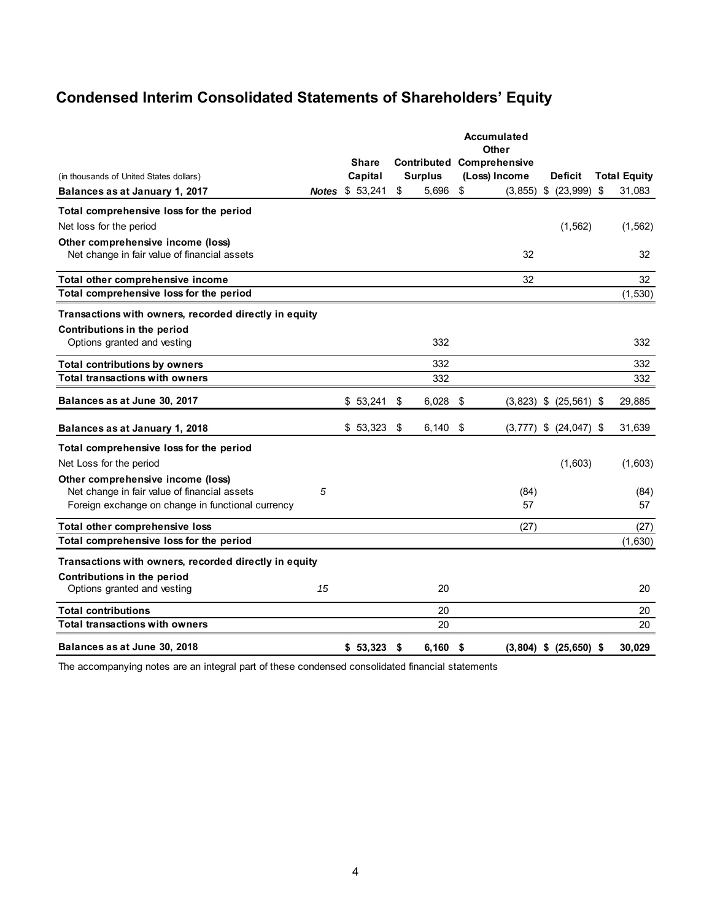# Condensed Interim Consolidated Statements of Shareholders' Equity

| (in thousands of United States dollars) | Notes | Share Capital | Contributed Surplus | Accumulated Other Comprehensive (Loss) Income | Deficit | Total Equity |
|---|---|---|---|---|---|---|
| **Balances as at January 1, 2017** | | $ 53,241 | $ 5,696 | $ (3,855) | $ (23,999) | $ 31,083 |
| **Total comprehensive loss for the period** | | | | | | |
| Net loss for the period | | | | | (1,562) | (1,562) |
| **Other comprehensive income (loss)** | | | | | | |
| Net change in fair value of financial assets | | | | 32 | | 32 |
| **Total other comprehensive income** | | | | 32 | | 32 |
| **Total comprehensive loss for the period** | | | | | | (1,530) |
| **Transactions with owners, recorded directly in equity** | | | | | | |
| **Contributions in the period** | | | | | | |
| Options granted and vesting | | | 332 | | | 332 |
| **Total contributions by owners** | | | 332 | | | 332 |
| **Total transactions with owners** | | | 332 | | | 332 |
| **Balances as at June 30, 2017** | | $ 53,241 | $ 6,028 | $ (3,823) | $ (25,561) | $ 29,885 |
| **Balances as at January 1, 2018** | | $ 53,323 | $ 6,140 | $ (3,777) | $ (24,047) | $ 31,639 |
| **Total comprehensive loss for the period** | | | | | | |
| Net Loss for the period | | | | | (1,603) | (1,603) |
| **Other comprehensive income (loss)** | | | | | | |
| Net change in fair value of financial assets | *5* | | | (84) | | (84) |
| Foreign exchange on change in functional currency | | | | 57 | | 57 |
| **Total other comprehensive loss** | | | | (27) | | (27) |
| **Total comprehensive loss for the period** | | | | | | (1,630) |
| **Transactions with owners, recorded directly in equity** | | | | | | |
| **Contributions in the period** | | | | | | |
| Options granted and vesting | *15* | | 20 | | | 20 |
| **Total contributions** | | | 20 | | | 20 |
| **Total transactions with owners** | | | 20 | | | 20 |
| **Balances as at June 30, 2018** | | **$ 53,323** | **$ 6,160** | **$ (3,804)** | **$ (25,650)** | **$ 30,029** |

The accompanying notes are an integral part of these condensed consolidated financial statements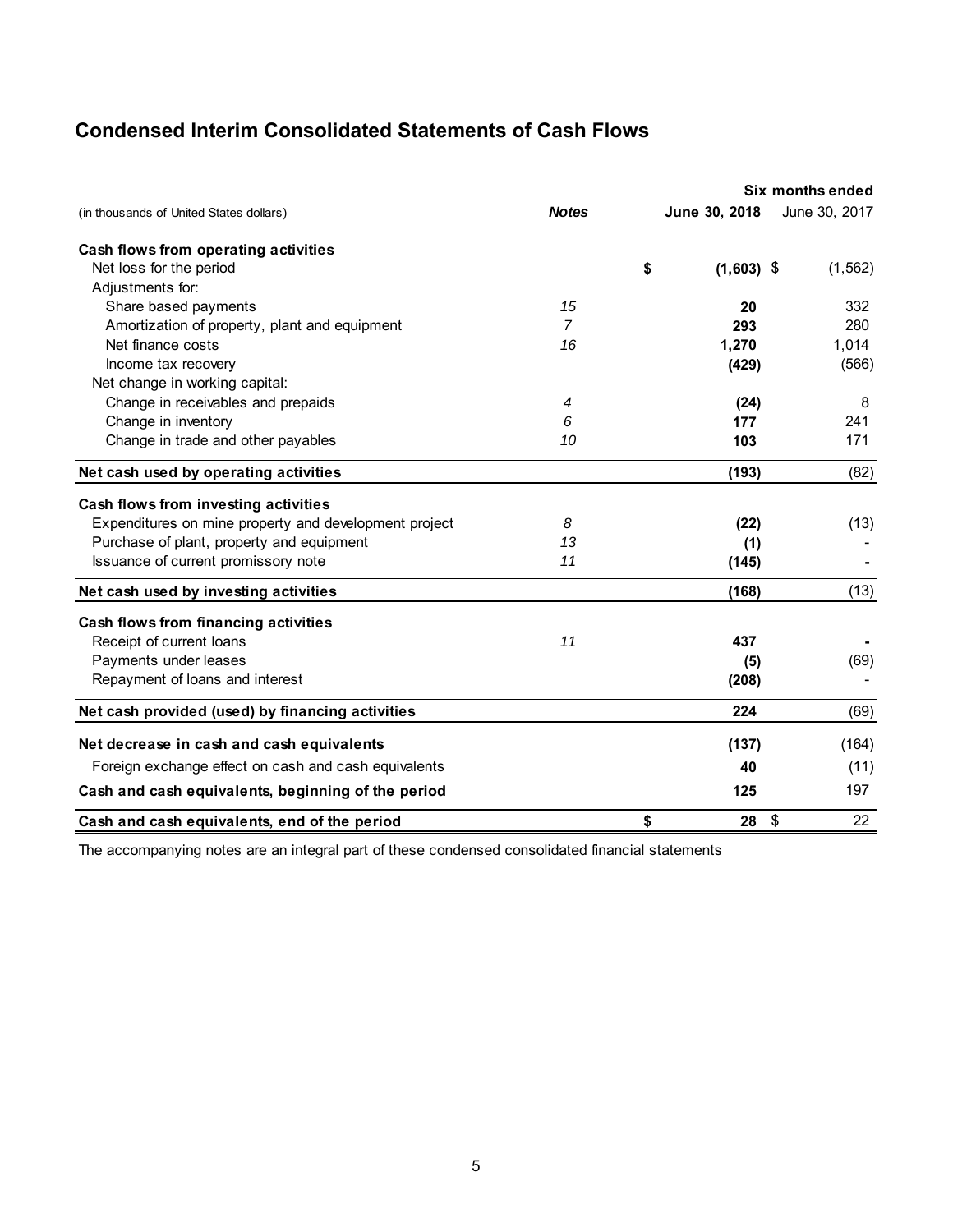## Condensed Interim Consolidated Statements of Cash Flows

| (in thousands of United States dollars) | *Notes* | Six months ended June 30, 2018 | June 30, 2017 |
|---|---|---|---|
| **Cash flows from operating activities** | | | |
| Net loss for the period | | **$ (1,603)** | $ (1,562) |
| Adjustments for: | | | |
| Share based payments | *15* | **20** | 332 |
| Amortization of property, plant and equipment | *7* | **293** | 280 |
| Net finance costs | *16* | **1,270** | 1,014 |
| Income tax recovery | | **(429)** | (566) |
| Net change in working capital: | | | |
| Change in receivables and prepaids | *4* | **(24)** | 8 |
| Change in inventory | *6* | **177** | 241 |
| Change in trade and other payables | *10* | **103** | 171 |
| **Net cash used by operating activities** | | **(193)** | (82) |
| **Cash flows from investing activities** | | | |
| Expenditures on mine property and development project | *8* | **(22)** | (13) |
| Purchase of plant, property and equipment | *13* | **(1)** | - |
| Issuance of current promissory note | *11* | **(145)** | **-** |
| **Net cash used by investing activities** | | **(168)** | (13) |
| **Cash flows from financing activities** | | | |
| Receipt of current loans | *11* | **437** | **-** |
| Payments under leases | | **(5)** | (69) |
| Repayment of loans and interest | | **(208)** | - |
| **Net cash provided (used) by financing activities** | | **224** | (69) |
| **Net decrease in cash and cash equivalents** | | **(137)** | (164) |
| Foreign exchange effect on cash and cash equivalents | | **40** | (11) |
| **Cash and cash equivalents, beginning of the period** | | **125** | 197 |
| **Cash and cash equivalents, end of the period** | | **$ 28** | $ 22 |

The accompanying notes are an integral part of these condensed consolidated financial statements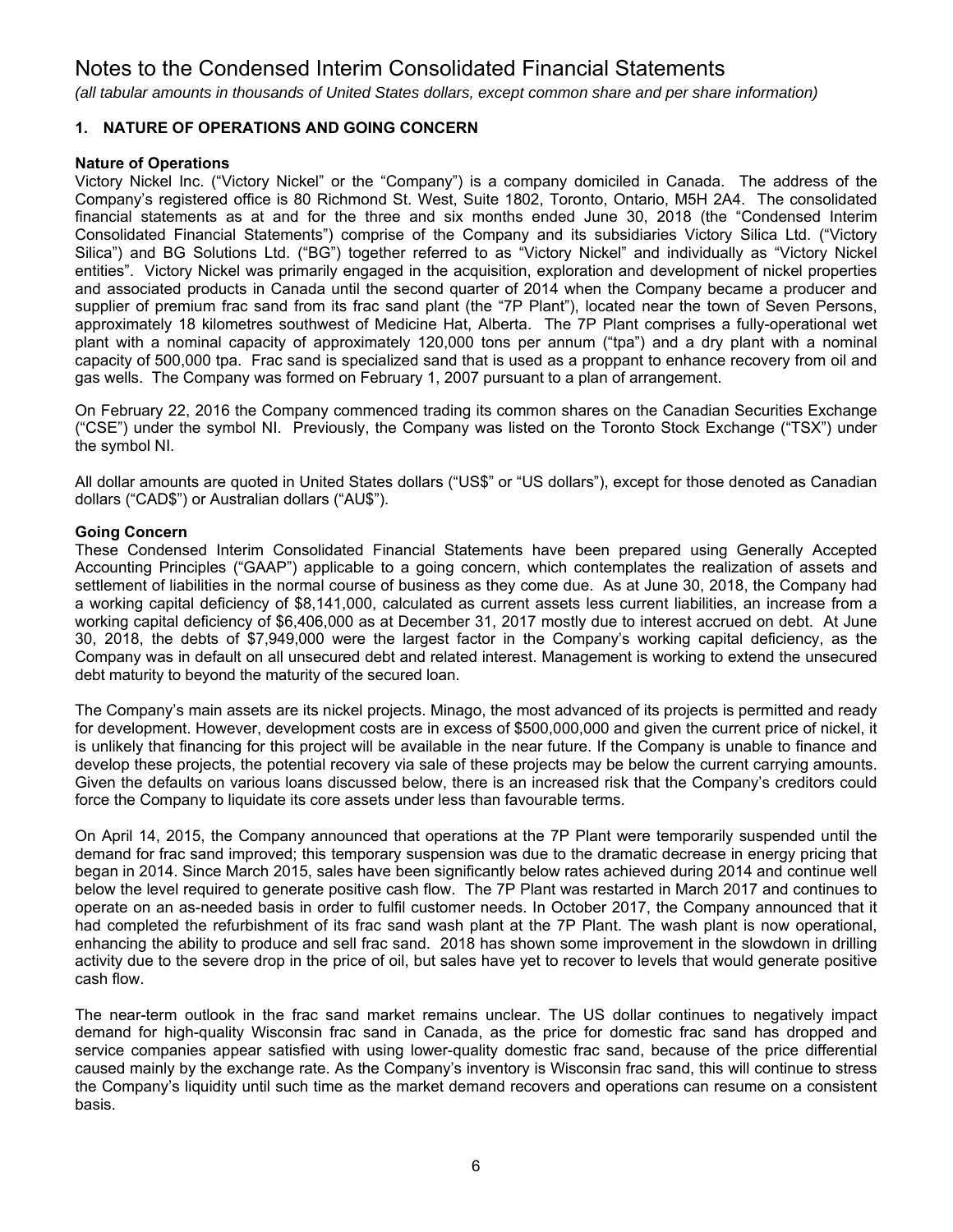# Notes to the Condensed Interim Consolidated Financial Statements

*(all tabular amounts in thousands of United States dollars, except common share and per share information)*

## 1. NATURE OF OPERATIONS AND GOING CONCERN

**Nature of Operations**

Victory Nickel Inc. ("Victory Nickel" or the "Company") is a company domiciled in Canada. The address of the Company's registered office is 80 Richmond St. West, Suite 1802, Toronto, Ontario, M5H 2A4. The consolidated financial statements as at and for the three and six months ended June 30, 2018 (the "Condensed Interim Consolidated Financial Statements") comprise of the Company and its subsidiaries Victory Silica Ltd. ("Victory Silica") and BG Solutions Ltd. ("BG") together referred to as "Victory Nickel" and individually as "Victory Nickel entities". Victory Nickel was primarily engaged in the acquisition, exploration and development of nickel properties and associated products in Canada until the second quarter of 2014 when the Company became a producer and supplier of premium frac sand from its frac sand plant (the "7P Plant"), located near the town of Seven Persons, approximately 18 kilometres southwest of Medicine Hat, Alberta. The 7P Plant comprises a fully-operational wet plant with a nominal capacity of approximately 120,000 tons per annum ("tpa") and a dry plant with a nominal capacity of 500,000 tpa. Frac sand is specialized sand that is used as a proppant to enhance recovery from oil and gas wells. The Company was formed on February 1, 2007 pursuant to a plan of arrangement.

On February 22, 2016 the Company commenced trading its common shares on the Canadian Securities Exchange ("CSE") under the symbol NI. Previously, the Company was listed on the Toronto Stock Exchange ("TSX") under the symbol NI.

All dollar amounts are quoted in United States dollars ("US$" or "US dollars"), except for those denoted as Canadian dollars ("CAD$") or Australian dollars ("AU$").

**Going Concern**

These Condensed Interim Consolidated Financial Statements have been prepared using Generally Accepted Accounting Principles ("GAAP") applicable to a going concern, which contemplates the realization of assets and settlement of liabilities in the normal course of business as they come due. As at June 30, 2018, the Company had a working capital deficiency of $8,141,000, calculated as current assets less current liabilities, an increase from a working capital deficiency of $6,406,000 as at December 31, 2017 mostly due to interest accrued on debt. At June 30, 2018, the debts of $7,949,000 were the largest factor in the Company's working capital deficiency, as the Company was in default on all unsecured debt and related interest. Management is working to extend the unsecured debt maturity to beyond the maturity of the secured loan.

The Company's main assets are its nickel projects. Minago, the most advanced of its projects is permitted and ready for development. However, development costs are in excess of $500,000,000 and given the current price of nickel, it is unlikely that financing for this project will be available in the near future. If the Company is unable to finance and develop these projects, the potential recovery via sale of these projects may be below the current carrying amounts. Given the defaults on various loans discussed below, there is an increased risk that the Company's creditors could force the Company to liquidate its core assets under less than favourable terms.

On April 14, 2015, the Company announced that operations at the 7P Plant were temporarily suspended until the demand for frac sand improved; this temporary suspension was due to the dramatic decrease in energy pricing that began in 2014. Since March 2015, sales have been significantly below rates achieved during 2014 and continue well below the level required to generate positive cash flow. The 7P Plant was restarted in March 2017 and continues to operate on an as-needed basis in order to fulfil customer needs. In October 2017, the Company announced that it had completed the refurbishment of its frac sand wash plant at the 7P Plant. The wash plant is now operational, enhancing the ability to produce and sell frac sand. 2018 has shown some improvement in the slowdown in drilling activity due to the severe drop in the price of oil, but sales have yet to recover to levels that would generate positive cash flow.

The near-term outlook in the frac sand market remains unclear. The US dollar continues to negatively impact demand for high-quality Wisconsin frac sand in Canada, as the price for domestic frac sand has dropped and service companies appear satisfied with using lower-quality domestic frac sand, because of the price differential caused mainly by the exchange rate. As the Company's inventory is Wisconsin frac sand, this will continue to stress the Company's liquidity until such time as the market demand recovers and operations can resume on a consistent basis.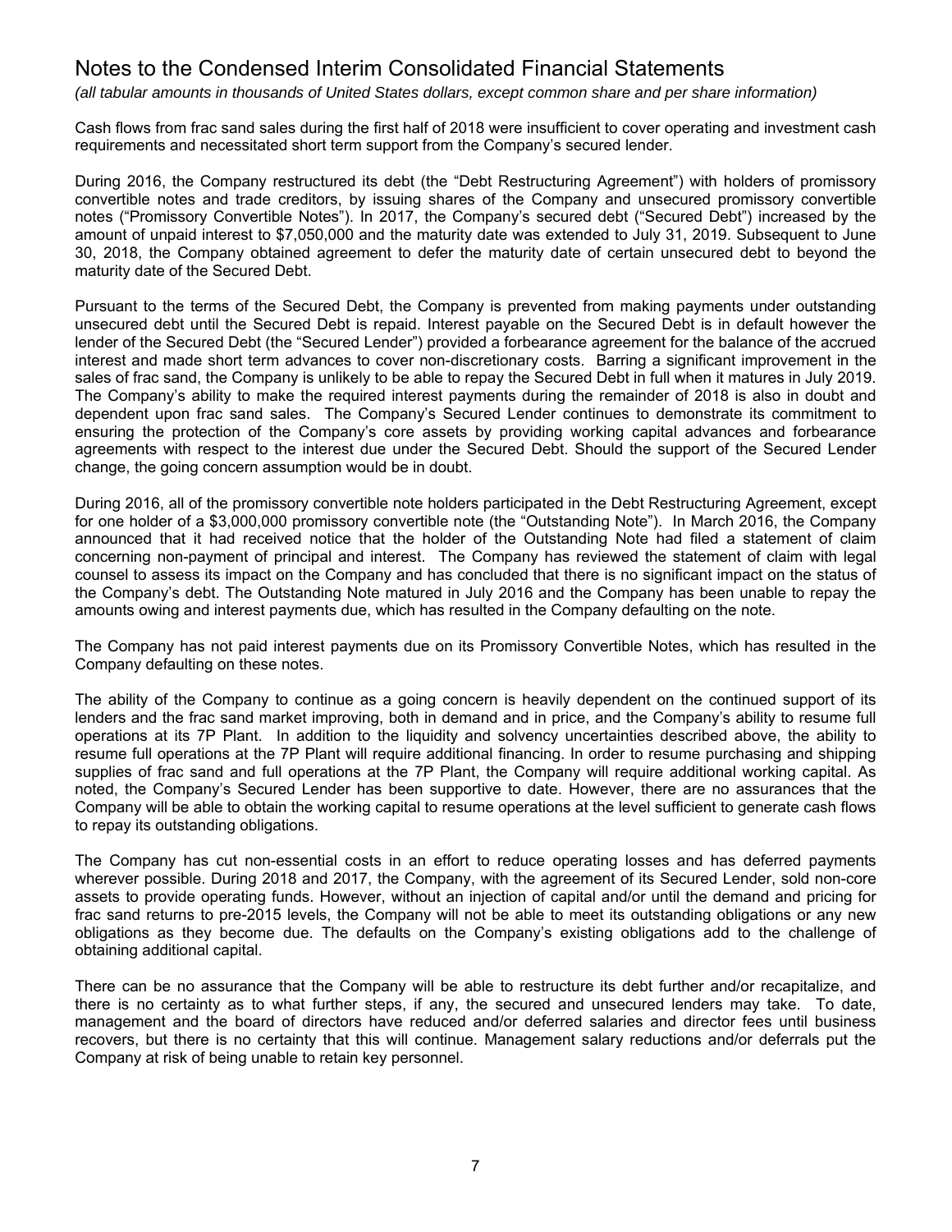Cash flows from frac sand sales during the first half of 2018 were insufficient to cover operating and investment cash requirements and necessitated short term support from the Company's secured lender.

During 2016, the Company restructured its debt (the "Debt Restructuring Agreement") with holders of promissory convertible notes and trade creditors, by issuing shares of the Company and unsecured promissory convertible notes ("Promissory Convertible Notes"). In 2017, the Company's secured debt ("Secured Debt") increased by the amount of unpaid interest to $7,050,000 and the maturity date was extended to July 31, 2019. Subsequent to June 30, 2018, the Company obtained agreement to defer the maturity date of certain unsecured debt to beyond the maturity date of the Secured Debt.

Pursuant to the terms of the Secured Debt, the Company is prevented from making payments under outstanding unsecured debt until the Secured Debt is repaid. Interest payable on the Secured Debt is in default however the lender of the Secured Debt (the "Secured Lender") provided a forbearance agreement for the balance of the accrued interest and made short term advances to cover non-discretionary costs. Barring a significant improvement in the sales of frac sand, the Company is unlikely to be able to repay the Secured Debt in full when it matures in July 2019. The Company's ability to make the required interest payments during the remainder of 2018 is also in doubt and dependent upon frac sand sales. The Company's Secured Lender continues to demonstrate its commitment to ensuring the protection of the Company's core assets by providing working capital advances and forbearance agreements with respect to the interest due under the Secured Debt. Should the support of the Secured Lender change, the going concern assumption would be in doubt.

During 2016, all of the promissory convertible note holders participated in the Debt Restructuring Agreement, except for one holder of a $3,000,000 promissory convertible note (the "Outstanding Note"). In March 2016, the Company announced that it had received notice that the holder of the Outstanding Note had filed a statement of claim concerning non-payment of principal and interest. The Company has reviewed the statement of claim with legal counsel to assess its impact on the Company and has concluded that there is no significant impact on the status of the Company's debt. The Outstanding Note matured in July 2016 and the Company has been unable to repay the amounts owing and interest payments due, which has resulted in the Company defaulting on the note.

The Company has not paid interest payments due on its Promissory Convertible Notes, which has resulted in the Company defaulting on these notes.

The ability of the Company to continue as a going concern is heavily dependent on the continued support of its lenders and the frac sand market improving, both in demand and in price, and the Company's ability to resume full operations at its 7P Plant. In addition to the liquidity and solvency uncertainties described above, the ability to resume full operations at the 7P Plant will require additional financing. In order to resume purchasing and shipping supplies of frac sand and full operations at the 7P Plant, the Company will require additional working capital. As noted, the Company's Secured Lender has been supportive to date. However, there are no assurances that the Company will be able to obtain the working capital to resume operations at the level sufficient to generate cash flows to repay its outstanding obligations.

The Company has cut non-essential costs in an effort to reduce operating losses and has deferred payments wherever possible. During 2018 and 2017, the Company, with the agreement of its Secured Lender, sold non-core assets to provide operating funds. However, without an injection of capital and/or until the demand and pricing for frac sand returns to pre-2015 levels, the Company will not be able to meet its outstanding obligations or any new obligations as they become due. The defaults on the Company's existing obligations add to the challenge of obtaining additional capital.

There can be no assurance that the Company will be able to restructure its debt further and/or recapitalize, and there is no certainty as to what further steps, if any, the secured and unsecured lenders may take. To date, management and the board of directors have reduced and/or deferred salaries and director fees until business recovers, but there is no certainty that this will continue. Management salary reductions and/or deferrals put the Company at risk of being unable to retain key personnel.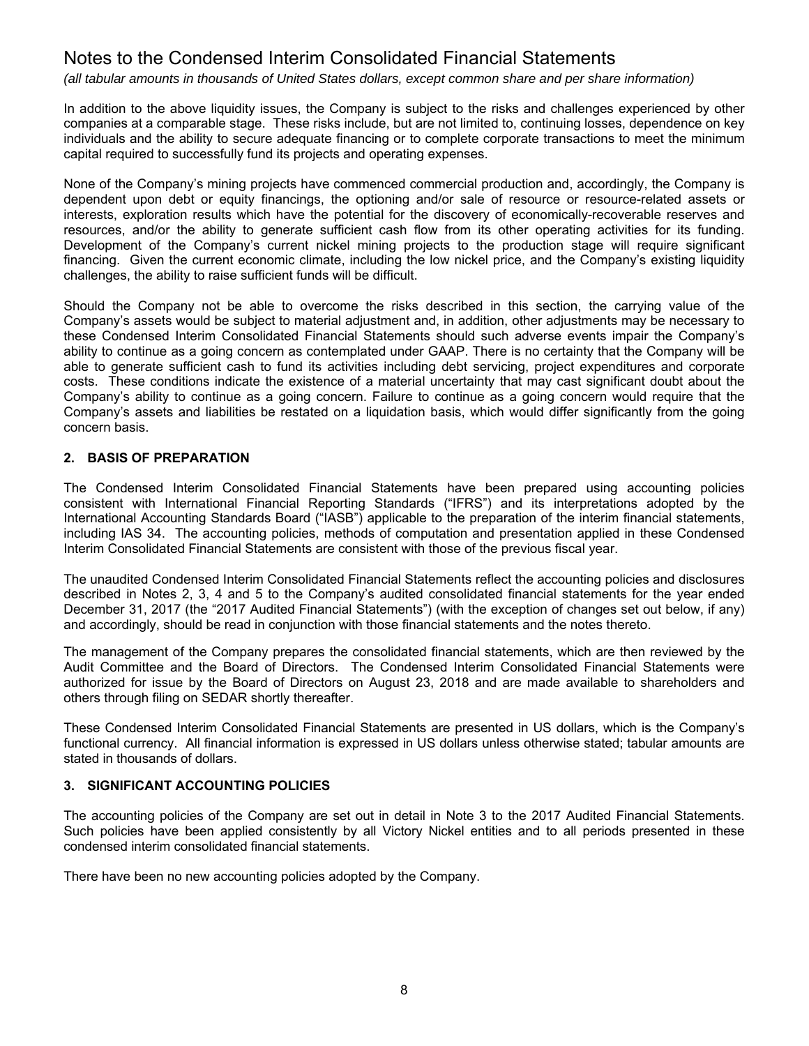# Notes to the Condensed Interim Consolidated Financial Statements

*(all tabular amounts in thousands of United States dollars, except common share and per share information)*

In addition to the above liquidity issues, the Company is subject to the risks and challenges experienced by other companies at a comparable stage. These risks include, but are not limited to, continuing losses, dependence on key individuals and the ability to secure adequate financing or to complete corporate transactions to meet the minimum capital required to successfully fund its projects and operating expenses.

None of the Company's mining projects have commenced commercial production and, accordingly, the Company is dependent upon debt or equity financings, the optioning and/or sale of resource or resource-related assets or interests, exploration results which have the potential for the discovery of economically-recoverable reserves and resources, and/or the ability to generate sufficient cash flow from its other operating activities for its funding. Development of the Company's current nickel mining projects to the production stage will require significant financing. Given the current economic climate, including the low nickel price, and the Company's existing liquidity challenges, the ability to raise sufficient funds will be difficult.

Should the Company not be able to overcome the risks described in this section, the carrying value of the Company's assets would be subject to material adjustment and, in addition, other adjustments may be necessary to these Condensed Interim Consolidated Financial Statements should such adverse events impair the Company's ability to continue as a going concern as contemplated under GAAP. There is no certainty that the Company will be able to generate sufficient cash to fund its activities including debt servicing, project expenditures and corporate costs. These conditions indicate the existence of a material uncertainty that may cast significant doubt about the Company's ability to continue as a going concern. Failure to continue as a going concern would require that the Company's assets and liabilities be restated on a liquidation basis, which would differ significantly from the going concern basis.

## 2. BASIS OF PREPARATION

The Condensed Interim Consolidated Financial Statements have been prepared using accounting policies consistent with International Financial Reporting Standards ("IFRS") and its interpretations adopted by the International Accounting Standards Board ("IASB") applicable to the preparation of the interim financial statements, including IAS 34. The accounting policies, methods of computation and presentation applied in these Condensed Interim Consolidated Financial Statements are consistent with those of the previous fiscal year.

The unaudited Condensed Interim Consolidated Financial Statements reflect the accounting policies and disclosures described in Notes 2, 3, 4 and 5 to the Company's audited consolidated financial statements for the year ended December 31, 2017 (the "2017 Audited Financial Statements") (with the exception of changes set out below, if any) and accordingly, should be read in conjunction with those financial statements and the notes thereto.

The management of the Company prepares the consolidated financial statements, which are then reviewed by the Audit Committee and the Board of Directors. The Condensed Interim Consolidated Financial Statements were authorized for issue by the Board of Directors on August 23, 2018 and are made available to shareholders and others through filing on SEDAR shortly thereafter.

These Condensed Interim Consolidated Financial Statements are presented in US dollars, which is the Company's functional currency. All financial information is expressed in US dollars unless otherwise stated; tabular amounts are stated in thousands of dollars.

## 3. SIGNIFICANT ACCOUNTING POLICIES

The accounting policies of the Company are set out in detail in Note 3 to the 2017 Audited Financial Statements. Such policies have been applied consistently by all Victory Nickel entities and to all periods presented in these condensed interim consolidated financial statements.

There have been no new accounting policies adopted by the Company.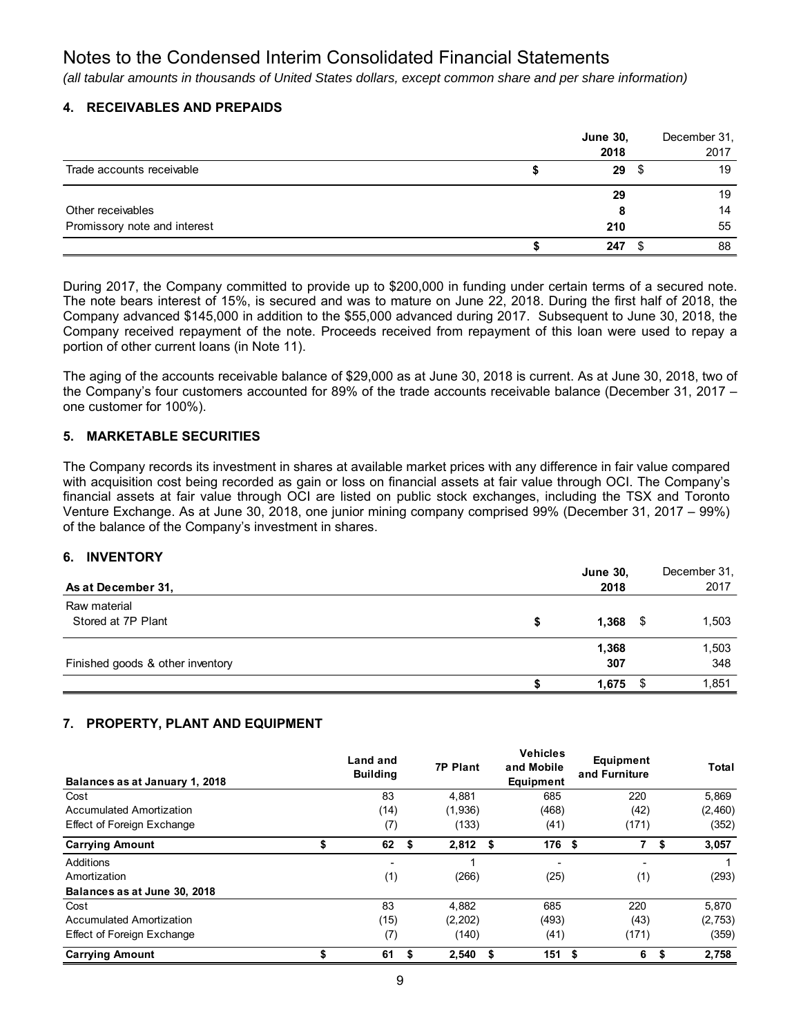# Notes to the Condensed Interim Consolidated Financial Statements

*(all tabular amounts in thousands of United States dollars, except common share and per share information)*

## 4. RECEIVABLES AND PREPAIDS

| | June 30, 2018 | December 31, 2017 |
|---|---|---|
| Trade accounts receivable | $ 29 | $ 19 |
| | 29 | 19 |
| Other receivables | 8 | 14 |
| Promissory note and interest | 210 | 55 |
| | $ 247 | $ 88 |

During 2017, the Company committed to provide up to $200,000 in funding under certain terms of a secured note. The note bears interest of 15%, is secured and was to mature on June 22, 2018. During the first half of 2018, the Company advanced $145,000 in addition to the $55,000 advanced during 2017. Subsequent to June 30, 2018, the Company received repayment of the note. Proceeds received from repayment of this loan were used to repay a portion of other current loans (in Note 11).

The aging of the accounts receivable balance of $29,000 as at June 30, 2018 is current. As at June 30, 2018, two of the Company's four customers accounted for 89% of the trade accounts receivable balance (December 31, 2017 – one customer for 100%).

## 5. MARKETABLE SECURITIES

The Company records its investment in shares at available market prices with any difference in fair value compared with acquisition cost being recorded as gain or loss on financial assets at fair value through OCI. The Company's financial assets at fair value through OCI are listed on public stock exchanges, including the TSX and Toronto Venture Exchange. As at June 30, 2018, one junior mining company comprised 99% (December 31, 2017 – 99%) of the balance of the Company's investment in shares.

## 6. INVENTORY

| As at December 31, | June 30, 2018 | December 31, 2017 |
|---|---|---|
| Raw material | | |
| Stored at 7P Plant | $ 1,368 | $ 1,503 |
| | 1,368 | 1,503 |
| Finished goods & other inventory | 307 | 348 |
| | $ 1,675 | $ 1,851 |

## 7. PROPERTY, PLANT AND EQUIPMENT

| Balances as at January 1, 2018 | Land and Building | 7P Plant | Vehicles and Mobile Equipment | Equipment and Furniture | Total |
|---|---|---|---|---|---|
| Cost | 83 | 4,881 | 685 | 220 | 5,869 |
| Accumulated Amortization | (14) | (1,936) | (468) | (42) | (2,460) |
| Effect of Foreign Exchange | (7) | (133) | (41) | (171) | (352) |
| **Carrying Amount** | **$ 62** | **$ 2,812** | **$ 176** | **$ 7** | **$ 3,057** |
| Additions | - | 1 | - | - | 1 |
| Amortization | (1) | (266) | (25) | (1) | (293) |
| **Balances as at June 30, 2018** | | | | | |
| Cost | 83 | 4,882 | 685 | 220 | 5,870 |
| Accumulated Amortization | (15) | (2,202) | (493) | (43) | (2,753) |
| Effect of Foreign Exchange | (7) | (140) | (41) | (171) | (359) |
| **Carrying Amount** | **$ 61** | **$ 2,540** | **$ 151** | **$ 6** | **$ 2,758** |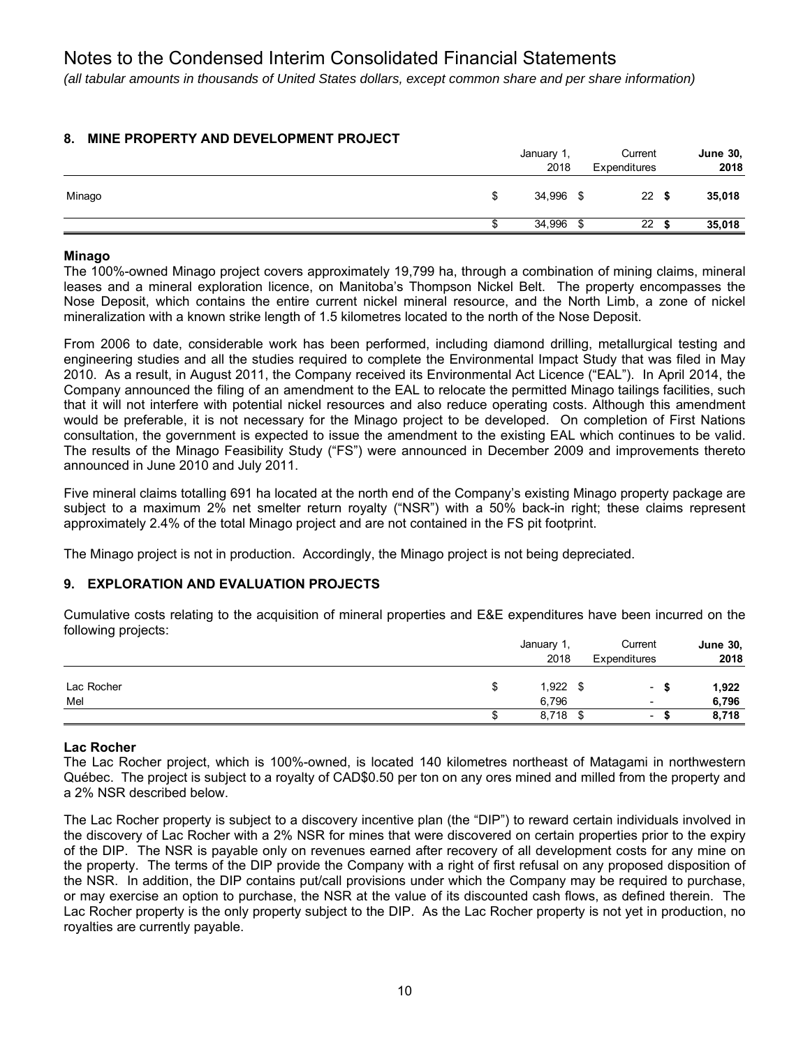# Notes to the Condensed Interim Consolidated Financial Statements

*(all tabular amounts in thousands of United States dollars, except common share and per share information)*

## 8. MINE PROPERTY AND DEVELOPMENT PROJECT

| | January 1, 2018 | Current Expenditures | **June 30, 2018** |
|---|---|---|---|
| Minago | $ 34,996 | $ 22 | **$ 35,018** |
| | $ 34,996 | $ 22 | **$ 35,018** |

### Minago

The 100%-owned Minago project covers approximately 19,799 ha, through a combination of mining claims, mineral leases and a mineral exploration licence, on Manitoba's Thompson Nickel Belt. The property encompasses the Nose Deposit, which contains the entire current nickel mineral resource, and the North Limb, a zone of nickel mineralization with a known strike length of 1.5 kilometres located to the north of the Nose Deposit.

From 2006 to date, considerable work has been performed, including diamond drilling, metallurgical testing and engineering studies and all the studies required to complete the Environmental Impact Study that was filed in May 2010. As a result, in August 2011, the Company received its Environmental Act Licence ("EAL"). In April 2014, the Company announced the filing of an amendment to the EAL to relocate the permitted Minago tailings facilities, such that it will not interfere with potential nickel resources and also reduce operating costs. Although this amendment would be preferable, it is not necessary for the Minago project to be developed. On completion of First Nations consultation, the government is expected to issue the amendment to the existing EAL which continues to be valid. The results of the Minago Feasibility Study ("FS") were announced in December 2009 and improvements thereto announced in June 2010 and July 2011.

Five mineral claims totalling 691 ha located at the north end of the Company's existing Minago property package are subject to a maximum 2% net smelter return royalty ("NSR") with a 50% back-in right; these claims represent approximately 2.4% of the total Minago project and are not contained in the FS pit footprint.

The Minago project is not in production. Accordingly, the Minago project is not being depreciated.

## 9. EXPLORATION AND EVALUATION PROJECTS

Cumulative costs relating to the acquisition of mineral properties and E&E expenditures have been incurred on the following projects:

| | January 1, 2018 | Current Expenditures | **June 30, 2018** |
|---|---|---|---|
| Lac Rocher | $ 1,922 | $ - | **$ 1,922** |
| Mel | 6,796 | - | **6,796** |
| | $ 8,718 | $ - | **$ 8,718** |

### Lac Rocher

The Lac Rocher project, which is 100%-owned, is located 140 kilometres northeast of Matagami in northwestern Québec. The project is subject to a royalty of CAD$0.50 per ton on any ores mined and milled from the property and a 2% NSR described below.

The Lac Rocher property is subject to a discovery incentive plan (the "DIP") to reward certain individuals involved in the discovery of Lac Rocher with a 2% NSR for mines that were discovered on certain properties prior to the expiry of the DIP. The NSR is payable only on revenues earned after recovery of all development costs for any mine on the property. The terms of the DIP provide the Company with a right of first refusal on any proposed disposition of the NSR. In addition, the DIP contains put/call provisions under which the Company may be required to purchase, or may exercise an option to purchase, the NSR at the value of its discounted cash flows, as defined therein. The Lac Rocher property is the only property subject to the DIP. As the Lac Rocher property is not yet in production, no royalties are currently payable.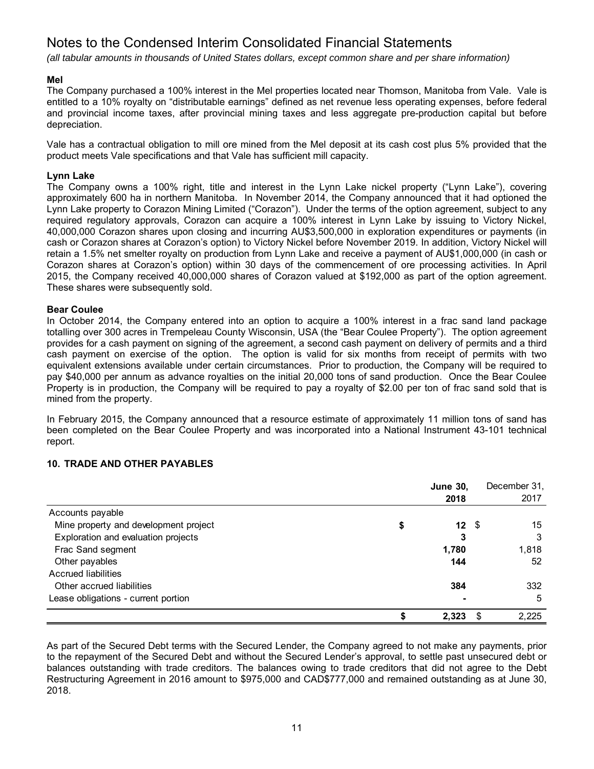# Notes to the Condensed Interim Consolidated Financial Statements

*(all tabular amounts in thousands of United States dollars, except common share and per share information)*

**Mel**

The Company purchased a 100% interest in the Mel properties located near Thomson, Manitoba from Vale. Vale is entitled to a 10% royalty on "distributable earnings" defined as net revenue less operating expenses, before federal and provincial income taxes, after provincial mining taxes and less aggregate pre-production capital but before depreciation.

Vale has a contractual obligation to mill ore mined from the Mel deposit at its cash cost plus 5% provided that the product meets Vale specifications and that Vale has sufficient mill capacity.

**Lynn Lake**

The Company owns a 100% right, title and interest in the Lynn Lake nickel property ("Lynn Lake"), covering approximately 600 ha in northern Manitoba. In November 2014, the Company announced that it had optioned the Lynn Lake property to Corazon Mining Limited ("Corazon"). Under the terms of the option agreement, subject to any required regulatory approvals, Corazon can acquire a 100% interest in Lynn Lake by issuing to Victory Nickel, 40,000,000 Corazon shares upon closing and incurring AU$3,500,000 in exploration expenditures or payments (in cash or Corazon shares at Corazon's option) to Victory Nickel before November 2019. In addition, Victory Nickel will retain a 1.5% net smelter royalty on production from Lynn Lake and receive a payment of AU$1,000,000 (in cash or Corazon shares at Corazon's option) within 30 days of the commencement of ore processing activities. In April 2015, the Company received 40,000,000 shares of Corazon valued at $192,000 as part of the option agreement. These shares were subsequently sold.

**Bear Coulee**

In October 2014, the Company entered into an option to acquire a 100% interest in a frac sand land package totalling over 300 acres in Trempeleau County Wisconsin, USA (the "Bear Coulee Property"). The option agreement provides for a cash payment on signing of the agreement, a second cash payment on delivery of permits and a third cash payment on exercise of the option. The option is valid for six months from receipt of permits with two equivalent extensions available under certain circumstances. Prior to production, the Company will be required to pay $40,000 per annum as advance royalties on the initial 20,000 tons of sand production. Once the Bear Coulee Property is in production, the Company will be required to pay a royalty of $2.00 per ton of frac sand sold that is mined from the property.

In February 2015, the Company announced that a resource estimate of approximately 11 million tons of sand has been completed on the Bear Coulee Property and was incorporated into a National Instrument 43-101 technical report.

## 10. TRADE AND OTHER PAYABLES

| | **June 30, 2018** | December 31, 2017 |
|---|---|---|
| Accounts payable | | |
| Mine property and development project | **$ 12** | $ 15 |
| Exploration and evaluation projects | **3** | 3 |
| Frac Sand segment | **1,780** | 1,818 |
| Other payables | **144** | 52 |
| Accrued liabilities | | |
| Other accrued liabilities | **384** | 332 |
| Lease obligations - current portion | **-** | 5 |
| | **$ 2,323** | $ 2,225 |

As part of the Secured Debt terms with the Secured Lender, the Company agreed to not make any payments, prior to the repayment of the Secured Debt and without the Secured Lender's approval, to settle past unsecured debt or balances outstanding with trade creditors. The balances owing to trade creditors that did not agree to the Debt Restructuring Agreement in 2016 amount to $975,000 and CAD$777,000 and remained outstanding as at June 30, 2018.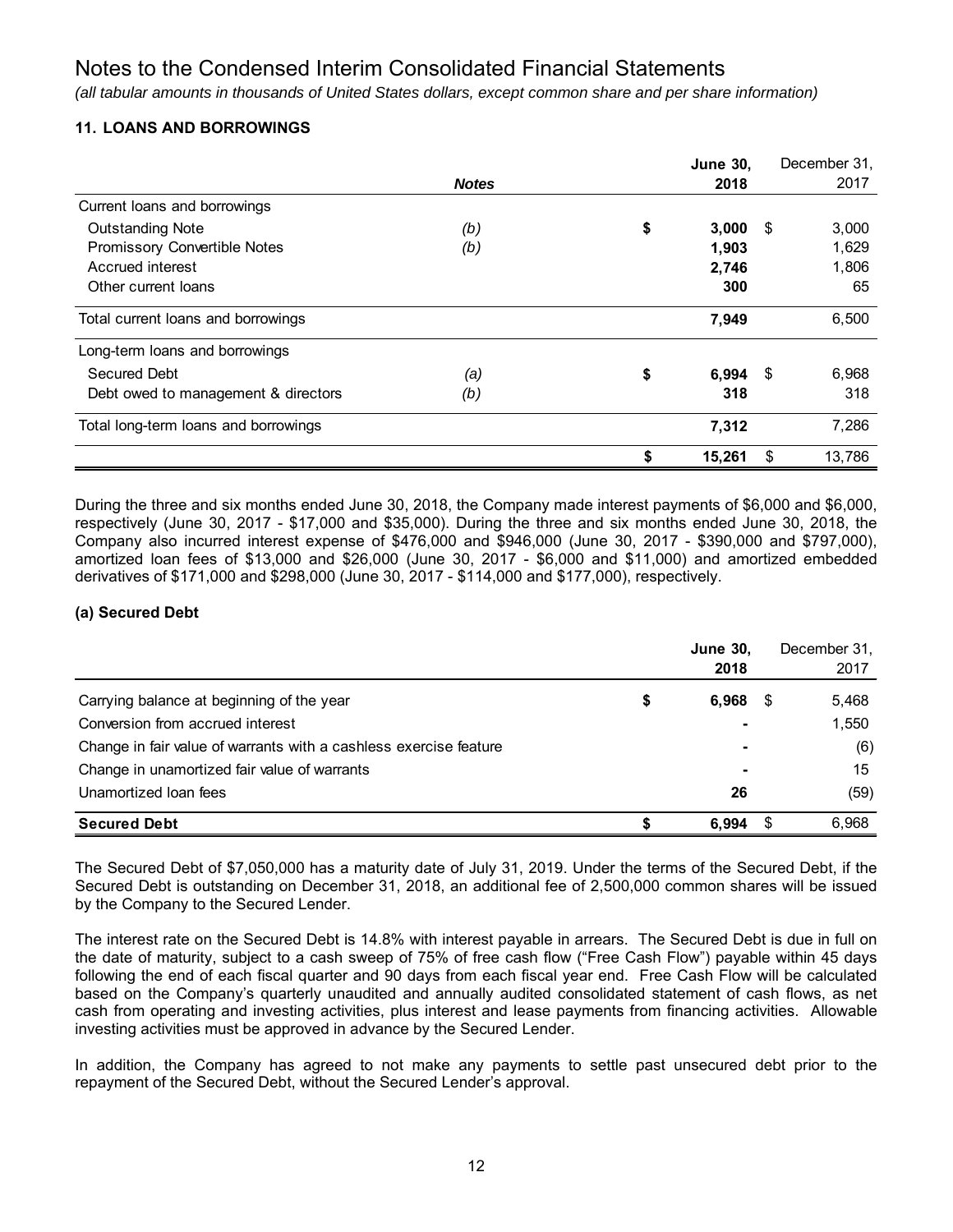# Notes to the Condensed Interim Consolidated Financial Statements

*(all tabular amounts in thousands of United States dollars, except common share and per share information)*

## 11. LOANS AND BORROWINGS

| | *Notes* | **June 30, 2018** | December 31, 2017 |
|---|---|---|---|
| Current loans and borrowings | | | |
| Outstanding Note | *(b)* | **$ 3,000** | $ 3,000 |
| Promissory Convertible Notes | *(b)* | **1,903** | 1,629 |
| Accrued interest | | **2,746** | 1,806 |
| Other current loans | | **300** | 65 |
| Total current loans and borrowings | | **7,949** | 6,500 |
| Long-term loans and borrowings | | | |
| Secured Debt | *(a)* | **$ 6,994** | $ 6,968 |
| Debt owed to management & directors | *(b)* | **318** | 318 |
| Total long-term loans and borrowings | | **7,312** | 7,286 |
| | | **$ 15,261** | $ 13,786 |

During the three and six months ended June 30, 2018, the Company made interest payments of $6,000 and $6,000, respectively (June 30, 2017 - $17,000 and $35,000). During the three and six months ended June 30, 2018, the Company also incurred interest expense of $476,000 and $946,000 (June 30, 2017 - $390,000 and $797,000), amortized loan fees of $13,000 and $26,000 (June 30, 2017 - $6,000 and $11,000) and amortized embedded derivatives of $171,000 and $298,000 (June 30, 2017 - $114,000 and $177,000), respectively.

### (a) Secured Debt

| | **June 30, 2018** | December 31, 2017 |
|---|---|---|
| Carrying balance at beginning of the year | **$ 6,968** | $ 5,468 |
| Conversion from accrued interest | **-** | 1,550 |
| Change in fair value of warrants with a cashless exercise feature | **-** | (6) |
| Change in unamortized fair value of warrants | **-** | 15 |
| Unamortized loan fees | **26** | (59) |
| **Secured Debt** | **$ 6,994** | $ 6,968 |

The Secured Debt of $7,050,000 has a maturity date of July 31, 2019. Under the terms of the Secured Debt, if the Secured Debt is outstanding on December 31, 2018, an additional fee of 2,500,000 common shares will be issued by the Company to the Secured Lender.

The interest rate on the Secured Debt is 14.8% with interest payable in arrears. The Secured Debt is due in full on the date of maturity, subject to a cash sweep of 75% of free cash flow ("Free Cash Flow") payable within 45 days following the end of each fiscal quarter and 90 days from each fiscal year end. Free Cash Flow will be calculated based on the Company's quarterly unaudited and annually audited consolidated statement of cash flows, as net cash from operating and investing activities, plus interest and lease payments from financing activities. Allowable investing activities must be approved in advance by the Secured Lender.

In addition, the Company has agreed to not make any payments to settle past unsecured debt prior to the repayment of the Secured Debt, without the Secured Lender's approval.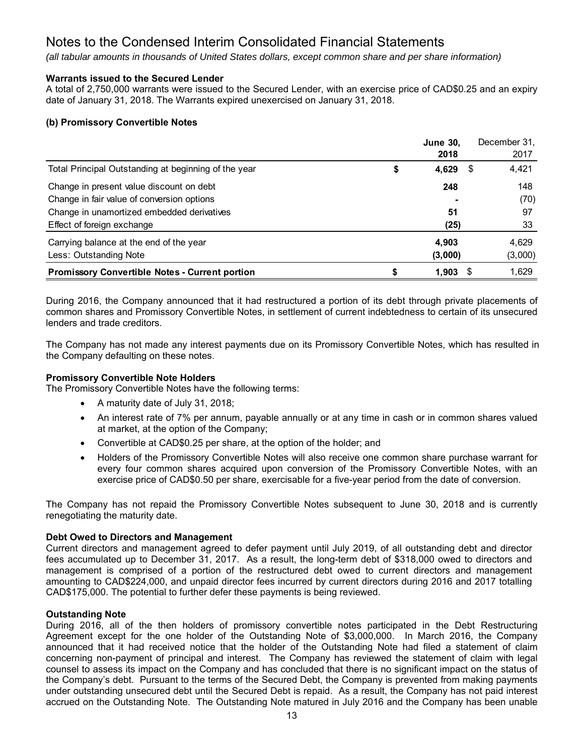# Notes to the Condensed Interim Consolidated Financial Statements

*(all tabular amounts in thousands of United States dollars, except common share and per share information)*

**Warrants issued to the Secured Lender**

A total of 2,750,000 warrants were issued to the Secured Lender, with an exercise price of CAD$0.25 and an expiry date of January 31, 2018. The Warrants expired unexercised on January 31, 2018.

**(b) Promissory Convertible Notes**

| | **June 30, 2018** | December 31, 2017 |
|---|---|---|
| Total Principal Outstanding at beginning of the year | **$ 4,629** | $ 4,421 |
| Change in present value discount on debt | **248** | 148 |
| Change in fair value of conversion options | **-** | (70) |
| Change in unamortized embedded derivatives | **51** | 97 |
| Effect of foreign exchange | **(25)** | 33 |
| Carrying balance at the end of the year | **4,903** | 4,629 |
| Less: Outstanding Note | **(3,000)** | (3,000) |
| **Promissory Convertible Notes - Current portion** | **$ 1,903** | $ 1,629 |

During 2016, the Company announced that it had restructured a portion of its debt through private placements of common shares and Promissory Convertible Notes, in settlement of current indebtedness to certain of its unsecured lenders and trade creditors.

The Company has not made any interest payments due on its Promissory Convertible Notes, which has resulted in the Company defaulting on these notes.

**Promissory Convertible Note Holders**

The Promissory Convertible Notes have the following terms:

- A maturity date of July 31, 2018;
- An interest rate of 7% per annum, payable annually or at any time in cash or in common shares valued at market, at the option of the Company;
- Convertible at CAD$0.25 per share, at the option of the holder; and
- Holders of the Promissory Convertible Notes will also receive one common share purchase warrant for every four common shares acquired upon conversion of the Promissory Convertible Notes, with an exercise price of CAD$0.50 per share, exercisable for a five-year period from the date of conversion.

The Company has not repaid the Promissory Convertible Notes subsequent to June 30, 2018 and is currently renegotiating the maturity date.

**Debt Owed to Directors and Management**

Current directors and management agreed to defer payment until July 2019, of all outstanding debt and director fees accumulated up to December 31, 2017. As a result, the long-term debt of $318,000 owed to directors and management is comprised of a portion of the restructured debt owed to current directors and management amounting to CAD$224,000, and unpaid director fees incurred by current directors during 2016 and 2017 totalling CAD$175,000. The potential to further defer these payments is being reviewed.

**Outstanding Note**

During 2016, all of the then holders of promissory convertible notes participated in the Debt Restructuring Agreement except for the one holder of the Outstanding Note of $3,000,000. In March 2016, the Company announced that it had received notice that the holder of the Outstanding Note had filed a statement of claim concerning non-payment of principal and interest. The Company has reviewed the statement of claim with legal counsel to assess its impact on the Company and has concluded that there is no significant impact on the status of the Company's debt. Pursuant to the terms of the Secured Debt, the Company is prevented from making payments under outstanding unsecured debt until the Secured Debt is repaid. As a result, the Company has not paid interest accrued on the Outstanding Note. The Outstanding Note matured in July 2016 and the Company has been unable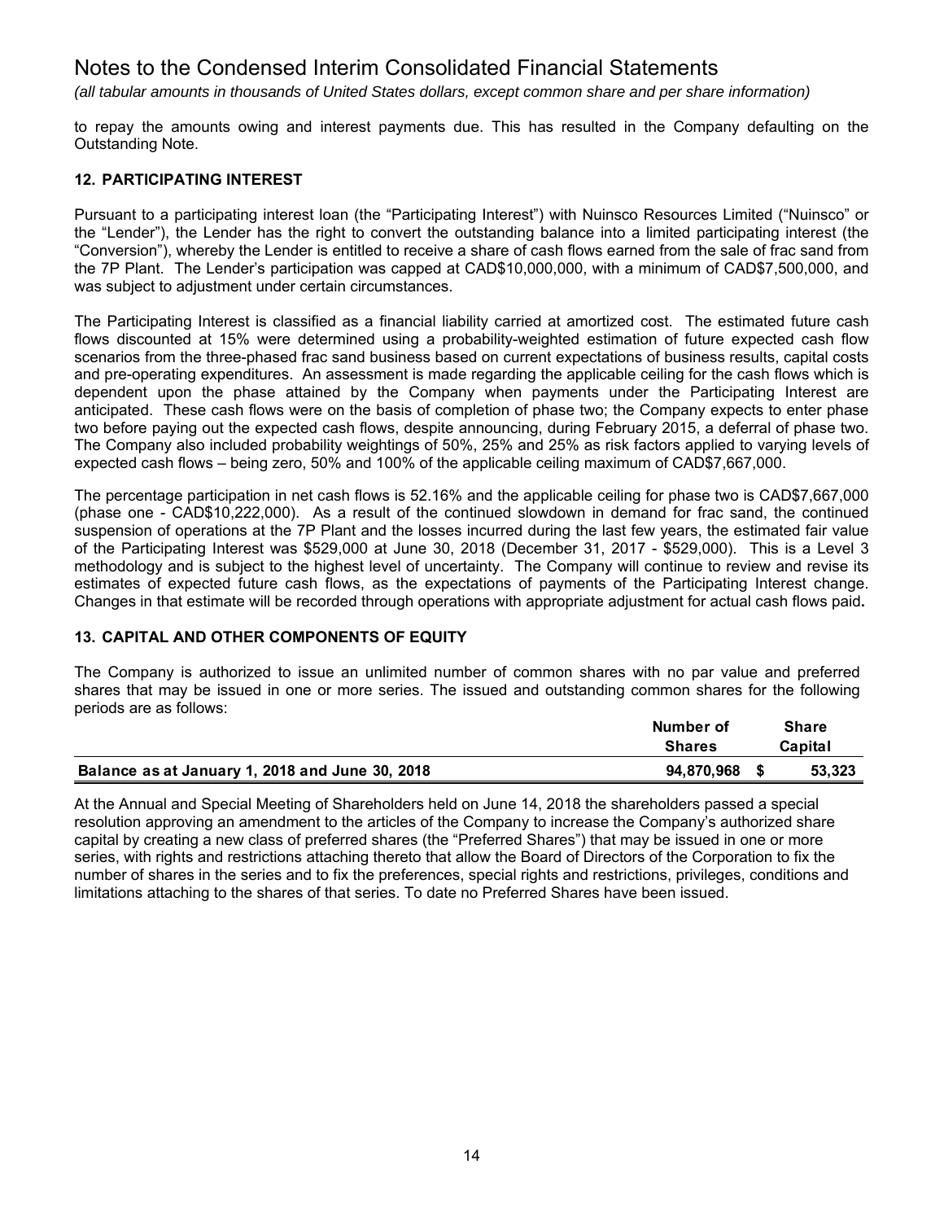# Notes to the Condensed Interim Consolidated Financial Statements

*(all tabular amounts in thousands of United States dollars, except common share and per share information)*

to repay the amounts owing and interest payments due. This has resulted in the Company defaulting on the Outstanding Note.

### 12. PARTICIPATING INTEREST

Pursuant to a participating interest loan (the "Participating Interest") with Nuinsco Resources Limited ("Nuinsco" or the "Lender"), the Lender has the right to convert the outstanding balance into a limited participating interest (the "Conversion"), whereby the Lender is entitled to receive a share of cash flows earned from the sale of frac sand from the 7P Plant. The Lender's participation was capped at CAD$10,000,000, with a minimum of CAD$7,500,000, and was subject to adjustment under certain circumstances.

The Participating Interest is classified as a financial liability carried at amortized cost. The estimated future cash flows discounted at 15% were determined using a probability-weighted estimation of future expected cash flow scenarios from the three-phased frac sand business based on current expectations of business results, capital costs and pre-operating expenditures. An assessment is made regarding the applicable ceiling for the cash flows which is dependent upon the phase attained by the Company when payments under the Participating Interest are anticipated. These cash flows were on the basis of completion of phase two; the Company expects to enter phase two before paying out the expected cash flows, despite announcing, during February 2015, a deferral of phase two. The Company also included probability weightings of 50%, 25% and 25% as risk factors applied to varying levels of expected cash flows – being zero, 50% and 100% of the applicable ceiling maximum of CAD$7,667,000.

The percentage participation in net cash flows is 52.16% and the applicable ceiling for phase two is CAD$7,667,000 (phase one - CAD$10,222,000). As a result of the continued slowdown in demand for frac sand, the continued suspension of operations at the 7P Plant and the losses incurred during the last few years, the estimated fair value of the Participating Interest was $529,000 at June 30, 2018 (December 31, 2017 - $529,000). This is a Level 3 methodology and is subject to the highest level of uncertainty. The Company will continue to review and revise its estimates of expected future cash flows, as the expectations of payments of the Participating Interest change. Changes in that estimate will be recorded through operations with appropriate adjustment for actual cash flows paid**.**

### 13. CAPITAL AND OTHER COMPONENTS OF EQUITY

The Company is authorized to issue an unlimited number of common shares with no par value and preferred shares that may be issued in one or more series. The issued and outstanding common shares for the following periods are as follows:

| | Number of Shares | Share Capital |
|---|---|---|
| **Balance as at January 1, 2018 and June 30, 2018** | **94,870,968** | **$ 53,323** |

At the Annual and Special Meeting of Shareholders held on June 14, 2018 the shareholders passed a special resolution approving an amendment to the articles of the Company to increase the Company's authorized share capital by creating a new class of preferred shares (the "Preferred Shares") that may be issued in one or more series, with rights and restrictions attaching thereto that allow the Board of Directors of the Corporation to fix the number of shares in the series and to fix the preferences, special rights and restrictions, privileges, conditions and limitations attaching to the shares of that series. To date no Preferred Shares have been issued.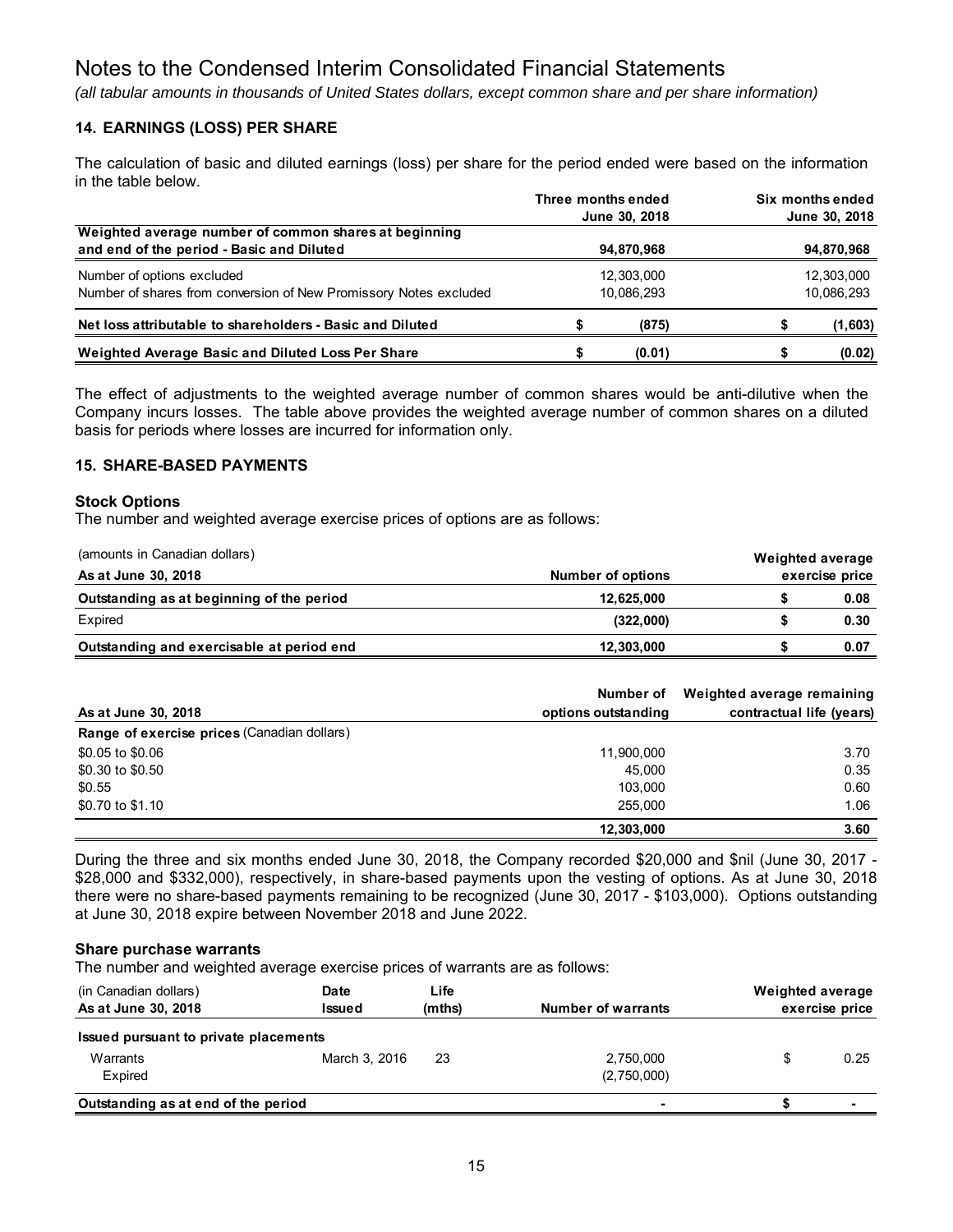# Notes to the Condensed Interim Consolidated Financial Statements

*(all tabular amounts in thousands of United States dollars, except common share and per share information)*

## 14. EARNINGS (LOSS) PER SHARE

The calculation of basic and diluted earnings (loss) per share for the period ended were based on the information in the table below.

| | Three months ended June 30, 2018 | Six months ended June 30, 2018 |
|---|---|---|
| **Weighted average number of common shares at beginning and end of the period - Basic and Diluted** | **94,870,968** | **94,870,968** |
| Number of options excluded | 12,303,000 | 12,303,000 |
| Number of shares from conversion of New Promissory Notes excluded | 10,086,293 | 10,086,293 |
| **Net loss attributable to shareholders - Basic and Diluted** | **$ (875)** | **$ (1,603)** |
| **Weighted Average Basic and Diluted Loss Per Share** | **$ (0.01)** | **$ (0.02)** |

The effect of adjustments to the weighted average number of common shares would be anti-dilutive when the Company incurs losses. The table above provides the weighted average number of common shares on a diluted basis for periods where losses are incurred for information only.

## 15. SHARE-BASED PAYMENTS

### Stock Options

The number and weighted average exercise prices of options are as follows:

| (amounts in Canadian dollars) As at June 30, 2018 | Number of options | Weighted average exercise price |
|---|---|---|
| **Outstanding as at beginning of the period** | **12,625,000** | **$ 0.08** |
| Expired | **(322,000)** | **$ 0.30** |
| **Outstanding and exercisable at period end** | **12,303,000** | **$ 0.07** |

| As at June 30, 2018 | Number of options outstanding | Weighted average remaining contractual life (years) |
|---|---|---|
| **Range of exercise prices** (Canadian dollars) | | |
| \$0.05 to \$0.06 | 11,900,000 | 3.70 |
| \$0.30 to \$0.50 | 45,000 | 0.35 |
| \$0.55 | 103,000 | 0.60 |
| \$0.70 to \$1.10 | 255,000 | 1.06 |
| | **12,303,000** | **3.60** |

During the three and six months ended June 30, 2018, the Company recorded \$20,000 and \$nil (June 30, 2017 - \$28,000 and \$332,000), respectively, in share-based payments upon the vesting of options. As at June 30, 2018 there were no share-based payments remaining to be recognized (June 30, 2017 - \$103,000). Options outstanding at June 30, 2018 expire between November 2018 and June 2022.

### Share purchase warrants

The number and weighted average exercise prices of warrants are as follows:

| (in Canadian dollars) As at June 30, 2018 | Date Issued | Life (mths) | Number of warrants | Weighted average exercise price |
|---|---|---|---|---|
| **Issued pursuant to private placements** | | | | |
| Warrants | March 3, 2016 | 23 | 2,750,000 | $ 0.25 |
| Expired | | | (2,750,000) | |
| **Outstanding as at end of the period** | | | - | **$ -** |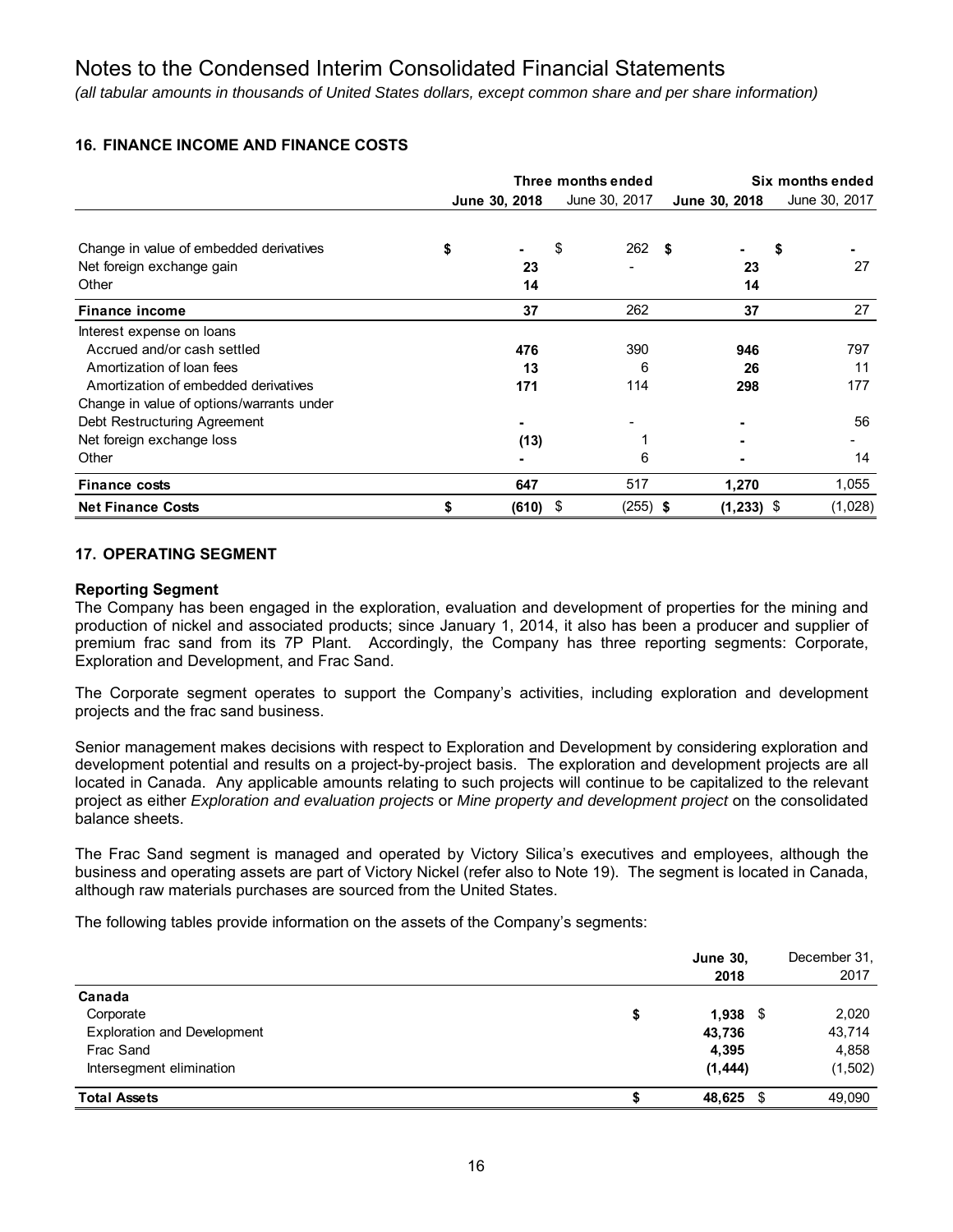# Notes to the Condensed Interim Consolidated Financial Statements

*(all tabular amounts in thousands of United States dollars, except common share and per share information)*

## 16. FINANCE INCOME AND FINANCE COSTS

| | Three months ended | | Six months ended | |
|---|---|---|---|---|
| | **June 30, 2018** | June 30, 2017 | **June 30, 2018** | June 30, 2017 |
| Change in value of embedded derivatives | **$ -** | $ 262 | **$ -** | **$ -** |
| Net foreign exchange gain | **23** | - | **23** | 27 |
| Other | **14** | | **14** | |
| **Finance income** | **37** | 262 | **37** | 27 |
| Interest expense on loans | | | | |
| Accrued and/or cash settled | **476** | 390 | **946** | 797 |
| Amortization of loan fees | **13** | 6 | **26** | 11 |
| Amortization of embedded derivatives | **171** | 114 | **298** | 177 |
| Change in value of options/warrants under Debt Restructuring Agreement | **-** | - | **-** | 56 |
| Net foreign exchange loss | **(13)** | 1 | **-** | - |
| Other | **-** | 6 | **-** | 14 |
| **Finance costs** | **647** | 517 | **1,270** | 1,055 |
| **Net Finance Costs** | **$ (610)** | $ (255) | **$ (1,233)** | $ (1,028) |

## 17. OPERATING SEGMENT

### Reporting Segment

The Company has been engaged in the exploration, evaluation and development of properties for the mining and production of nickel and associated products; since January 1, 2014, it also has been a producer and supplier of premium frac sand from its 7P Plant. Accordingly, the Company has three reporting segments: Corporate, Exploration and Development, and Frac Sand.

The Corporate segment operates to support the Company's activities, including exploration and development projects and the frac sand business.

Senior management makes decisions with respect to Exploration and Development by considering exploration and development potential and results on a project-by-project basis. The exploration and development projects are all located in Canada. Any applicable amounts relating to such projects will continue to be capitalized to the relevant project as either *Exploration and evaluation projects* or *Mine property and development project* on the consolidated balance sheets.

The Frac Sand segment is managed and operated by Victory Silica's executives and employees, although the business and operating assets are part of Victory Nickel (refer also to Note 19). The segment is located in Canada, although raw materials purchases are sourced from the United States.

The following tables provide information on the assets of the Company's segments:

| | **June 30, 2018** | December 31, 2017 |
|---|---|---|
| **Canada** | | |
| Corporate | **$ 1,938** | $ 2,020 |
| Exploration and Development | **43,736** | 43,714 |
| Frac Sand | **4,395** | 4,858 |
| Intersegment elimination | **(1,444)** | (1,502) |
| **Total Assets** | **$ 48,625** | $ 49,090 |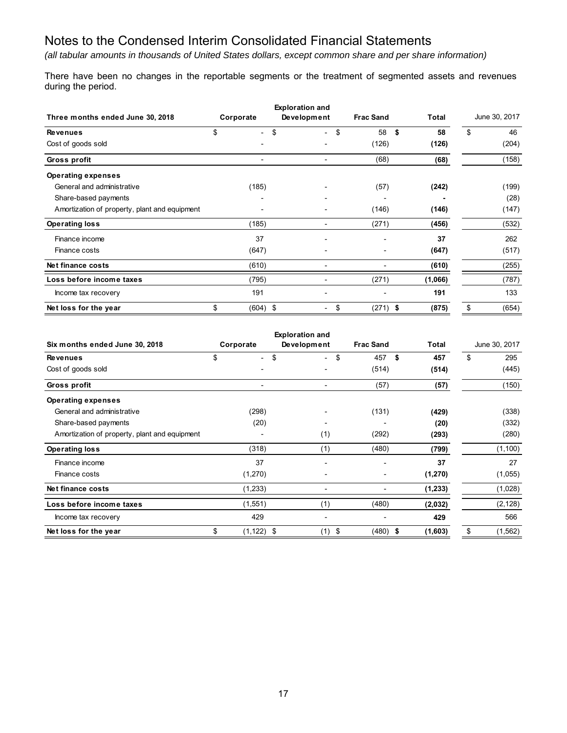# Notes to the Condensed Interim Consolidated Financial Statements

*(all tabular amounts in thousands of United States dollars, except common share and per share information)*

There have been no changes in the reportable segments or the treatment of segmented assets and revenues during the period.

| Three months ended June 30, 2018 | Corporate | Exploration and Development | Frac Sand | Total | June 30, 2017 |
|---|---|---|---|---|---|
| **Revenues** | $ - | $ - | $ 58 | **$ 58** | $ 46 |
| Cost of goods sold | - | - | (126) | **(126)** | (204) |
| **Gross profit** | - | - | (68) | **(68)** | (158) |
| **Operating expenses** | | | | | |
| General and administrative | (185) | - | (57) | **(242)** | (199) |
| Share-based payments | - | - | - | **-** | (28) |
| Amortization of property, plant and equipment | - | - | (146) | **(146)** | (147) |
| **Operating loss** | (185) | - | (271) | **(456)** | (532) |
| Finance income | 37 | - | - | **37** | 262 |
| Finance costs | (647) | - | - | **(647)** | (517) |
| **Net finance costs** | (610) | - | - | **(610)** | (255) |
| **Loss before income taxes** | (795) | - | (271) | **(1,066)** | (787) |
| Income tax recovery | 191 | - | - | **191** | 133 |
| **Net loss for the year** | $ (604) | $ - | $ (271) | **$ (875)** | $ (654) |

| Six months ended June 30, 2018 | Corporate | Exploration and Development | Frac Sand | Total | June 30, 2017 |
|---|---|---|---|---|---|
| **Revenues** | $ - | $ - | $ 457 | **$ 457** | $ 295 |
| Cost of goods sold | - | - | (514) | **(514)** | (445) |
| **Gross profit** | - | - | (57) | **(57)** | (150) |
| **Operating expenses** | | | | | |
| General and administrative | (298) | - | (131) | **(429)** | (338) |
| Share-based payments | (20) | - | - | **(20)** | (332) |
| Amortization of property, plant and equipment | - | (1) | (292) | **(293)** | (280) |
| **Operating loss** | (318) | (1) | (480) | **(799)** | (1,100) |
| Finance income | 37 | - | - | **37** | 27 |
| Finance costs | (1,270) | - | - | **(1,270)** | (1,055) |
| **Net finance costs** | (1,233) | - | - | **(1,233)** | (1,028) |
| **Loss before income taxes** | (1,551) | (1) | (480) | **(2,032)** | (2,128) |
| Income tax recovery | 429 | - | - | **429** | 566 |
| **Net loss for the year** | $ (1,122) | $ (1) | $ (480) | **$ (1,603)** | $ (1,562) |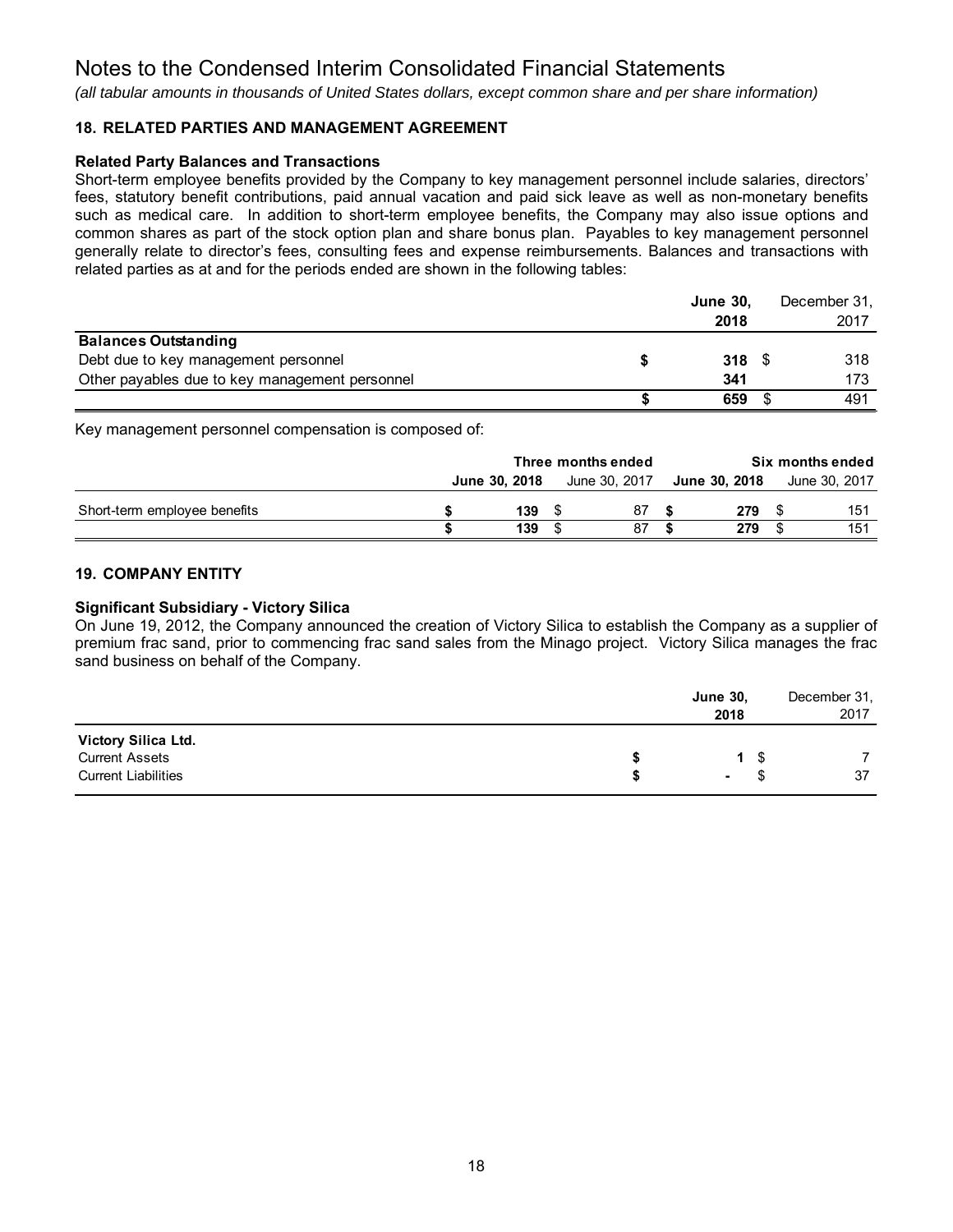# Notes to the Condensed Interim Consolidated Financial Statements

*(all tabular amounts in thousands of United States dollars, except common share and per share information)*

### 18. RELATED PARTIES AND MANAGEMENT AGREEMENT

#### Related Party Balances and Transactions

Short-term employee benefits provided by the Company to key management personnel include salaries, directors' fees, statutory benefit contributions, paid annual vacation and paid sick leave as well as non-monetary benefits such as medical care. In addition to short-term employee benefits, the Company may also issue options and common shares as part of the stock option plan and share bonus plan. Payables to key management personnel generally relate to director's fees, consulting fees and expense reimbursements. Balances and transactions with related parties as at and for the periods ended are shown in the following tables:

| | **June 30, 2018** | December 31, 2017 |
|---|---|---|
| **Balances Outstanding** | | |
| Debt due to key management personnel | **$ 318** | $ 318 |
| Other payables due to key management personnel | **341** | 173 |
| | **$ 659** | $ 491 |

Key management personnel compensation is composed of:

| | Three months ended | | Six months ended | |
|---|---|---|---|---|
| | **June 30, 2018** | June 30, 2017 | **June 30, 2018** | June 30, 2017 |
| Short-term employee benefits | **$ 139** | $ 87 | **$ 279** | $ 151 |
| | **$ 139** | $ 87 | **$ 279** | $ 151 |

### 19. COMPANY ENTITY

#### Significant Subsidiary - Victory Silica

On June 19, 2012, the Company announced the creation of Victory Silica to establish the Company as a supplier of premium frac sand, prior to commencing frac sand sales from the Minago project. Victory Silica manages the frac sand business on behalf of the Company.

| | **June 30, 2018** | December 31, 2017 |
|---|---|---|
| **Victory Silica Ltd.** | | |
| Current Assets | **$ 1** | $ 7 |
| Current Liabilities | **$ -** | $ 37 |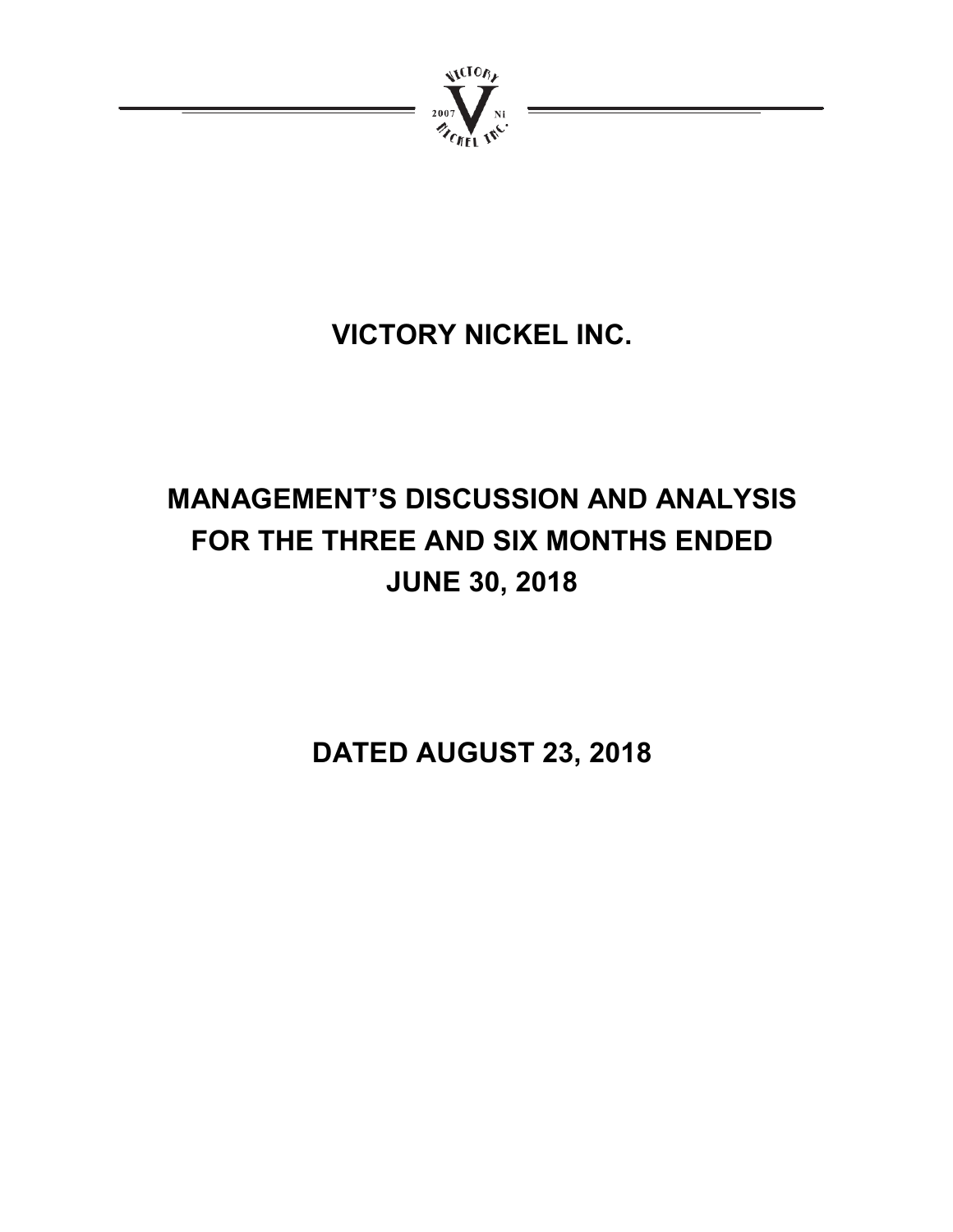# VICTORY NICKEL INC.

# MANAGEMENT'S DISCUSSION AND ANALYSIS FOR THE THREE AND SIX MONTHS ENDED JUNE 30, 2018

# DATED AUGUST 23, 2018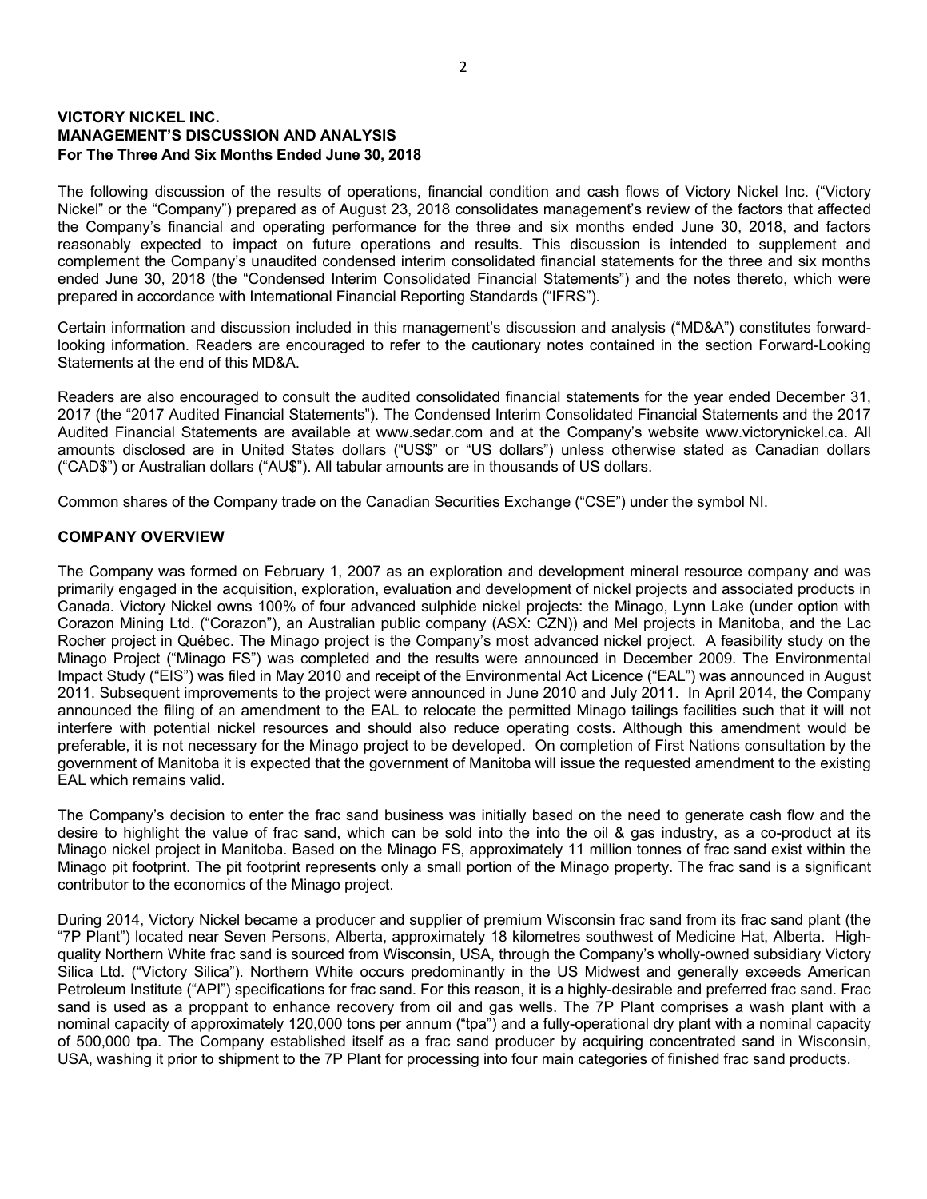**VICTORY NICKEL INC.**
**MANAGEMENT'S DISCUSSION AND ANALYSIS**
**For The Three And Six Months Ended June 30, 2018**

The following discussion of the results of operations, financial condition and cash flows of Victory Nickel Inc. ("Victory Nickel" or the "Company") prepared as of August 23, 2018 consolidates management's review of the factors that affected the Company's financial and operating performance for the three and six months ended June 30, 2018, and factors reasonably expected to impact on future operations and results. This discussion is intended to supplement and complement the Company's unaudited condensed interim consolidated financial statements for the three and six months ended June 30, 2018 (the "Condensed Interim Consolidated Financial Statements") and the notes thereto, which were prepared in accordance with International Financial Reporting Standards ("IFRS").

Certain information and discussion included in this management's discussion and analysis ("MD&A") constitutes forward-looking information. Readers are encouraged to refer to the cautionary notes contained in the section Forward-Looking Statements at the end of this MD&A.

Readers are also encouraged to consult the audited consolidated financial statements for the year ended December 31, 2017 (the "2017 Audited Financial Statements"). The Condensed Interim Consolidated Financial Statements and the 2017 Audited Financial Statements are available at www.sedar.com and at the Company's website www.victorynickel.ca. All amounts disclosed are in United States dollars ("US$" or "US dollars") unless otherwise stated as Canadian dollars ("CAD$") or Australian dollars ("AU$"). All tabular amounts are in thousands of US dollars.

Common shares of the Company trade on the Canadian Securities Exchange ("CSE") under the symbol NI.

## COMPANY OVERVIEW

The Company was formed on February 1, 2007 as an exploration and development mineral resource company and was primarily engaged in the acquisition, exploration, evaluation and development of nickel projects and associated products in Canada. Victory Nickel owns 100% of four advanced sulphide nickel projects: the Minago, Lynn Lake (under option with Corazon Mining Ltd. ("Corazon"), an Australian public company (ASX: CZN)) and Mel projects in Manitoba, and the Lac Rocher project in Québec. The Minago project is the Company's most advanced nickel project. A feasibility study on the Minago Project ("Minago FS") was completed and the results were announced in December 2009. The Environmental Impact Study ("EIS") was filed in May 2010 and receipt of the Environmental Act Licence ("EAL") was announced in August 2011. Subsequent improvements to the project were announced in June 2010 and July 2011. In April 2014, the Company announced the filing of an amendment to the EAL to relocate the permitted Minago tailings facilities such that it will not interfere with potential nickel resources and should also reduce operating costs. Although this amendment would be preferable, it is not necessary for the Minago project to be developed. On completion of First Nations consultation by the government of Manitoba it is expected that the government of Manitoba will issue the requested amendment to the existing EAL which remains valid.

The Company's decision to enter the frac sand business was initially based on the need to generate cash flow and the desire to highlight the value of frac sand, which can be sold into the into the oil & gas industry, as a co-product at its Minago nickel project in Manitoba. Based on the Minago FS, approximately 11 million tonnes of frac sand exist within the Minago pit footprint. The pit footprint represents only a small portion of the Minago property. The frac sand is a significant contributor to the economics of the Minago project.

During 2014, Victory Nickel became a producer and supplier of premium Wisconsin frac sand from its frac sand plant (the "7P Plant") located near Seven Persons, Alberta, approximately 18 kilometres southwest of Medicine Hat, Alberta. High-quality Northern White frac sand is sourced from Wisconsin, USA, through the Company's wholly-owned subsidiary Victory Silica Ltd. ("Victory Silica"). Northern White occurs predominantly in the US Midwest and generally exceeds American Petroleum Institute ("API") specifications for frac sand. For this reason, it is a highly-desirable and preferred frac sand. Frac sand is used as a proppant to enhance recovery from oil and gas wells. The 7P Plant comprises a wash plant with a nominal capacity of approximately 120,000 tons per annum ("tpa") and a fully-operational dry plant with a nominal capacity of 500,000 tpa. The Company established itself as a frac sand producer by acquiring concentrated sand in Wisconsin, USA, washing it prior to shipment to the 7P Plant for processing into four main categories of finished frac sand products.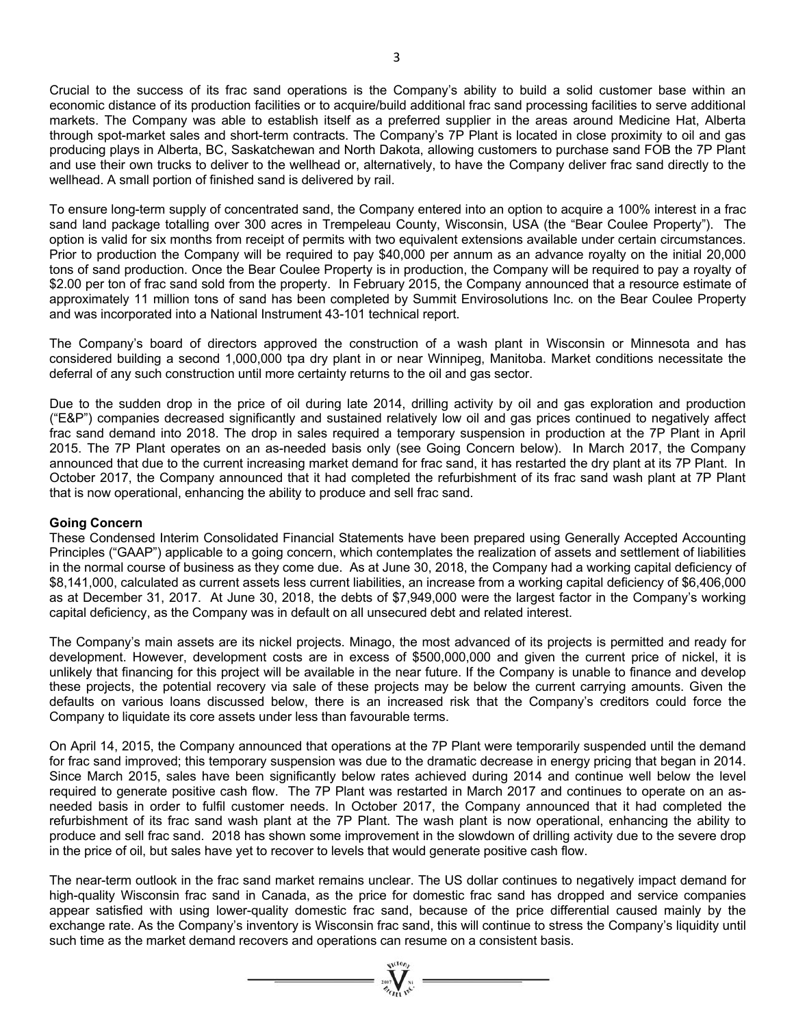Crucial to the success of its frac sand operations is the Company's ability to build a solid customer base within an economic distance of its production facilities or to acquire/build additional frac sand processing facilities to serve additional markets. The Company was able to establish itself as a preferred supplier in the areas around Medicine Hat, Alberta through spot-market sales and short-term contracts. The Company's 7P Plant is located in close proximity to oil and gas producing plays in Alberta, BC, Saskatchewan and North Dakota, allowing customers to purchase sand FOB the 7P Plant and use their own trucks to deliver to the wellhead or, alternatively, to have the Company deliver frac sand directly to the wellhead. A small portion of finished sand is delivered by rail.

To ensure long-term supply of concentrated sand, the Company entered into an option to acquire a 100% interest in a frac sand land package totalling over 300 acres in Trempeleau County, Wisconsin, USA (the "Bear Coulee Property"). The option is valid for six months from receipt of permits with two equivalent extensions available under certain circumstances. Prior to production the Company will be required to pay $40,000 per annum as an advance royalty on the initial 20,000 tons of sand production. Once the Bear Coulee Property is in production, the Company will be required to pay a royalty of $2.00 per ton of frac sand sold from the property. In February 2015, the Company announced that a resource estimate of approximately 11 million tons of sand has been completed by Summit Envirosolutions Inc. on the Bear Coulee Property and was incorporated into a National Instrument 43-101 technical report.

The Company's board of directors approved the construction of a wash plant in Wisconsin or Minnesota and has considered building a second 1,000,000 tpa dry plant in or near Winnipeg, Manitoba. Market conditions necessitate the deferral of any such construction until more certainty returns to the oil and gas sector.

Due to the sudden drop in the price of oil during late 2014, drilling activity by oil and gas exploration and production ("E&P") companies decreased significantly and sustained relatively low oil and gas prices continued to negatively affect frac sand demand into 2018. The drop in sales required a temporary suspension in production at the 7P Plant in April 2015. The 7P Plant operates on an as-needed basis only (see Going Concern below). In March 2017, the Company announced that due to the current increasing market demand for frac sand, it has restarted the dry plant at its 7P Plant. In October 2017, the Company announced that it had completed the refurbishment of its frac sand wash plant at 7P Plant that is now operational, enhancing the ability to produce and sell frac sand.

**Going Concern**

These Condensed Interim Consolidated Financial Statements have been prepared using Generally Accepted Accounting Principles ("GAAP") applicable to a going concern, which contemplates the realization of assets and settlement of liabilities in the normal course of business as they come due. As at June 30, 2018, the Company had a working capital deficiency of $8,141,000, calculated as current assets less current liabilities, an increase from a working capital deficiency of $6,406,000 as at December 31, 2017. At June 30, 2018, the debts of $7,949,000 were the largest factor in the Company's working capital deficiency, as the Company was in default on all unsecured debt and related interest.

The Company's main assets are its nickel projects. Minago, the most advanced of its projects is permitted and ready for development. However, development costs are in excess of $500,000,000 and given the current price of nickel, it is unlikely that financing for this project will be available in the near future. If the Company is unable to finance and develop these projects, the potential recovery via sale of these projects may be below the current carrying amounts. Given the defaults on various loans discussed below, there is an increased risk that the Company's creditors could force the Company to liquidate its core assets under less than favourable terms.

On April 14, 2015, the Company announced that operations at the 7P Plant were temporarily suspended until the demand for frac sand improved; this temporary suspension was due to the dramatic decrease in energy pricing that began in 2014. Since March 2015, sales have been significantly below rates achieved during 2014 and continue well below the level required to generate positive cash flow. The 7P Plant was restarted in March 2017 and continues to operate on an as-needed basis in order to fulfil customer needs. In October 2017, the Company announced that it had completed the refurbishment of its frac sand wash plant at the 7P Plant. The wash plant is now operational, enhancing the ability to produce and sell frac sand. 2018 has shown some improvement in the slowdown of drilling activity due to the severe drop in the price of oil, but sales have yet to recover to levels that would generate positive cash flow.

The near-term outlook in the frac sand market remains unclear. The US dollar continues to negatively impact demand for high-quality Wisconsin frac sand in Canada, as the price for domestic frac sand has dropped and service companies appear satisfied with using lower-quality domestic frac sand, because of the price differential caused mainly by the exchange rate. As the Company's inventory is Wisconsin frac sand, this will continue to stress the Company's liquidity until such time as the market demand recovers and operations can resume on a consistent basis.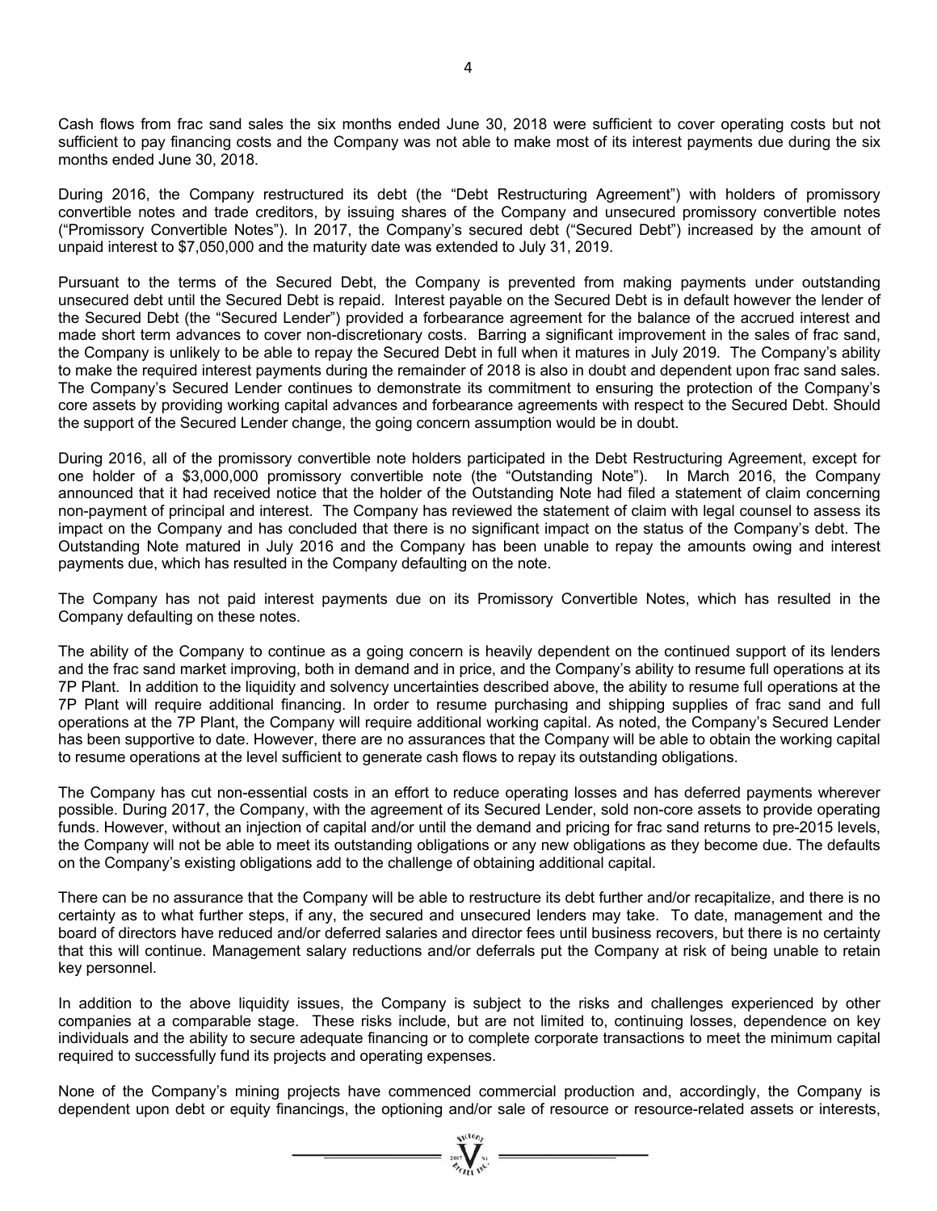Cash flows from frac sand sales the six months ended June 30, 2018 were sufficient to cover operating costs but not sufficient to pay financing costs and the Company was not able to make most of its interest payments due during the six months ended June 30, 2018.

During 2016, the Company restructured its debt (the "Debt Restructuring Agreement") with holders of promissory convertible notes and trade creditors, by issuing shares of the Company and unsecured promissory convertible notes ("Promissory Convertible Notes"). In 2017, the Company's secured debt ("Secured Debt") increased by the amount of unpaid interest to $7,050,000 and the maturity date was extended to July 31, 2019.

Pursuant to the terms of the Secured Debt, the Company is prevented from making payments under outstanding unsecured debt until the Secured Debt is repaid. Interest payable on the Secured Debt is in default however the lender of the Secured Debt (the "Secured Lender") provided a forbearance agreement for the balance of the accrued interest and made short term advances to cover non-discretionary costs. Barring a significant improvement in the sales of frac sand, the Company is unlikely to be able to repay the Secured Debt in full when it matures in July 2019. The Company's ability to make the required interest payments during the remainder of 2018 is also in doubt and dependent upon frac sand sales. The Company's Secured Lender continues to demonstrate its commitment to ensuring the protection of the Company's core assets by providing working capital advances and forbearance agreements with respect to the Secured Debt. Should the support of the Secured Lender change, the going concern assumption would be in doubt.

During 2016, all of the promissory convertible note holders participated in the Debt Restructuring Agreement, except for one holder of a $3,000,000 promissory convertible note (the "Outstanding Note"). In March 2016, the Company announced that it had received notice that the holder of the Outstanding Note had filed a statement of claim concerning non-payment of principal and interest. The Company has reviewed the statement of claim with legal counsel to assess its impact on the Company and has concluded that there is no significant impact on the status of the Company's debt. The Outstanding Note matured in July 2016 and the Company has been unable to repay the amounts owing and interest payments due, which has resulted in the Company defaulting on the note.

The Company has not paid interest payments due on its Promissory Convertible Notes, which has resulted in the Company defaulting on these notes.

The ability of the Company to continue as a going concern is heavily dependent on the continued support of its lenders and the frac sand market improving, both in demand and in price, and the Company's ability to resume full operations at its 7P Plant. In addition to the liquidity and solvency uncertainties described above, the ability to resume full operations at the 7P Plant will require additional financing. In order to resume purchasing and shipping supplies of frac sand and full operations at the 7P Plant, the Company will require additional working capital. As noted, the Company's Secured Lender has been supportive to date. However, there are no assurances that the Company will be able to obtain the working capital to resume operations at the level sufficient to generate cash flows to repay its outstanding obligations.

The Company has cut non-essential costs in an effort to reduce operating losses and has deferred payments wherever possible. During 2017, the Company, with the agreement of its Secured Lender, sold non-core assets to provide operating funds. However, without an injection of capital and/or until the demand and pricing for frac sand returns to pre-2015 levels, the Company will not be able to meet its outstanding obligations or any new obligations as they become due. The defaults on the Company's existing obligations add to the challenge of obtaining additional capital.

There can be no assurance that the Company will be able to restructure its debt further and/or recapitalize, and there is no certainty as to what further steps, if any, the secured and unsecured lenders may take. To date, management and the board of directors have reduced and/or deferred salaries and director fees until business recovers, but there is no certainty that this will continue. Management salary reductions and/or deferrals put the Company at risk of being unable to retain key personnel.

In addition to the above liquidity issues, the Company is subject to the risks and challenges experienced by other companies at a comparable stage. These risks include, but are not limited to, continuing losses, dependence on key individuals and the ability to secure adequate financing or to complete corporate transactions to meet the minimum capital required to successfully fund its projects and operating expenses.

None of the Company's mining projects have commenced commercial production and, accordingly, the Company is dependent upon debt or equity financings, the optioning and/or sale of resource or resource-related assets or interests,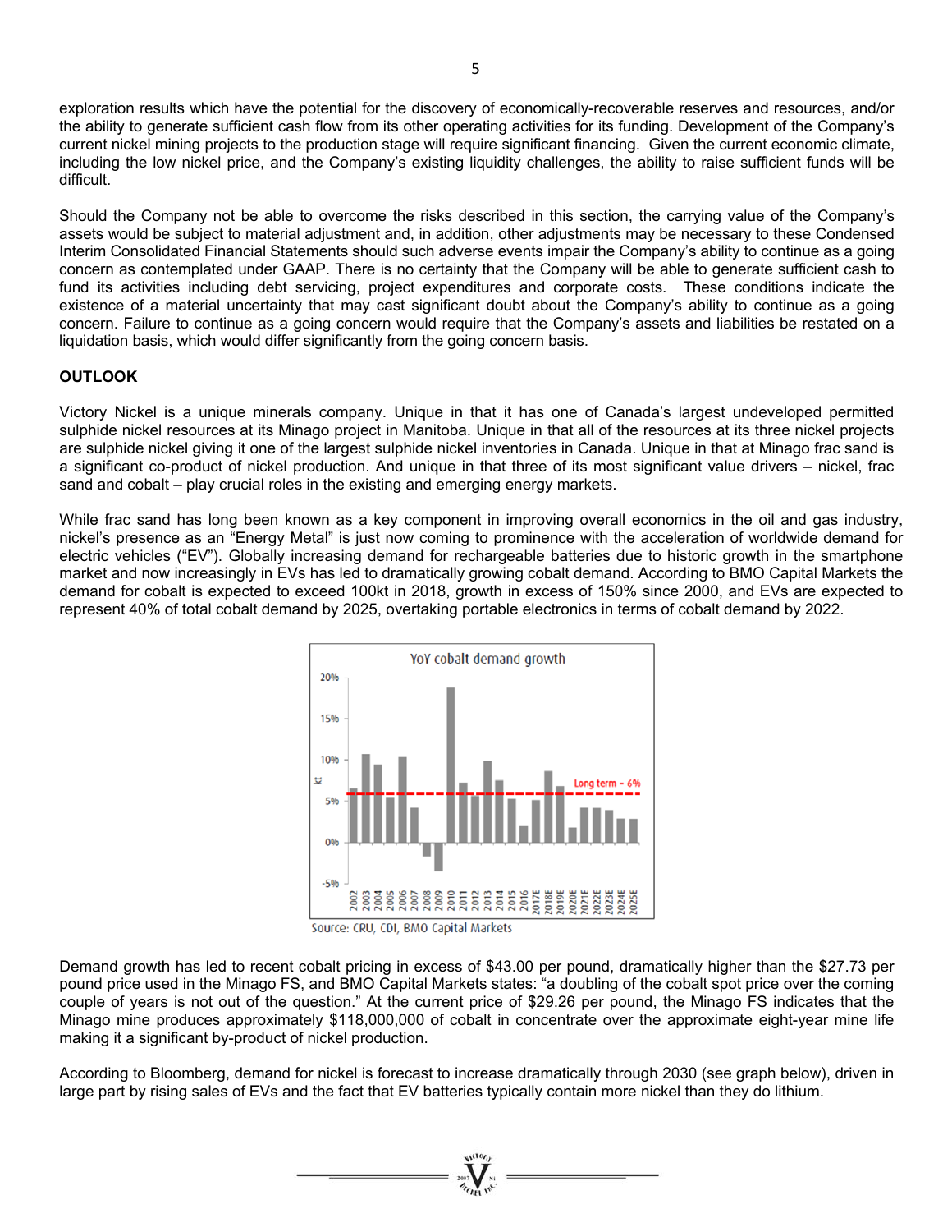exploration results which have the potential for the discovery of economically-recoverable reserves and resources, and/or the ability to generate sufficient cash flow from its other operating activities for its funding. Development of the Company's current nickel mining projects to the production stage will require significant financing. Given the current economic climate, including the low nickel price, and the Company's existing liquidity challenges, the ability to raise sufficient funds will be difficult.

Should the Company not be able to overcome the risks described in this section, the carrying value of the Company's assets would be subject to material adjustment and, in addition, other adjustments may be necessary to these Condensed Interim Consolidated Financial Statements should such adverse events impair the Company's ability to continue as a going concern as contemplated under GAAP. There is no certainty that the Company will be able to generate sufficient cash to fund its activities including debt servicing, project expenditures and corporate costs. These conditions indicate the existence of a material uncertainty that may cast significant doubt about the Company's ability to continue as a going concern. Failure to continue as a going concern would require that the Company's assets and liabilities be restated on a liquidation basis, which would differ significantly from the going concern basis.

## OUTLOOK

Victory Nickel is a unique minerals company. Unique in that it has one of Canada's largest undeveloped permitted sulphide nickel resources at its Minago project in Manitoba. Unique in that all of the resources at its three nickel projects are sulphide nickel giving it one of the largest sulphide nickel inventories in Canada. Unique in that at Minago frac sand is a significant co-product of nickel production. And unique in that three of its most significant value drivers – nickel, frac sand and cobalt – play crucial roles in the existing and emerging energy markets.

While frac sand has long been known as a key component in improving overall economics in the oil and gas industry, nickel's presence as an "Energy Metal" is just now coming to prominence with the acceleration of worldwide demand for electric vehicles ("EV"). Globally increasing demand for rechargeable batteries due to historic growth in the smartphone market and now increasingly in EVs has led to dramatically growing cobalt demand. According to BMO Capital Markets the demand for cobalt is expected to exceed 100kt in 2018, growth in excess of 150% since 2000, and EVs are expected to represent 40% of total cobalt demand by 2025, overtaking portable electronics in terms of cobalt demand by 2022.

Source: CRU, CDI, BMO Capital Markets

Demand growth has led to recent cobalt pricing in excess of $43.00 per pound, dramatically higher than the $27.73 per pound price used in the Minago FS, and BMO Capital Markets states: "a doubling of the cobalt spot price over the coming couple of years is not out of the question." At the current price of $29.26 per pound, the Minago FS indicates that the Minago mine produces approximately $118,000,000 of cobalt in concentrate over the approximate eight-year mine life making it a significant by-product of nickel production.

According to Bloomberg, demand for nickel is forecast to increase dramatically through 2030 (see graph below), driven in large part by rising sales of EVs and the fact that EV batteries typically contain more nickel than they do lithium.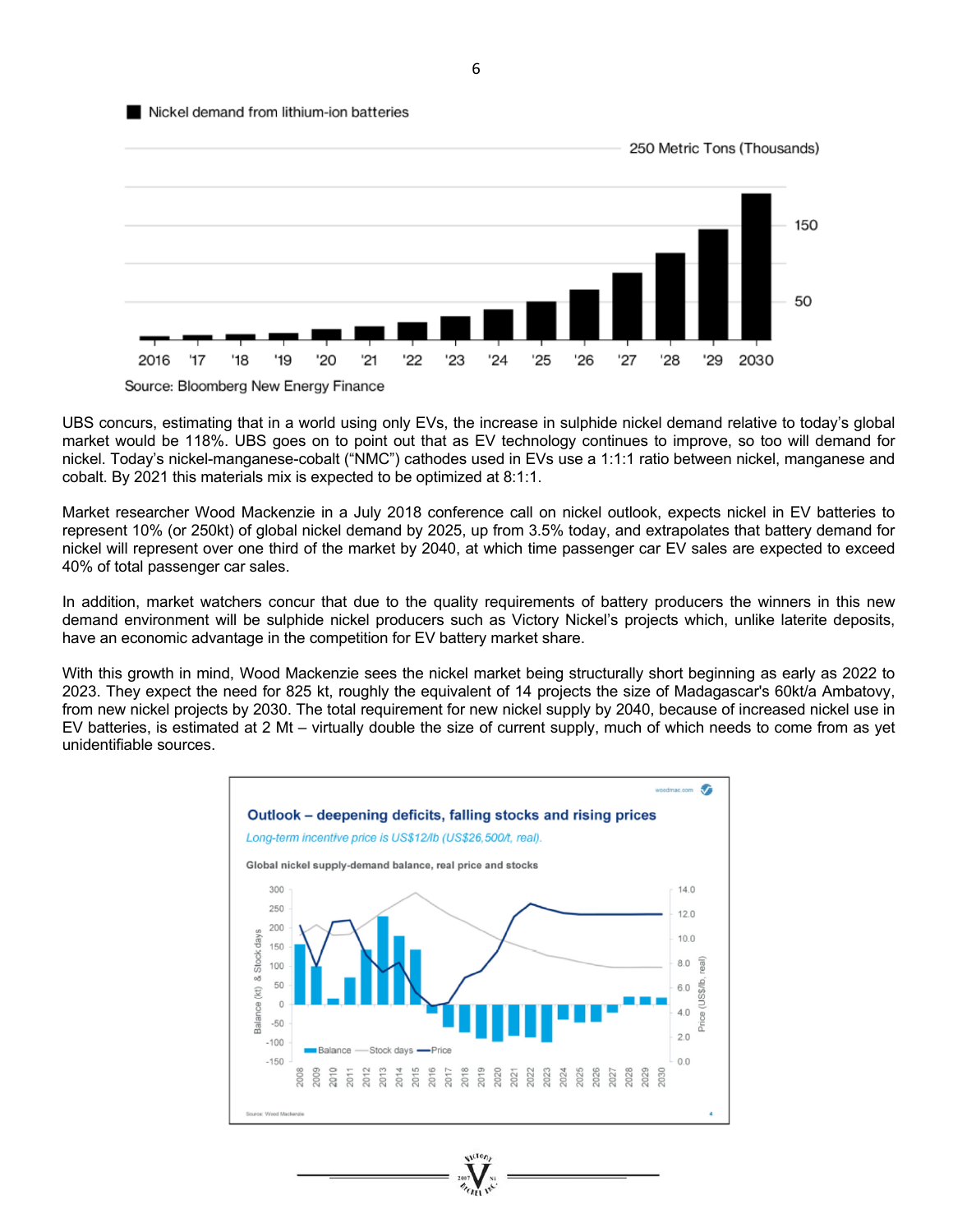■ Nickel demand from lithium-ion batteries

250 Metric Tons (Thousands)

Source: Bloomberg New Energy Finance

UBS concurs, estimating that in a world using only EVs, the increase in sulphide nickel demand relative to today's global market would be 118%. UBS goes on to point out that as EV technology continues to improve, so too will demand for nickel. Today's nickel-manganese-cobalt ("NMC") cathodes used in EVs use a 1:1:1 ratio between nickel, manganese and cobalt. By 2021 this materials mix is expected to be optimized at 8:1:1.

Market researcher Wood Mackenzie in a July 2018 conference call on nickel outlook, expects nickel in EV batteries to represent 10% (or 250kt) of global nickel demand by 2025, up from 3.5% today, and extrapolates that battery demand for nickel will represent over one third of the market by 2040, at which time passenger car EV sales are expected to exceed 40% of total passenger car sales.

In addition, market watchers concur that due to the quality requirements of battery producers the winners in this new demand environment will be sulphide nickel producers such as Victory Nickel's projects which, unlike laterite deposits, have an economic advantage in the competition for EV battery market share.

With this growth in mind, Wood Mackenzie sees the nickel market being structurally short beginning as early as 2022 to 2023. They expect the need for 825 kt, roughly the equivalent of 14 projects the size of Madagascar's 60kt/a Ambatovy, from new nickel projects by 2030. The total requirement for new nickel supply by 2040, because of increased nickel use in EV batteries, is estimated at 2 Mt – virtually double the size of current supply, much of which needs to come from as yet unidentifiable sources.

**Outlook – deepening deficits, falling stocks and rising prices**

*Long-term incentive price is US$12/lb (US$26,500/t, real).*

Global nickel supply-demand balance, real price and stocks

Source: Wood Mackenzie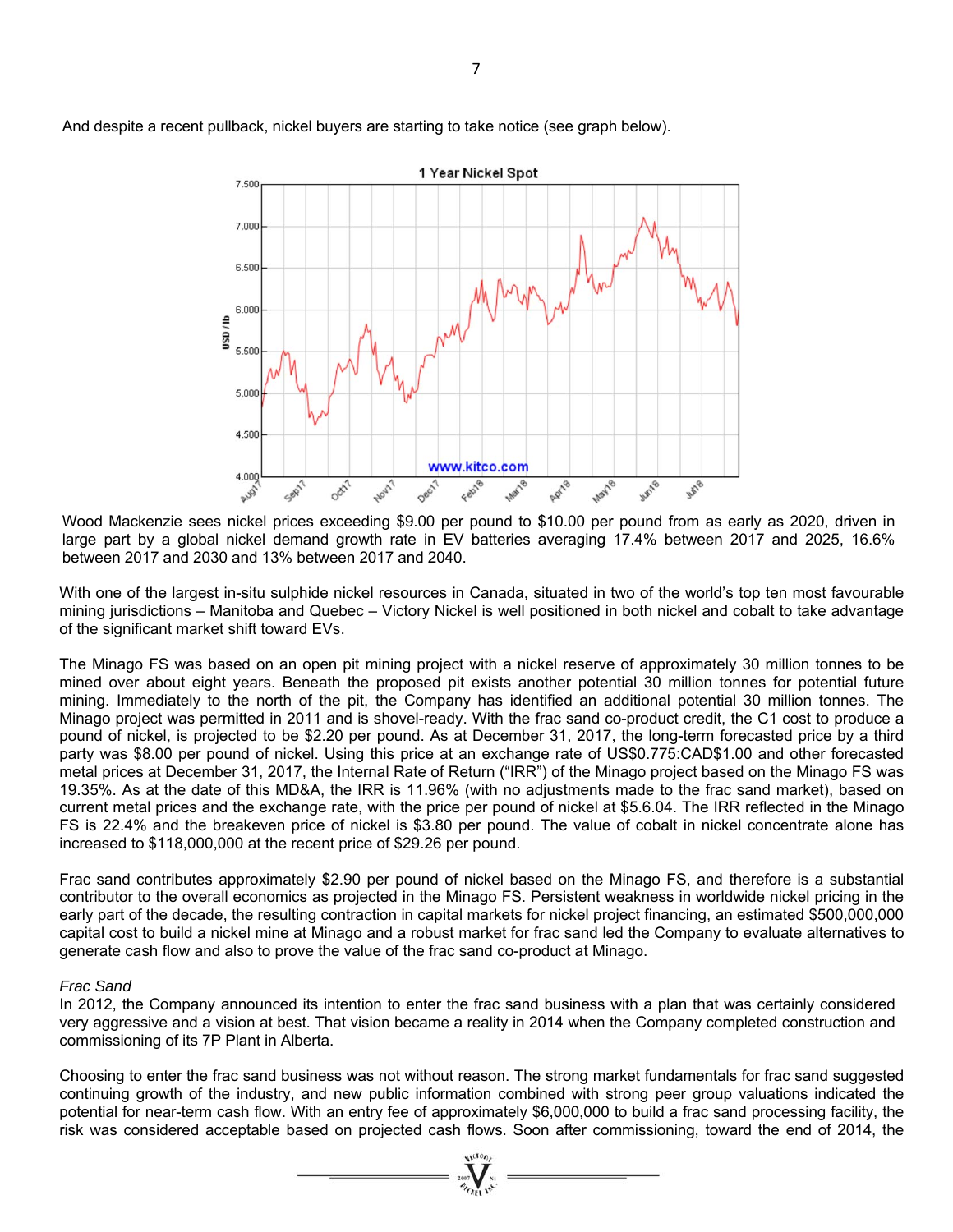And despite a recent pullback, nickel buyers are starting to take notice (see graph below).

Wood Mackenzie sees nickel prices exceeding $9.00 per pound to $10.00 per pound from as early as 2020, driven in large part by a global nickel demand growth rate in EV batteries averaging 17.4% between 2017 and 2025, 16.6% between 2017 and 2030 and 13% between 2017 and 2040.

With one of the largest in-situ sulphide nickel resources in Canada, situated in two of the world's top ten most favourable mining jurisdictions – Manitoba and Quebec – Victory Nickel is well positioned in both nickel and cobalt to take advantage of the significant market shift toward EVs.

The Minago FS was based on an open pit mining project with a nickel reserve of approximately 30 million tonnes to be mined over about eight years. Beneath the proposed pit exists another potential 30 million tonnes for potential future mining. Immediately to the north of the pit, the Company has identified an additional potential 30 million tonnes. The Minago project was permitted in 2011 and is shovel-ready. With the frac sand co-product credit, the C1 cost to produce a pound of nickel, is projected to be $2.20 per pound. As at December 31, 2017, the long-term forecasted price by a third party was $8.00 per pound of nickel. Using this price at an exchange rate of US$0.775:CAD$1.00 and other forecasted metal prices at December 31, 2017, the Internal Rate of Return ("IRR") of the Minago project based on the Minago FS was 19.35%. As at the date of this MD&A, the IRR is 11.96% (with no adjustments made to the frac sand market), based on current metal prices and the exchange rate, with the price per pound of nickel at $5.6.04. The IRR reflected in the Minago FS is 22.4% and the breakeven price of nickel is $3.80 per pound. The value of cobalt in nickel concentrate alone has increased to $118,000,000 at the recent price of $29.26 per pound.

Frac sand contributes approximately $2.90 per pound of nickel based on the Minago FS, and therefore is a substantial contributor to the overall economics as projected in the Minago FS. Persistent weakness in worldwide nickel pricing in the early part of the decade, the resulting contraction in capital markets for nickel project financing, an estimated $500,000,000 capital cost to build a nickel mine at Minago and a robust market for frac sand led the Company to evaluate alternatives to generate cash flow and also to prove the value of the frac sand co-product at Minago.

*Frac Sand*

In 2012, the Company announced its intention to enter the frac sand business with a plan that was certainly considered very aggressive and a vision at best. That vision became a reality in 2014 when the Company completed construction and commissioning of its 7P Plant in Alberta.

Choosing to enter the frac sand business was not without reason. The strong market fundamentals for frac sand suggested continuing growth of the industry, and new public information combined with strong peer group valuations indicated the potential for near-term cash flow. With an entry fee of approximately $6,000,000 to build a frac sand processing facility, the risk was considered acceptable based on projected cash flows. Soon after commissioning, toward the end of 2014, the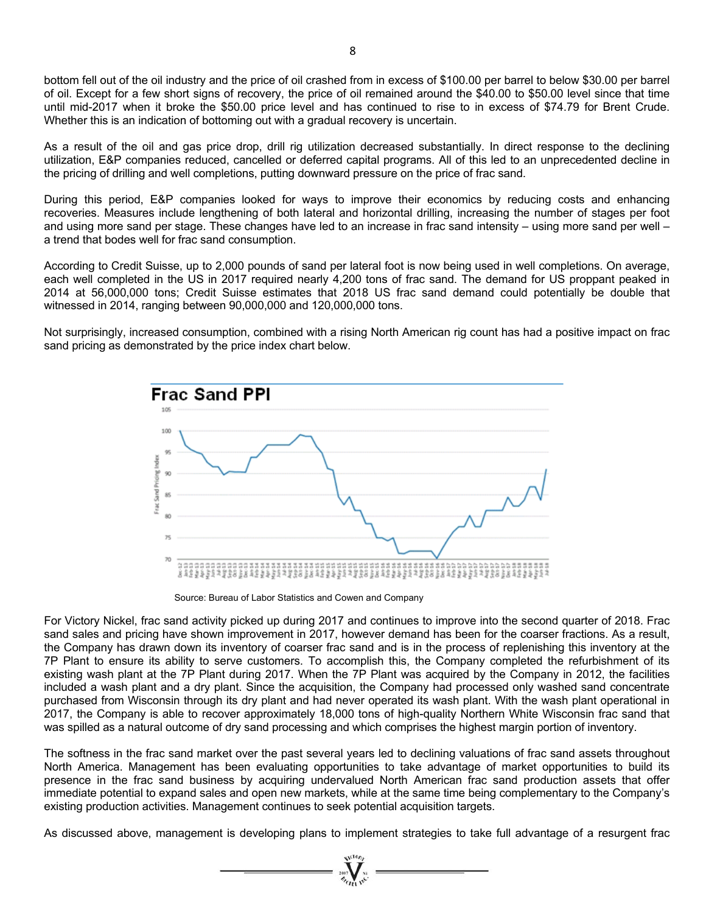bottom fell out of the oil industry and the price of oil crashed from in excess of $100.00 per barrel to below $30.00 per barrel of oil. Except for a few short signs of recovery, the price of oil remained around the $40.00 to $50.00 level since that time until mid-2017 when it broke the $50.00 price level and has continued to rise to in excess of $74.79 for Brent Crude. Whether this is an indication of bottoming out with a gradual recovery is uncertain.

As a result of the oil and gas price drop, drill rig utilization decreased substantially. In direct response to the declining utilization, E&P companies reduced, cancelled or deferred capital programs. All of this led to an unprecedented decline in the pricing of drilling and well completions, putting downward pressure on the price of frac sand.

During this period, E&P companies looked for ways to improve their economics by reducing costs and enhancing recoveries. Measures include lengthening of both lateral and horizontal drilling, increasing the number of stages per foot and using more sand per stage. These changes have led to an increase in frac sand intensity – using more sand per well – a trend that bodes well for frac sand consumption.

According to Credit Suisse, up to 2,000 pounds of sand per lateral foot is now being used in well completions. On average, each well completed in the US in 2017 required nearly 4,200 tons of frac sand. The demand for US proppant peaked in 2014 at 56,000,000 tons; Credit Suisse estimates that 2018 US frac sand demand could potentially be double that witnessed in 2014, ranging between 90,000,000 and 120,000,000 tons.

Not surprisingly, increased consumption, combined with a rising North American rig count has had a positive impact on frac sand pricing as demonstrated by the price index chart below.

**Frac Sand PPI**

Source: Bureau of Labor Statistics and Cowen and Company

For Victory Nickel, frac sand activity picked up during 2017 and continues to improve into the second quarter of 2018. Frac sand sales and pricing have shown improvement in 2017, however demand has been for the coarser fractions. As a result, the Company has drawn down its inventory of coarser frac sand and is in the process of replenishing this inventory at the 7P Plant to ensure its ability to serve customers. To accomplish this, the Company completed the refurbishment of its existing wash plant at the 7P Plant during 2017. When the 7P Plant was acquired by the Company in 2012, the facilities included a wash plant and a dry plant. Since the acquisition, the Company had processed only washed sand concentrate purchased from Wisconsin through its dry plant and had never operated its wash plant. With the wash plant operational in 2017, the Company is able to recover approximately 18,000 tons of high-quality Northern White Wisconsin frac sand that was spilled as a natural outcome of dry sand processing and which comprises the highest margin portion of inventory.

The softness in the frac sand market over the past several years led to declining valuations of frac sand assets throughout North America. Management has been evaluating opportunities to take advantage of market opportunities to build its presence in the frac sand business by acquiring undervalued North American frac sand production assets that offer immediate potential to expand sales and open new markets, while at the same time being complementary to the Company's existing production activities. Management continues to seek potential acquisition targets.

As discussed above, management is developing plans to implement strategies to take full advantage of a resurgent frac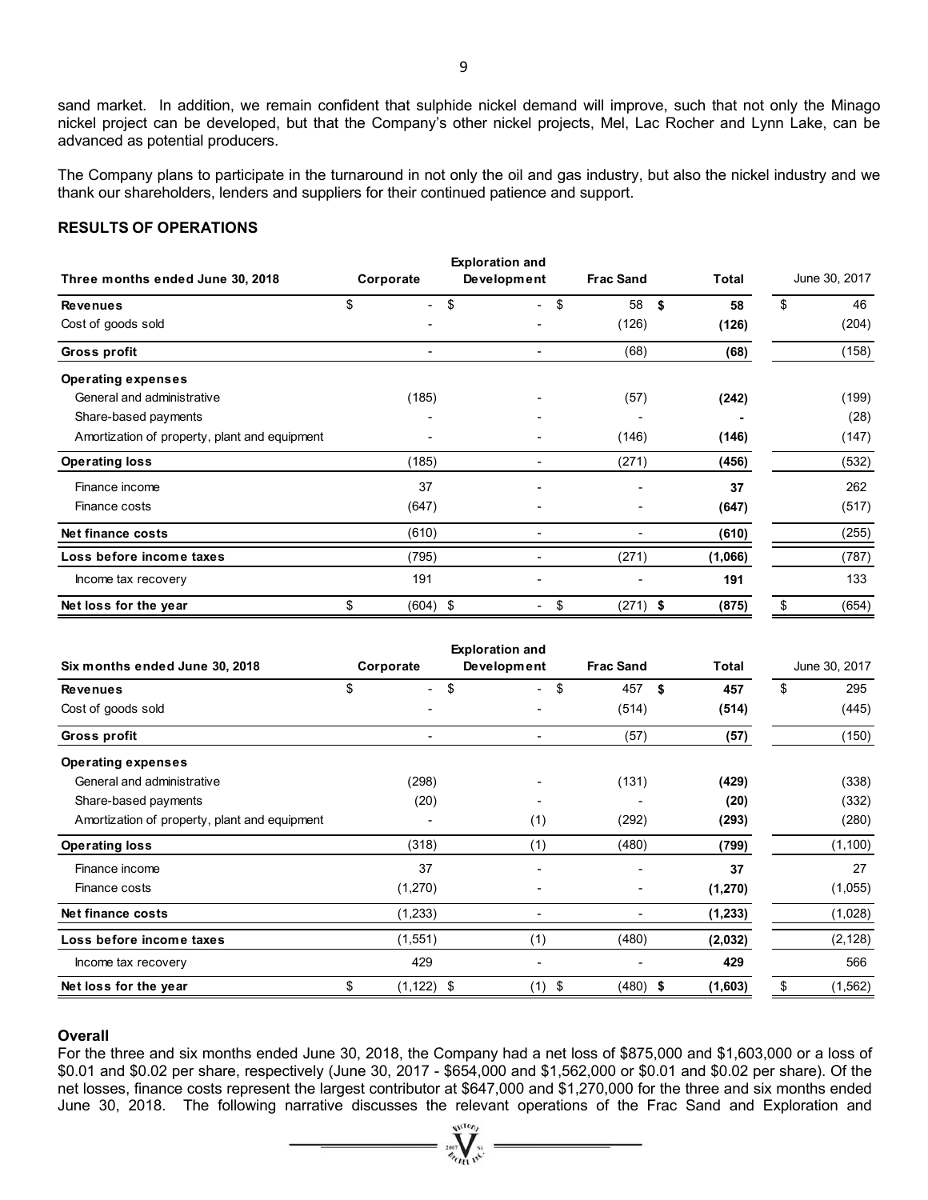sand market. In addition, we remain confident that sulphide nickel demand will improve, such that not only the Minago nickel project can be developed, but that the Company's other nickel projects, Mel, Lac Rocher and Lynn Lake, can be advanced as potential producers.

The Company plans to participate in the turnaround in not only the oil and gas industry, but also the nickel industry and we thank our shareholders, lenders and suppliers for their continued patience and support.

## RESULTS OF OPERATIONS

| Three months ended June 30, 2018 | Corporate | Exploration and Development | Frac Sand | Total | June 30, 2017 |
|---|---|---|---|---|---|
| **Revenues** | $ - | $ - | $ 58 | **$ 58** | $ 46 |
| Cost of goods sold | - | - | (126) | **(126)** | (204) |
| **Gross profit** | - | - | (68) | **(68)** | (158) |
| **Operating expenses** | | | | | |
| General and administrative | (185) | - | (57) | **(242)** | (199) |
| Share-based payments | - | - | - | **-** | (28) |
| Amortization of property, plant and equipment | - | - | (146) | **(146)** | (147) |
| **Operating loss** | (185) | - | (271) | **(456)** | (532) |
| Finance income | 37 | - | - | **37** | 262 |
| Finance costs | (647) | - | - | **(647)** | (517) |
| **Net finance costs** | (610) | - | - | **(610)** | (255) |
| **Loss before income taxes** | (795) | - | (271) | **(1,066)** | (787) |
| Income tax recovery | 191 | - | - | **191** | 133 |
| **Net loss for the year** | $ (604) | $ - | $ (271) | **$ (875)** | $ (654) |

| Six months ended June 30, 2018 | Corporate | Exploration and Development | Frac Sand | Total | June 30, 2017 |
|---|---|---|---|---|---|
| **Revenues** | $ - | $ - | $ 457 | **$ 457** | $ 295 |
| Cost of goods sold | - | - | (514) | **(514)** | (445) |
| **Gross profit** | - | - | (57) | **(57)** | (150) |
| **Operating expenses** | | | | | |
| General and administrative | (298) | - | (131) | **(429)** | (338) |
| Share-based payments | (20) | - | - | **(20)** | (332) |
| Amortization of property, plant and equipment | - | (1) | (292) | **(293)** | (280) |
| **Operating loss** | (318) | (1) | (480) | **(799)** | (1,100) |
| Finance income | 37 | - | - | **37** | 27 |
| Finance costs | (1,270) | - | - | **(1,270)** | (1,055) |
| **Net finance costs** | (1,233) | - | - | **(1,233)** | (1,028) |
| **Loss before income taxes** | (1,551) | (1) | (480) | **(2,032)** | (2,128) |
| Income tax recovery | 429 | - | - | **429** | 566 |
| **Net loss for the year** | $ (1,122) | $ (1) | $ (480) | **$ (1,603)** | $ (1,562) |

### Overall

For the three and six months ended June 30, 2018, the Company had a net loss of $875,000 and $1,603,000 or a loss of $0.01 and $0.02 per share, respectively (June 30, 2017 - $654,000 and $1,562,000 or $0.01 and $0.02 per share). Of the net losses, finance costs represent the largest contributor at $647,000 and $1,270,000 for the three and six months ended June 30, 2018. The following narrative discusses the relevant operations of the Frac Sand and Exploration and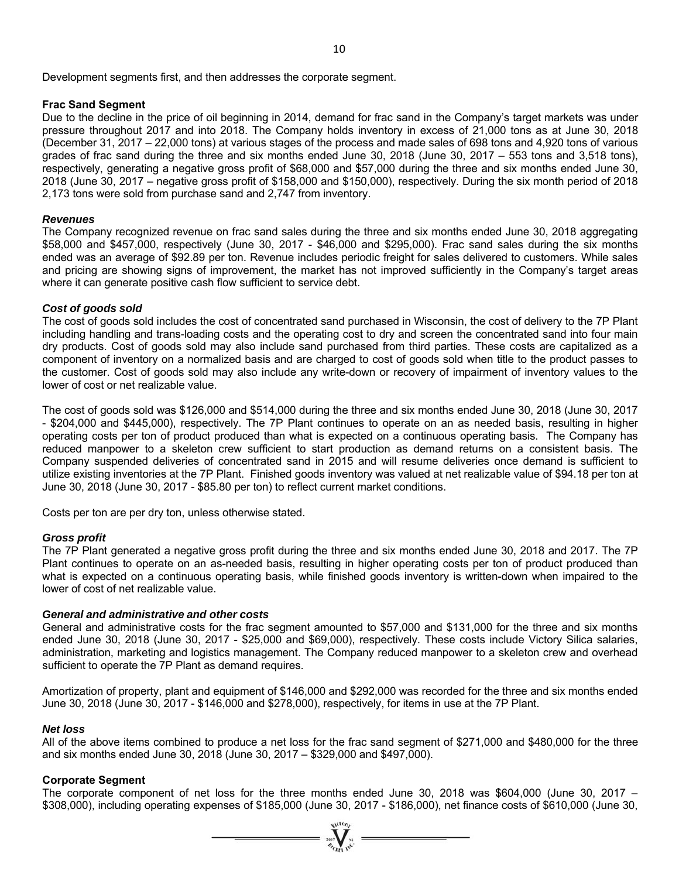Development segments first, and then addresses the corporate segment.

**Frac Sand Segment**

Due to the decline in the price of oil beginning in 2014, demand for frac sand in the Company's target markets was under pressure throughout 2017 and into 2018. The Company holds inventory in excess of 21,000 tons as at June 30, 2018 (December 31, 2017 – 22,000 tons) at various stages of the process and made sales of 698 tons and 4,920 tons of various grades of frac sand during the three and six months ended June 30, 2018 (June 30, 2017 – 553 tons and 3,518 tons), respectively, generating a negative gross profit of $68,000 and $57,000 during the three and six months ended June 30, 2018 (June 30, 2017 – negative gross profit of $158,000 and $150,000), respectively. During the six month period of 2018 2,173 tons were sold from purchase sand and 2,747 from inventory.

***Revenues***

The Company recognized revenue on frac sand sales during the three and six months ended June 30, 2018 aggregating $58,000 and $457,000, respectively (June 30, 2017 - $46,000 and $295,000). Frac sand sales during the six months ended was an average of $92.89 per ton. Revenue includes periodic freight for sales delivered to customers. While sales and pricing are showing signs of improvement, the market has not improved sufficiently in the Company's target areas where it can generate positive cash flow sufficient to service debt.

***Cost of goods sold***

The cost of goods sold includes the cost of concentrated sand purchased in Wisconsin, the cost of delivery to the 7P Plant including handling and trans-loading costs and the operating cost to dry and screen the concentrated sand into four main dry products. Cost of goods sold may also include sand purchased from third parties. These costs are capitalized as a component of inventory on a normalized basis and are charged to cost of goods sold when title to the product passes to the customer. Cost of goods sold may also include any write-down or recovery of impairment of inventory values to the lower of cost or net realizable value.

The cost of goods sold was $126,000 and $514,000 during the three and six months ended June 30, 2018 (June 30, 2017 - $204,000 and $445,000), respectively. The 7P Plant continues to operate on an as needed basis, resulting in higher operating costs per ton of product produced than what is expected on a continuous operating basis. The Company has reduced manpower to a skeleton crew sufficient to start production as demand returns on a consistent basis. The Company suspended deliveries of concentrated sand in 2015 and will resume deliveries once demand is sufficient to utilize existing inventories at the 7P Plant. Finished goods inventory was valued at net realizable value of $94.18 per ton at June 30, 2018 (June 30, 2017 - $85.80 per ton) to reflect current market conditions.

Costs per ton are per dry ton, unless otherwise stated.

***Gross profit***

The 7P Plant generated a negative gross profit during the three and six months ended June 30, 2018 and 2017. The 7P Plant continues to operate on an as-needed basis, resulting in higher operating costs per ton of product produced than what is expected on a continuous operating basis, while finished goods inventory is written-down when impaired to the lower of cost of net realizable value.

***General and administrative and other costs***

General and administrative costs for the frac segment amounted to $57,000 and $131,000 for the three and six months ended June 30, 2018 (June 30, 2017 - $25,000 and $69,000), respectively. These costs include Victory Silica salaries, administration, marketing and logistics management. The Company reduced manpower to a skeleton crew and overhead sufficient to operate the 7P Plant as demand requires.

Amortization of property, plant and equipment of $146,000 and $292,000 was recorded for the three and six months ended June 30, 2018 (June 30, 2017 - $146,000 and $278,000), respectively, for items in use at the 7P Plant.

***Net loss***

All of the above items combined to produce a net loss for the frac sand segment of $271,000 and $480,000 for the three and six months ended June 30, 2018 (June 30, 2017 – $329,000 and $497,000).

**Corporate Segment**

The corporate component of net loss for the three months ended June 30, 2018 was $604,000 (June 30, 2017 – $308,000), including operating expenses of $185,000 (June 30, 2017 - $186,000), net finance costs of $610,000 (June 30,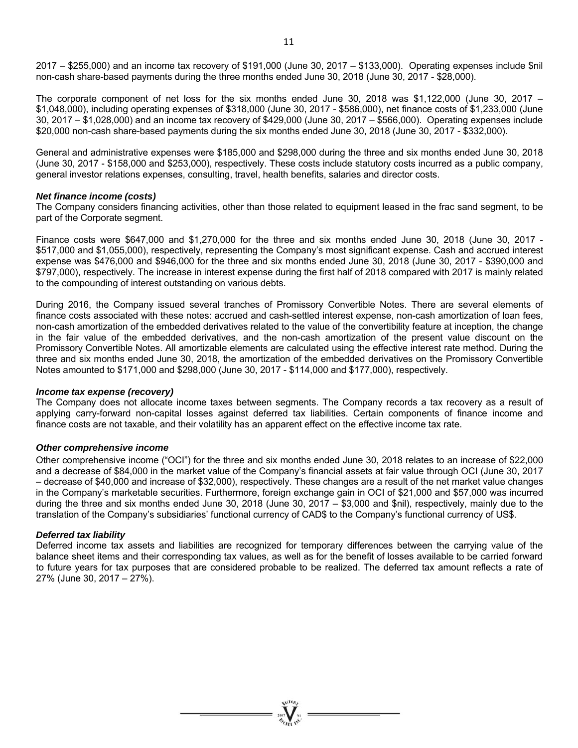2017 – $255,000) and an income tax recovery of $191,000 (June 30, 2017 – $133,000). Operating expenses include $nil non-cash share-based payments during the three months ended June 30, 2018 (June 30, 2017 - $28,000).

The corporate component of net loss for the six months ended June 30, 2018 was $1,122,000 (June 30, 2017 – $1,048,000), including operating expenses of $318,000 (June 30, 2017 - $586,000), net finance costs of $1,233,000 (June 30, 2017 – $1,028,000) and an income tax recovery of $429,000 (June 30, 2017 – $566,000). Operating expenses include $20,000 non-cash share-based payments during the six months ended June 30, 2018 (June 30, 2017 - $332,000).

General and administrative expenses were $185,000 and $298,000 during the three and six months ended June 30, 2018 (June 30, 2017 - $158,000 and $253,000), respectively. These costs include statutory costs incurred as a public company, general investor relations expenses, consulting, travel, health benefits, salaries and director costs.

***Net finance income (costs)***

The Company considers financing activities, other than those related to equipment leased in the frac sand segment, to be part of the Corporate segment.

Finance costs were $647,000 and $1,270,000 for the three and six months ended June 30, 2018 (June 30, 2017 - $517,000 and $1,055,000), respectively, representing the Company's most significant expense. Cash and accrued interest expense was $476,000 and $946,000 for the three and six months ended June 30, 2018 (June 30, 2017 - $390,000 and $797,000), respectively. The increase in interest expense during the first half of 2018 compared with 2017 is mainly related to the compounding of interest outstanding on various debts.

During 2016, the Company issued several tranches of Promissory Convertible Notes. There are several elements of finance costs associated with these notes: accrued and cash-settled interest expense, non-cash amortization of loan fees, non-cash amortization of the embedded derivatives related to the value of the convertibility feature at inception, the change in the fair value of the embedded derivatives, and the non-cash amortization of the present value discount on the Promissory Convertible Notes. All amortizable elements are calculated using the effective interest rate method. During the three and six months ended June 30, 2018, the amortization of the embedded derivatives on the Promissory Convertible Notes amounted to $171,000 and $298,000 (June 30, 2017 - $114,000 and $177,000), respectively.

***Income tax expense (recovery)***

The Company does not allocate income taxes between segments. The Company records a tax recovery as a result of applying carry-forward non-capital losses against deferred tax liabilities. Certain components of finance income and finance costs are not taxable, and their volatility has an apparent effect on the effective income tax rate.

***Other comprehensive income***

Other comprehensive income ("OCI") for the three and six months ended June 30, 2018 relates to an increase of $22,000 and a decrease of $84,000 in the market value of the Company's financial assets at fair value through OCI (June 30, 2017 – decrease of $40,000 and increase of $32,000), respectively. These changes are a result of the net market value changes in the Company's marketable securities. Furthermore, foreign exchange gain in OCI of $21,000 and $57,000 was incurred during the three and six months ended June 30, 2018 (June 30, 2017 – $3,000 and $nil), respectively, mainly due to the translation of the Company's subsidiaries' functional currency of CAD$ to the Company's functional currency of US$.

***Deferred tax liability***

Deferred income tax assets and liabilities are recognized for temporary differences between the carrying value of the balance sheet items and their corresponding tax values, as well as for the benefit of losses available to be carried forward to future years for tax purposes that are considered probable to be realized. The deferred tax amount reflects a rate of 27% (June 30, 2017 – 27%).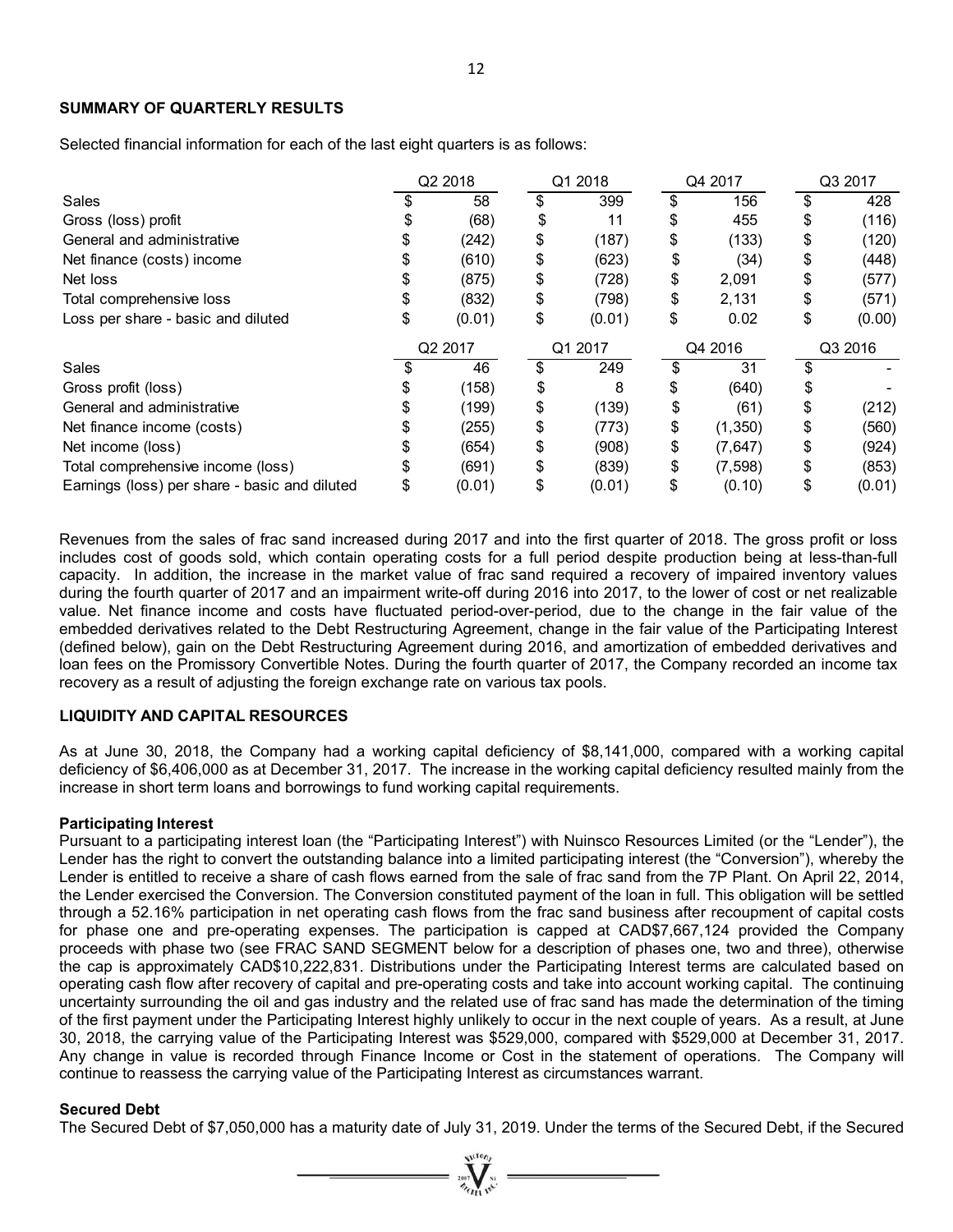## SUMMARY OF QUARTERLY RESULTS

Selected financial information for each of the last eight quarters is as follows:

| | Q2 2018 | Q1 2018 | Q4 2017 | Q3 2017 |
|---|---|---|---|---|
| Sales | $ 58 | $ 399 | $ 156 | $ 428 |
| Gross (loss) profit | $ (68) | $ 11 | $ 455 | $ (116) |
| General and administrative | $ (242) | $ (187) | $ (133) | $ (120) |
| Net finance (costs) income | $ (610) | $ (623) | $ (34) | $ (448) |
| Net loss | $ (875) | $ (728) | $ 2,091 | $ (577) |
| Total comprehensive loss | $ (832) | $ (798) | $ 2,131 | $ (571) |
| Loss per share - basic and diluted | $ (0.01) | $ (0.01) | $ 0.02 | $ (0.00) |

| | Q2 2017 | Q1 2017 | Q4 2016 | Q3 2016 |
|---|---|---|---|---|
| Sales | $ 46 | $ 249 | $ 31 | $ - |
| Gross profit (loss) | $ (158) | $ 8 | $ (640) | $ - |
| General and administrative | $ (199) | $ (139) | $ (61) | $ (212) |
| Net finance income (costs) | $ (255) | $ (773) | $ (1,350) | $ (560) |
| Net income (loss) | $ (654) | $ (908) | $ (7,647) | $ (924) |
| Total comprehensive income (loss) | $ (691) | $ (839) | $ (7,598) | $ (853) |
| Earnings (loss) per share - basic and diluted | $ (0.01) | $ (0.01) | $ (0.10) | $ (0.01) |

Revenues from the sales of frac sand increased during 2017 and into the first quarter of 2018. The gross profit or loss includes cost of goods sold, which contain operating costs for a full period despite production being at less-than-full capacity. In addition, the increase in the market value of frac sand required a recovery of impaired inventory values during the fourth quarter of 2017 and an impairment write-off during 2016 into 2017, to the lower of cost or net realizable value. Net finance income and costs have fluctuated period-over-period, due to the change in the fair value of the embedded derivatives related to the Debt Restructuring Agreement, change in the fair value of the Participating Interest (defined below), gain on the Debt Restructuring Agreement during 2016, and amortization of embedded derivatives and loan fees on the Promissory Convertible Notes. During the fourth quarter of 2017, the Company recorded an income tax recovery as a result of adjusting the foreign exchange rate on various tax pools.

## LIQUIDITY AND CAPITAL RESOURCES

As at June 30, 2018, the Company had a working capital deficiency of $8,141,000, compared with a working capital deficiency of $6,406,000 as at December 31, 2017. The increase in the working capital deficiency resulted mainly from the increase in short term loans and borrowings to fund working capital requirements.

### Participating Interest

Pursuant to a participating interest loan (the "Participating Interest") with Nuinsco Resources Limited (or the "Lender"), the Lender has the right to convert the outstanding balance into a limited participating interest (the "Conversion"), whereby the Lender is entitled to receive a share of cash flows earned from the sale of frac sand from the 7P Plant. On April 22, 2014, the Lender exercised the Conversion. The Conversion constituted payment of the loan in full. This obligation will be settled through a 52.16% participation in net operating cash flows from the frac sand business after recoupment of capital costs for phase one and pre-operating expenses. The participation is capped at CAD$7,667,124 provided the Company proceeds with phase two (see FRAC SAND SEGMENT below for a description of phases one, two and three), otherwise the cap is approximately CAD$10,222,831. Distributions under the Participating Interest terms are calculated based on operating cash flow after recovery of capital and pre-operating costs and take into account working capital. The continuing uncertainty surrounding the oil and gas industry and the related use of frac sand has made the determination of the timing of the first payment under the Participating Interest highly unlikely to occur in the next couple of years. As a result, at June 30, 2018, the carrying value of the Participating Interest was $529,000, compared with $529,000 at December 31, 2017. Any change in value is recorded through Finance Income or Cost in the statement of operations. The Company will continue to reassess the carrying value of the Participating Interest as circumstances warrant.

### Secured Debt

The Secured Debt of $7,050,000 has a maturity date of July 31, 2019. Under the terms of the Secured Debt, if the Secured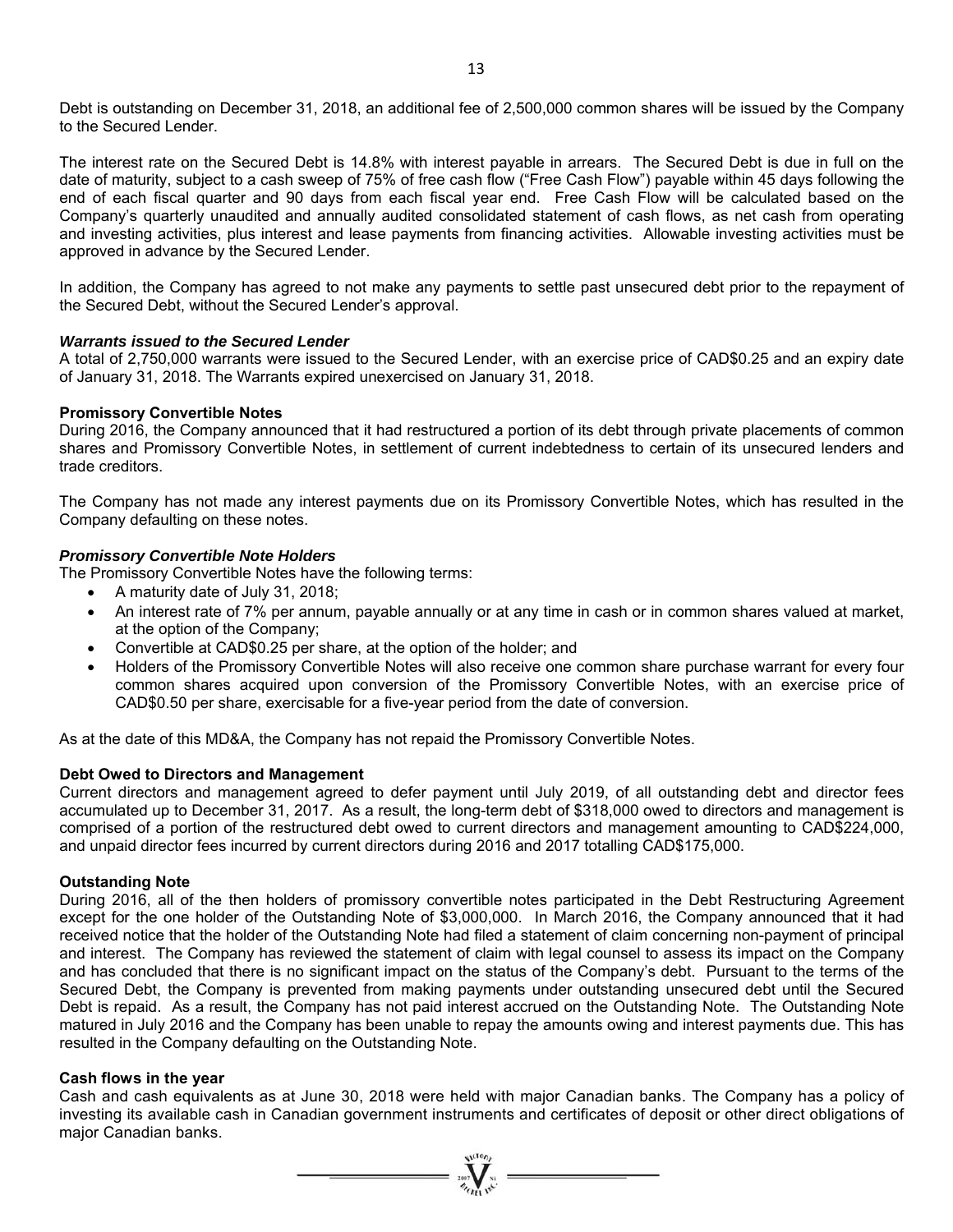Debt is outstanding on December 31, 2018, an additional fee of 2,500,000 common shares will be issued by the Company to the Secured Lender.

The interest rate on the Secured Debt is 14.8% with interest payable in arrears. The Secured Debt is due in full on the date of maturity, subject to a cash sweep of 75% of free cash flow ("Free Cash Flow") payable within 45 days following the end of each fiscal quarter and 90 days from each fiscal year end. Free Cash Flow will be calculated based on the Company's quarterly unaudited and annually audited consolidated statement of cash flows, as net cash from operating and investing activities, plus interest and lease payments from financing activities. Allowable investing activities must be approved in advance by the Secured Lender.

In addition, the Company has agreed to not make any payments to settle past unsecured debt prior to the repayment of the Secured Debt, without the Secured Lender's approval.

***Warrants issued to the Secured Lender***

A total of 2,750,000 warrants were issued to the Secured Lender, with an exercise price of CAD$0.25 and an expiry date of January 31, 2018. The Warrants expired unexercised on January 31, 2018.

**Promissory Convertible Notes**

During 2016, the Company announced that it had restructured a portion of its debt through private placements of common shares and Promissory Convertible Notes, in settlement of current indebtedness to certain of its unsecured lenders and trade creditors.

The Company has not made any interest payments due on its Promissory Convertible Notes, which has resulted in the Company defaulting on these notes.

***Promissory Convertible Note Holders***

The Promissory Convertible Notes have the following terms:

- A maturity date of July 31, 2018;
- An interest rate of 7% per annum, payable annually or at any time in cash or in common shares valued at market, at the option of the Company;
- Convertible at CAD$0.25 per share, at the option of the holder; and
- Holders of the Promissory Convertible Notes will also receive one common share purchase warrant for every four common shares acquired upon conversion of the Promissory Convertible Notes, with an exercise price of CAD$0.50 per share, exercisable for a five-year period from the date of conversion.

As at the date of this MD&A, the Company has not repaid the Promissory Convertible Notes.

**Debt Owed to Directors and Management**

Current directors and management agreed to defer payment until July 2019, of all outstanding debt and director fees accumulated up to December 31, 2017. As a result, the long-term debt of $318,000 owed to directors and management is comprised of a portion of the restructured debt owed to current directors and management amounting to CAD$224,000, and unpaid director fees incurred by current directors during 2016 and 2017 totalling CAD$175,000.

**Outstanding Note**

During 2016, all of the then holders of promissory convertible notes participated in the Debt Restructuring Agreement except for the one holder of the Outstanding Note of $3,000,000. In March 2016, the Company announced that it had received notice that the holder of the Outstanding Note had filed a statement of claim concerning non-payment of principal and interest. The Company has reviewed the statement of claim with legal counsel to assess its impact on the Company and has concluded that there is no significant impact on the status of the Company's debt. Pursuant to the terms of the Secured Debt, the Company is prevented from making payments under outstanding unsecured debt until the Secured Debt is repaid. As a result, the Company has not paid interest accrued on the Outstanding Note. The Outstanding Note matured in July 2016 and the Company has been unable to repay the amounts owing and interest payments due. This has resulted in the Company defaulting on the Outstanding Note.

**Cash flows in the year**

Cash and cash equivalents as at June 30, 2018 were held with major Canadian banks. The Company has a policy of investing its available cash in Canadian government instruments and certificates of deposit or other direct obligations of major Canadian banks.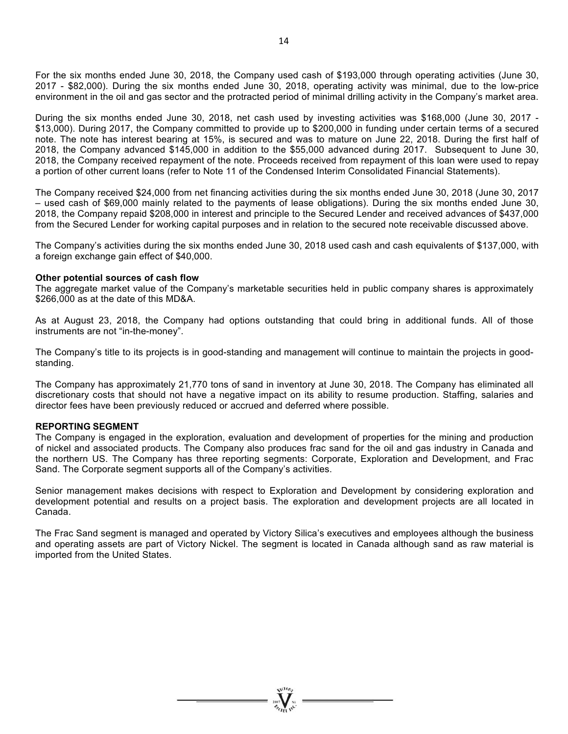For the six months ended June 30, 2018, the Company used cash of $193,000 through operating activities (June 30, 2017 - $82,000). During the six months ended June 30, 2018, operating activity was minimal, due to the low-price environment in the oil and gas sector and the protracted period of minimal drilling activity in the Company's market area.

During the six months ended June 30, 2018, net cash used by investing activities was $168,000 (June 30, 2017 - $13,000). During 2017, the Company committed to provide up to $200,000 in funding under certain terms of a secured note. The note has interest bearing at 15%, is secured and was to mature on June 22, 2018. During the first half of 2018, the Company advanced $145,000 in addition to the $55,000 advanced during 2017. Subsequent to June 30, 2018, the Company received repayment of the note. Proceeds received from repayment of this loan were used to repay a portion of other current loans (refer to Note 11 of the Condensed Interim Consolidated Financial Statements).

The Company received $24,000 from net financing activities during the six months ended June 30, 2018 (June 30, 2017 – used cash of $69,000 mainly related to the payments of lease obligations). During the six months ended June 30, 2018, the Company repaid $208,000 in interest and principle to the Secured Lender and received advances of $437,000 from the Secured Lender for working capital purposes and in relation to the secured note receivable discussed above.

The Company's activities during the six months ended June 30, 2018 used cash and cash equivalents of $137,000, with a foreign exchange gain effect of $40,000.

**Other potential sources of cash flow**

The aggregate market value of the Company's marketable securities held in public company shares is approximately $266,000 as at the date of this MD&A.

As at August 23, 2018, the Company had options outstanding that could bring in additional funds. All of those instruments are not "in-the-money".

The Company's title to its projects is in good-standing and management will continue to maintain the projects in good-standing.

The Company has approximately 21,770 tons of sand in inventory at June 30, 2018. The Company has eliminated all discretionary costs that should not have a negative impact on its ability to resume production. Staffing, salaries and director fees have been previously reduced or accrued and deferred where possible.

**REPORTING SEGMENT**

The Company is engaged in the exploration, evaluation and development of properties for the mining and production of nickel and associated products. The Company also produces frac sand for the oil and gas industry in Canada and the northern US. The Company has three reporting segments: Corporate, Exploration and Development, and Frac Sand. The Corporate segment supports all of the Company's activities.

Senior management makes decisions with respect to Exploration and Development by considering exploration and development potential and results on a project basis. The exploration and development projects are all located in Canada.

The Frac Sand segment is managed and operated by Victory Silica's executives and employees although the business and operating assets are part of Victory Nickel. The segment is located in Canada although sand as raw material is imported from the United States.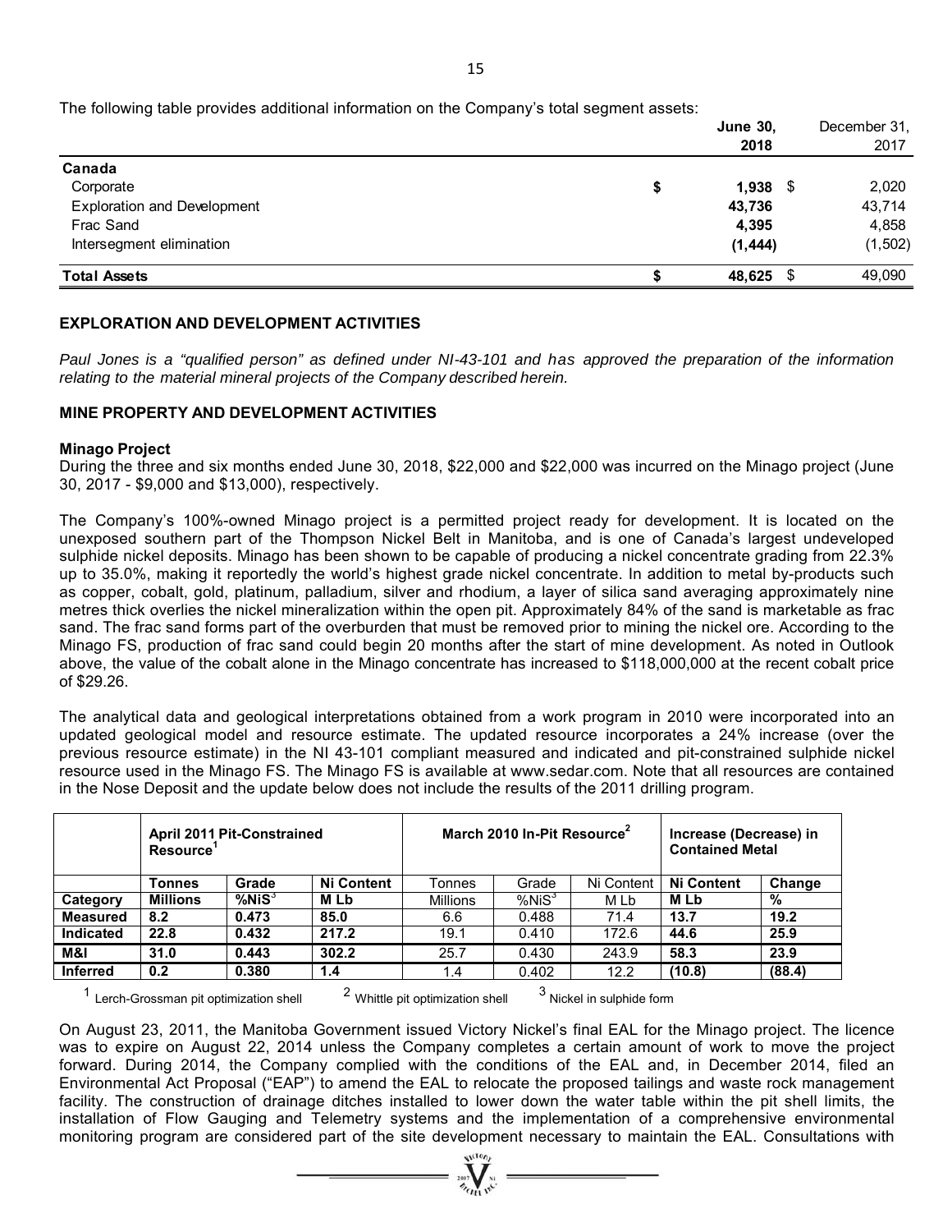The following table provides additional information on the Company's total segment assets:

| | June 30, 2018 | December 31, 2017 |
|---|---|---|
| **Canada** | | |
| Corporate | $ 1,938 | $ 2,020 |
| Exploration and Development | 43,736 | 43,714 |
| Frac Sand | 4,395 | 4,858 |
| Intersegment elimination | (1,444) | (1,502) |
| **Total Assets** | $ 48,625 | $ 49,090 |

## EXPLORATION AND DEVELOPMENT ACTIVITIES

*Paul Jones is a "qualified person" as defined under NI-43-101 and has approved the preparation of the information relating to the material mineral projects of the Company described herein.*

## MINE PROPERTY AND DEVELOPMENT ACTIVITIES

### Minago Project

During the three and six months ended June 30, 2018, $22,000 and $22,000 was incurred on the Minago project (June 30, 2017 - $9,000 and $13,000), respectively.

The Company's 100%-owned Minago project is a permitted project ready for development. It is located on the unexposed southern part of the Thompson Nickel Belt in Manitoba, and is one of Canada's largest undeveloped sulphide nickel deposits. Minago has been shown to be capable of producing a nickel concentrate grading from 22.3% up to 35.0%, making it reportedly the world's highest grade nickel concentrate. In addition to metal by-products such as copper, cobalt, gold, platinum, palladium, silver and rhodium, a layer of silica sand averaging approximately nine metres thick overlies the nickel mineralization within the open pit. Approximately 84% of the sand is marketable as frac sand. The frac sand forms part of the overburden that must be removed prior to mining the nickel ore. According to the Minago FS, production of frac sand could begin 20 months after the start of mine development. As noted in Outlook above, the value of the cobalt alone in the Minago concentrate has increased to $118,000,000 at the recent cobalt price of $29.26.

The analytical data and geological interpretations obtained from a work program in 2010 were incorporated into an updated geological model and resource estimate. The updated resource incorporates a 24% increase (over the previous resource estimate) in the NI 43-101 compliant measured and indicated and pit-constrained sulphide nickel resource used in the Minago FS. The Minago FS is available at www.sedar.com. Note that all resources are contained in the Nose Deposit and the update below does not include the results of the 2011 drilling program.

| | April 2011 Pit-Constrained Resource[1] | | | March 2010 In-Pit Resource[2] | | | Increase (Decrease) in Contained Metal | |
|---|---|---|---|---|---|---|---|---|
| Category | Tonnes Millions | Grade %NiS[3] | Ni Content M Lb | Tonnes Millions | Grade %NiS[3] | Ni Content M Lb | Ni Content M Lb | Change % |
| **Measured** | 8.2 | 0.473 | 85.0 | 6.6 | 0.488 | 71.4 | 13.7 | 19.2 |
| **Indicated** | 22.8 | 0.432 | 217.2 | 19.1 | 0.410 | 172.6 | 44.6 | 25.9 |
| **M&I** | 31.0 | 0.443 | 302.2 | 25.7 | 0.430 | 243.9 | 58.3 | 23.9 |
| **Inferred** | 0.2 | 0.380 | 1.4 | 1.4 | 0.402 | 12.2 | (10.8) | (88.4) |

[1] Lerch-Grossman pit optimization shell [2] Whittle pit optimization shell [3] Nickel in sulphide form

On August 23, 2011, the Manitoba Government issued Victory Nickel's final EAL for the Minago project. The licence was to expire on August 22, 2014 unless the Company completes a certain amount of work to move the project forward. During 2014, the Company complied with the conditions of the EAL and, in December 2014, filed an Environmental Act Proposal ("EAP") to amend the EAL to relocate the proposed tailings and waste rock management facility. The construction of drainage ditches installed to lower down the water table within the pit shell limits, the installation of Flow Gauging and Telemetry systems and the implementation of a comprehensive environmental monitoring program are considered part of the site development necessary to maintain the EAL. Consultations with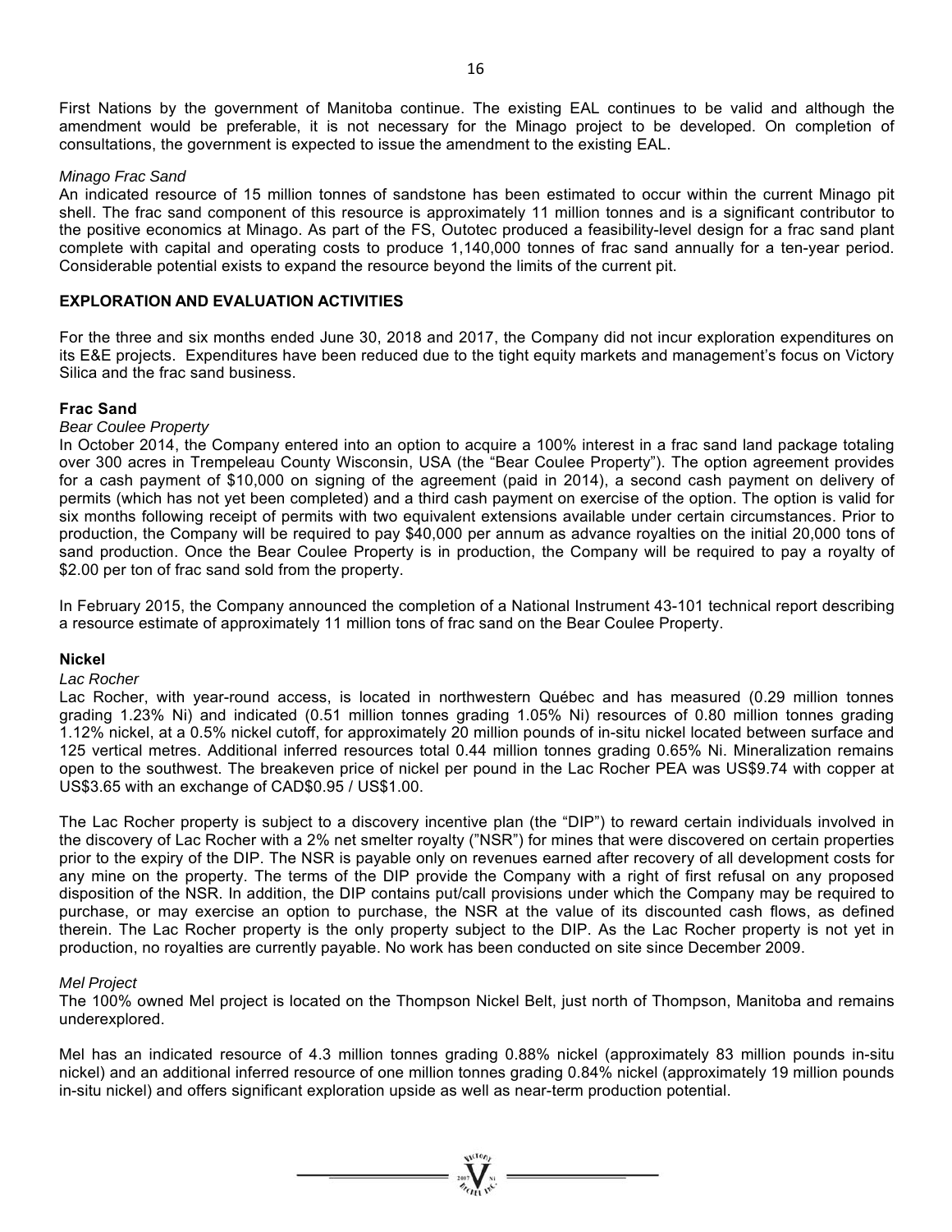First Nations by the government of Manitoba continue. The existing EAL continues to be valid and although the amendment would be preferable, it is not necessary for the Minago project to be developed. On completion of consultations, the government is expected to issue the amendment to the existing EAL.

*Minago Frac Sand*

An indicated resource of 15 million tonnes of sandstone has been estimated to occur within the current Minago pit shell. The frac sand component of this resource is approximately 11 million tonnes and is a significant contributor to the positive economics at Minago. As part of the FS, Outotec produced a feasibility-level design for a frac sand plant complete with capital and operating costs to produce 1,140,000 tonnes of frac sand annually for a ten-year period. Considerable potential exists to expand the resource beyond the limits of the current pit.

## EXPLORATION AND EVALUATION ACTIVITIES

For the three and six months ended June 30, 2018 and 2017, the Company did not incur exploration expenditures on its E&E projects. Expenditures have been reduced due to the tight equity markets and management's focus on Victory Silica and the frac sand business.

### Frac Sand

*Bear Coulee Property*

In October 2014, the Company entered into an option to acquire a 100% interest in a frac sand land package totaling over 300 acres in Trempeleau County Wisconsin, USA (the "Bear Coulee Property"). The option agreement provides for a cash payment of $10,000 on signing of the agreement (paid in 2014), a second cash payment on delivery of permits (which has not yet been completed) and a third cash payment on exercise of the option. The option is valid for six months following receipt of permits with two equivalent extensions available under certain circumstances. Prior to production, the Company will be required to pay $40,000 per annum as advance royalties on the initial 20,000 tons of sand production. Once the Bear Coulee Property is in production, the Company will be required to pay a royalty of $2.00 per ton of frac sand sold from the property.

In February 2015, the Company announced the completion of a National Instrument 43-101 technical report describing a resource estimate of approximately 11 million tons of frac sand on the Bear Coulee Property.

### Nickel

*Lac Rocher*

Lac Rocher, with year-round access, is located in northwestern Québec and has measured (0.29 million tonnes grading 1.23% Ni) and indicated (0.51 million tonnes grading 1.05% Ni) resources of 0.80 million tonnes grading 1.12% nickel, at a 0.5% nickel cutoff, for approximately 20 million pounds of in-situ nickel located between surface and 125 vertical metres. Additional inferred resources total 0.44 million tonnes grading 0.65% Ni. Mineralization remains open to the southwest. The breakeven price of nickel per pound in the Lac Rocher PEA was US$9.74 with copper at US$3.65 with an exchange of CAD$0.95 / US$1.00.

The Lac Rocher property is subject to a discovery incentive plan (the "DIP") to reward certain individuals involved in the discovery of Lac Rocher with a 2% net smelter royalty ("NSR") for mines that were discovered on certain properties prior to the expiry of the DIP. The NSR is payable only on revenues earned after recovery of all development costs for any mine on the property. The terms of the DIP provide the Company with a right of first refusal on any proposed disposition of the NSR. In addition, the DIP contains put/call provisions under which the Company may be required to purchase, or may exercise an option to purchase, the NSR at the value of its discounted cash flows, as defined therein. The Lac Rocher property is the only property subject to the DIP. As the Lac Rocher property is not yet in production, no royalties are currently payable. No work has been conducted on site since December 2009.

*Mel Project*

The 100% owned Mel project is located on the Thompson Nickel Belt, just north of Thompson, Manitoba and remains underexplored.

Mel has an indicated resource of 4.3 million tonnes grading 0.88% nickel (approximately 83 million pounds in-situ nickel) and an additional inferred resource of one million tonnes grading 0.84% nickel (approximately 19 million pounds in-situ nickel) and offers significant exploration upside as well as near-term production potential.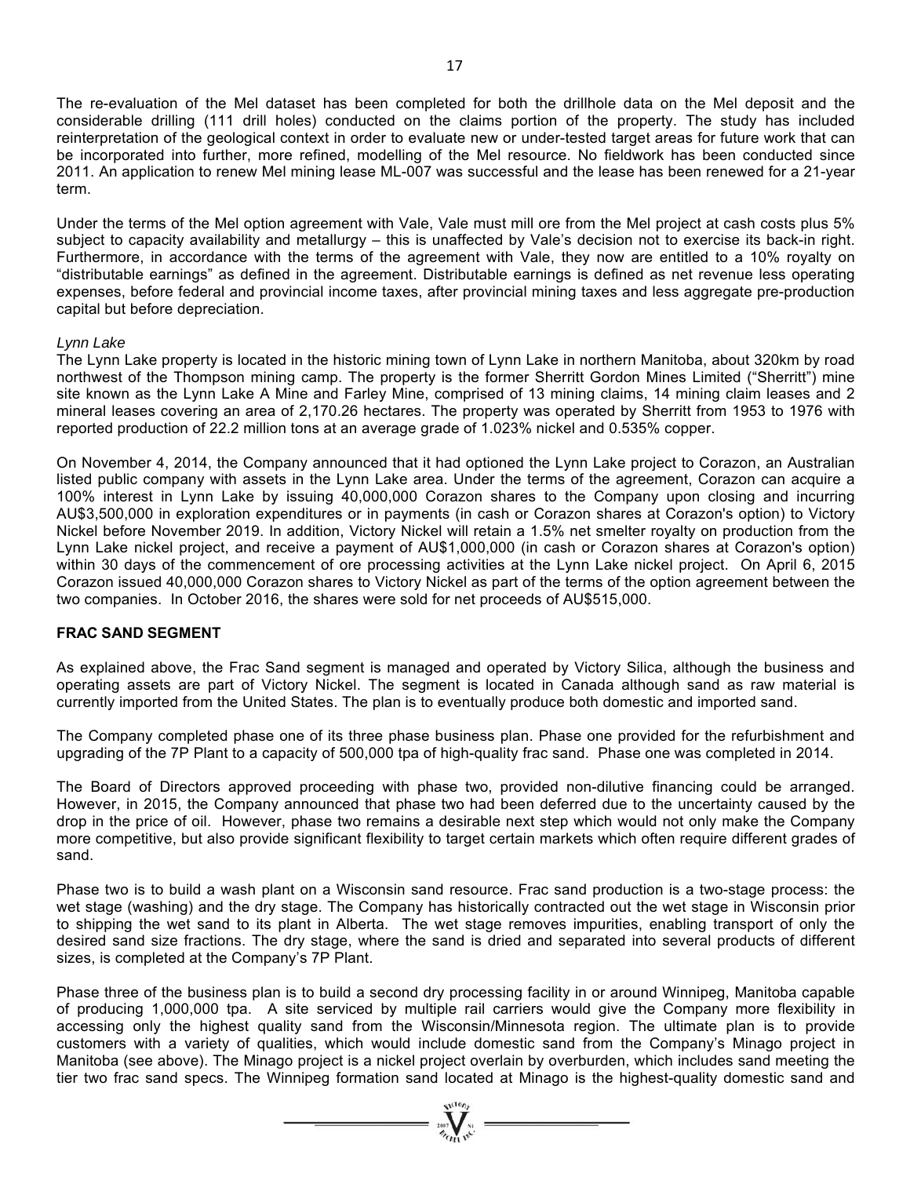The re-evaluation of the Mel dataset has been completed for both the drillhole data on the Mel deposit and the considerable drilling (111 drill holes) conducted on the claims portion of the property. The study has included reinterpretation of the geological context in order to evaluate new or under-tested target areas for future work that can be incorporated into further, more refined, modelling of the Mel resource. No fieldwork has been conducted since 2011. An application to renew Mel mining lease ML-007 was successful and the lease has been renewed for a 21-year term.

Under the terms of the Mel option agreement with Vale, Vale must mill ore from the Mel project at cash costs plus 5% subject to capacity availability and metallurgy – this is unaffected by Vale's decision not to exercise its back-in right. Furthermore, in accordance with the terms of the agreement with Vale, they now are entitled to a 10% royalty on "distributable earnings" as defined in the agreement. Distributable earnings is defined as net revenue less operating expenses, before federal and provincial income taxes, after provincial mining taxes and less aggregate pre-production capital but before depreciation.

*Lynn Lake*

The Lynn Lake property is located in the historic mining town of Lynn Lake in northern Manitoba, about 320km by road northwest of the Thompson mining camp. The property is the former Sherritt Gordon Mines Limited ("Sherritt") mine site known as the Lynn Lake A Mine and Farley Mine, comprised of 13 mining claims, 14 mining claim leases and 2 mineral leases covering an area of 2,170.26 hectares. The property was operated by Sherritt from 1953 to 1976 with reported production of 22.2 million tons at an average grade of 1.023% nickel and 0.535% copper.

On November 4, 2014, the Company announced that it had optioned the Lynn Lake project to Corazon, an Australian listed public company with assets in the Lynn Lake area. Under the terms of the agreement, Corazon can acquire a 100% interest in Lynn Lake by issuing 40,000,000 Corazon shares to the Company upon closing and incurring AU$3,500,000 in exploration expenditures or in payments (in cash or Corazon shares at Corazon's option) to Victory Nickel before November 2019. In addition, Victory Nickel will retain a 1.5% net smelter royalty on production from the Lynn Lake nickel project, and receive a payment of AU$1,000,000 (in cash or Corazon shares at Corazon's option) within 30 days of the commencement of ore processing activities at the Lynn Lake nickel project. On April 6, 2015 Corazon issued 40,000,000 Corazon shares to Victory Nickel as part of the terms of the option agreement between the two companies. In October 2016, the shares were sold for net proceeds of AU$515,000.

**FRAC SAND SEGMENT**

As explained above, the Frac Sand segment is managed and operated by Victory Silica, although the business and operating assets are part of Victory Nickel. The segment is located in Canada although sand as raw material is currently imported from the United States. The plan is to eventually produce both domestic and imported sand.

The Company completed phase one of its three phase business plan. Phase one provided for the refurbishment and upgrading of the 7P Plant to a capacity of 500,000 tpa of high-quality frac sand. Phase one was completed in 2014.

The Board of Directors approved proceeding with phase two, provided non-dilutive financing could be arranged. However, in 2015, the Company announced that phase two had been deferred due to the uncertainty caused by the drop in the price of oil. However, phase two remains a desirable next step which would not only make the Company more competitive, but also provide significant flexibility to target certain markets which often require different grades of sand.

Phase two is to build a wash plant on a Wisconsin sand resource. Frac sand production is a two-stage process: the wet stage (washing) and the dry stage. The Company has historically contracted out the wet stage in Wisconsin prior to shipping the wet sand to its plant in Alberta. The wet stage removes impurities, enabling transport of only the desired sand size fractions. The dry stage, where the sand is dried and separated into several products of different sizes, is completed at the Company's 7P Plant.

Phase three of the business plan is to build a second dry processing facility in or around Winnipeg, Manitoba capable of producing 1,000,000 tpa. A site serviced by multiple rail carriers would give the Company more flexibility in accessing only the highest quality sand from the Wisconsin/Minnesota region. The ultimate plan is to provide customers with a variety of qualities, which would include domestic sand from the Company's Minago project in Manitoba (see above). The Minago project is a nickel project overlain by overburden, which includes sand meeting the tier two frac sand specs. The Winnipeg formation sand located at Minago is the highest-quality domestic sand and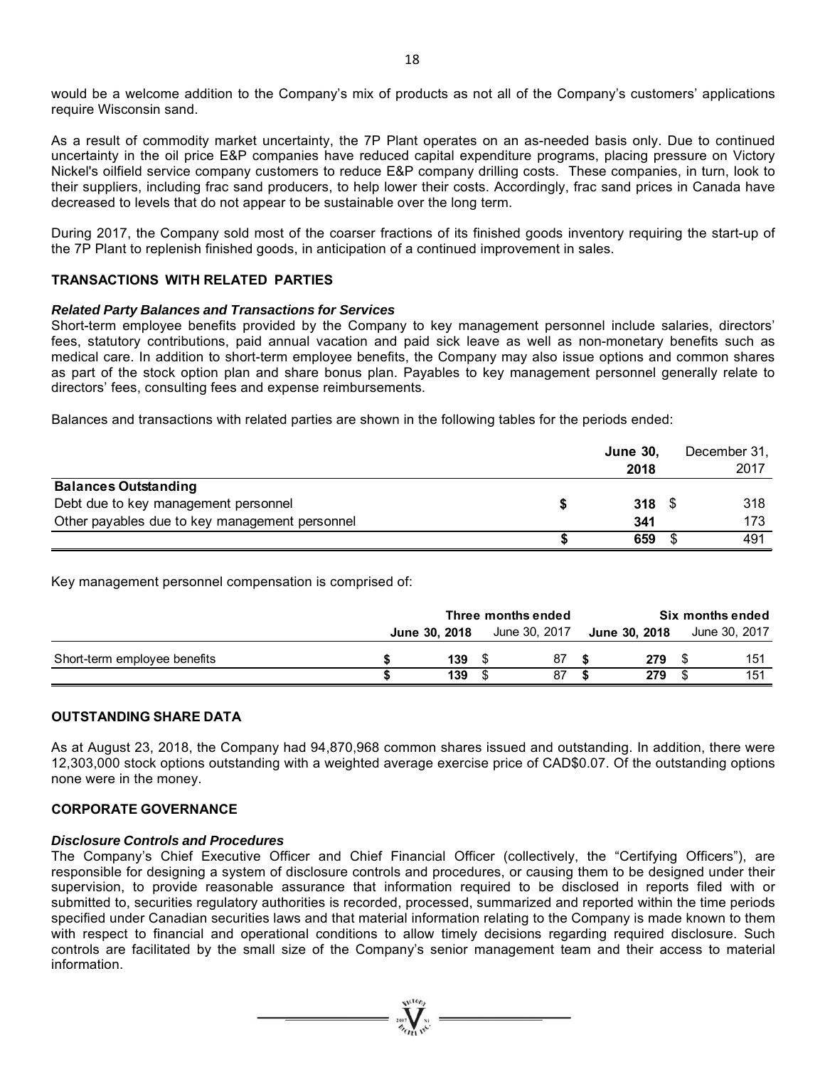would be a welcome addition to the Company's mix of products as not all of the Company's customers' applications require Wisconsin sand.

As a result of commodity market uncertainty, the 7P Plant operates on an as-needed basis only. Due to continued uncertainty in the oil price E&P companies have reduced capital expenditure programs, placing pressure on Victory Nickel's oilfield service company customers to reduce E&P company drilling costs. These companies, in turn, look to their suppliers, including frac sand producers, to help lower their costs. Accordingly, frac sand prices in Canada have decreased to levels that do not appear to be sustainable over the long term.

During 2017, the Company sold most of the coarser fractions of its finished goods inventory requiring the start-up of the 7P Plant to replenish finished goods, in anticipation of a continued improvement in sales.

## TRANSACTIONS WITH RELATED PARTIES

### *Related Party Balances and Transactions for Services*

Short-term employee benefits provided by the Company to key management personnel include salaries, directors' fees, statutory contributions, paid annual vacation and paid sick leave as well as non-monetary benefits such as medical care. In addition to short-term employee benefits, the Company may also issue options and common shares as part of the stock option plan and share bonus plan. Payables to key management personnel generally relate to directors' fees, consulting fees and expense reimbursements.

Balances and transactions with related parties are shown in the following tables for the periods ended:

| | **June 30, 2018** | December 31, 2017 |
|---|---|---|
| **Balances Outstanding** | | |
| Debt due to key management personnel | **$ 318** | $ 318 |
| Other payables due to key management personnel | **341** | 173 |
| | **$ 659** | $ 491 |

Key management personnel compensation is comprised of:

| | **Three months ended** | | **Six months ended** | |
|---|---|---|---|---|
| | **June 30, 2018** | June 30, 2017 | **June 30, 2018** | June 30, 2017 |
| Short-term employee benefits | **$ 139** | $ 87 | **$ 279** | $ 151 |
| | **$ 139** | $ 87 | **$ 279** | $ 151 |

## OUTSTANDING SHARE DATA

As at August 23, 2018, the Company had 94,870,968 common shares issued and outstanding. In addition, there were 12,303,000 stock options outstanding with a weighted average exercise price of CAD$0.07. Of the outstanding options none were in the money.

## CORPORATE GOVERNANCE

### *Disclosure Controls and Procedures*

The Company's Chief Executive Officer and Chief Financial Officer (collectively, the "Certifying Officers"), are responsible for designing a system of disclosure controls and procedures, or causing them to be designed under their supervision, to provide reasonable assurance that information required to be disclosed in reports filed with or submitted to, securities regulatory authorities is recorded, processed, summarized and reported within the time periods specified under Canadian securities laws and that material information relating to the Company is made known to them with respect to financial and operational conditions to allow timely decisions regarding required disclosure. Such controls are facilitated by the small size of the Company's senior management team and their access to material information.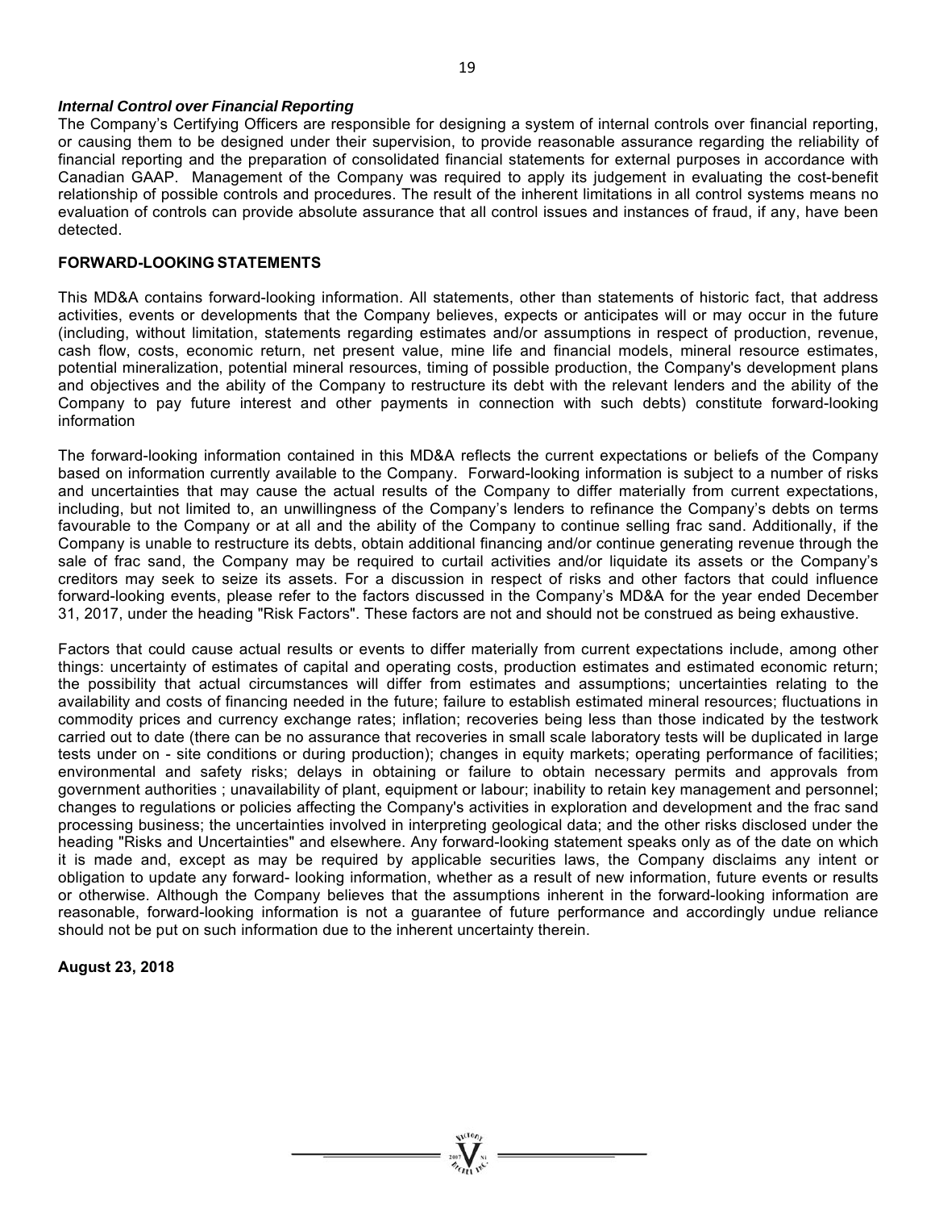***Internal Control over Financial Reporting***

The Company's Certifying Officers are responsible for designing a system of internal controls over financial reporting, or causing them to be designed under their supervision, to provide reasonable assurance regarding the reliability of financial reporting and the preparation of consolidated financial statements for external purposes in accordance with Canadian GAAP. Management of the Company was required to apply its judgement in evaluating the cost-benefit relationship of possible controls and procedures. The result of the inherent limitations in all control systems means no evaluation of controls can provide absolute assurance that all control issues and instances of fraud, if any, have been detected.

**FORWARD-LOOKING STATEMENTS**

This MD&A contains forward-looking information. All statements, other than statements of historic fact, that address activities, events or developments that the Company believes, expects or anticipates will or may occur in the future (including, without limitation, statements regarding estimates and/or assumptions in respect of production, revenue, cash flow, costs, economic return, net present value, mine life and financial models, mineral resource estimates, potential mineralization, potential mineral resources, timing of possible production, the Company's development plans and objectives and the ability of the Company to restructure its debt with the relevant lenders and the ability of the Company to pay future interest and other payments in connection with such debts) constitute forward-looking information

The forward-looking information contained in this MD&A reflects the current expectations or beliefs of the Company based on information currently available to the Company. Forward-looking information is subject to a number of risks and uncertainties that may cause the actual results of the Company to differ materially from current expectations, including, but not limited to, an unwillingness of the Company's lenders to refinance the Company's debts on terms favourable to the Company or at all and the ability of the Company to continue selling frac sand. Additionally, if the Company is unable to restructure its debts, obtain additional financing and/or continue generating revenue through the sale of frac sand, the Company may be required to curtail activities and/or liquidate its assets or the Company's creditors may seek to seize its assets. For a discussion in respect of risks and other factors that could influence forward-looking events, please refer to the factors discussed in the Company's MD&A for the year ended December 31, 2017, under the heading "Risk Factors". These factors are not and should not be construed as being exhaustive.

Factors that could cause actual results or events to differ materially from current expectations include, among other things: uncertainty of estimates of capital and operating costs, production estimates and estimated economic return; the possibility that actual circumstances will differ from estimates and assumptions; uncertainties relating to the availability and costs of financing needed in the future; failure to establish estimated mineral resources; fluctuations in commodity prices and currency exchange rates; inflation; recoveries being less than those indicated by the testwork carried out to date (there can be no assurance that recoveries in small scale laboratory tests will be duplicated in large tests under on - site conditions or during production); changes in equity markets; operating performance of facilities; environmental and safety risks; delays in obtaining or failure to obtain necessary permits and approvals from government authorities ; unavailability of plant, equipment or labour; inability to retain key management and personnel; changes to regulations or policies affecting the Company's activities in exploration and development and the frac sand processing business; the uncertainties involved in interpreting geological data; and the other risks disclosed under the heading "Risks and Uncertainties" and elsewhere. Any forward-looking statement speaks only as of the date on which it is made and, except as may be required by applicable securities laws, the Company disclaims any intent or obligation to update any forward- looking information, whether as a result of new information, future events or results or otherwise. Although the Company believes that the assumptions inherent in the forward-looking information are reasonable, forward-looking information is not a guarantee of future performance and accordingly undue reliance should not be put on such information due to the inherent uncertainty therein.

**August 23, 2018**